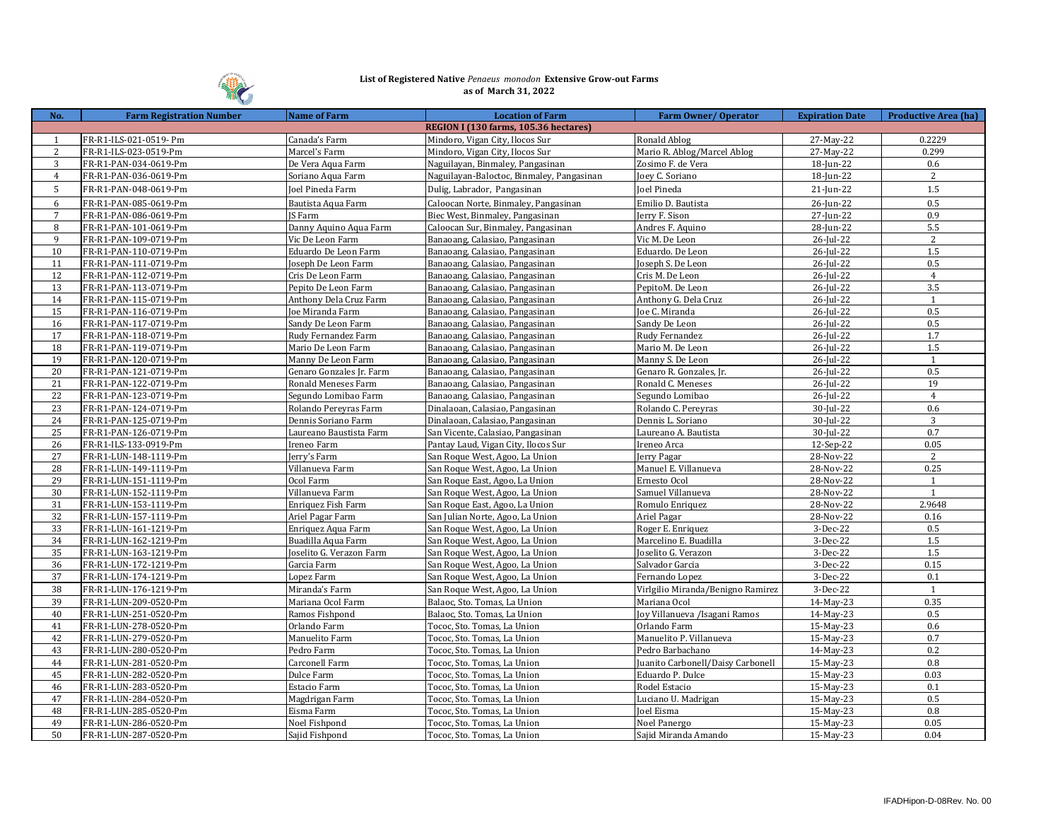**List of Registered Native *Penaeus monodon* Extensive Grow-out Farms**
**as of March 31, 2022**

| No. | Farm Registration Number | Name of Farm | Location of Farm | Farm Owner/ Operator | Expiration Date | Productive Area (ha) |
|---|---|---|---|---|---|---|
| | | | REGION I (130 farms, 105.36 hectares) | | | |
| 1 | FR-R1-ILS-021-0519- Pm | Canada's Farm | Mindoro, Vigan City, Ilocos Sur | Ronald Ablog | 27-May-22 | 0.2229 |
| 2 | FR-R1-ILS-023-0519-Pm | Marcel's Farm | Mindoro, Vigan City, Ilocos Sur | Mario R. Ablog/Marcel Ablog | 27-May-22 | 0.299 |
| 3 | FR-R1-PAN-034-0619-Pm | De Vera Aqua Farm | Naguilayan, Binmaley, Pangasinan | Zosimo F. de Vera | 18-Jun-22 | 0.6 |
| 4 | FR-R1-PAN-036-0619-Pm | Soriano Aqua Farm | Naguilayan-Baloctoc, Binmaley, Pangasinan | Joey C. Soriano | 18-Jun-22 | 2 |
| 5 | FR-R1-PAN-048-0619-Pm | Joel Pineda Farm | Dulig, Labrador, Pangasinan | Joel Pineda | 21-Jun-22 | 1.5 |
| 6 | FR-R1-PAN-085-0619-Pm | Bautista Aqua Farm | Caloocan Norte, Binmaley, Pangasinan | Emilio D. Bautista | 26-Jun-22 | 0.5 |
| 7 | FR-R1-PAN-086-0619-Pm | JS Farm | Biec West, Binmaley, Pangasinan | Jerry F. Sison | 27-Jun-22 | 0.9 |
| 8 | FR-R1-PAN-101-0619-Pm | Danny Aquino Aqua Farm | Caloocan Sur, Binmaley, Pangasinan | Andres F. Aquino | 28-Jun-22 | 5.5 |
| 9 | FR-R1-PAN-109-0719-Pm | Vic De Leon Farm | Banaoang, Calasiao, Pangasinan | Vic M. De Leon | 26-Jul-22 | 2 |
| 10 | FR-R1-PAN-110-0719-Pm | Eduardo De Leon Farm | Banaoang, Calasiao, Pangasinan | Eduardo. De Leon | 26-Jul-22 | 1.5 |
| 11 | FR-R1-PAN-111-0719-Pm | Joseph De Leon Farm | Banaoang, Calasiao, Pangasinan | Joseph S. De Leon | 26-Jul-22 | 0.5 |
| 12 | FR-R1-PAN-112-0719-Pm | Cris De Leon Farm | Banaoang, Calasiao, Pangasinan | Cris M. De Leon | 26-Jul-22 | 4 |
| 13 | FR-R1-PAN-113-0719-Pm | Pepito De Leon Farm | Banaoang, Calasiao, Pangasinan | PepitoM. De Leon | 26-Jul-22 | 3.5 |
| 14 | FR-R1-PAN-115-0719-Pm | Anthony Dela Cruz Farm | Banaoang, Calasiao, Pangasinan | Anthony G. Dela Cruz | 26-Jul-22 | 1 |
| 15 | FR-R1-PAN-116-0719-Pm | Joe Miranda Farm | Banaoang, Calasiao, Pangasinan | Joe C. Miranda | 26-Jul-22 | 0.5 |
| 16 | FR-R1-PAN-117-0719-Pm | Sandy De Leon Farm | Banaoang, Calasiao, Pangasinan | Sandy De Leon | 26-Jul-22 | 0.5 |
| 17 | FR-R1-PAN-118-0719-Pm | Rudy Fernandez Farm | Banaoang, Calasiao, Pangasinan | Rudy Fernandez | 26-Jul-22 | 1.7 |
| 18 | FR-R1-PAN-119-0719-Pm | Mario De Leon Farm | Banaoang, Calasiao, Pangasinan | Mario M. De Leon | 26-Jul-22 | 1.5 |
| 19 | FR-R1-PAN-120-0719-Pm | Manny De Leon Farm | Banaoang, Calasiao, Pangasinan | Manny S. De Leon | 26-Jul-22 | 1 |
| 20 | FR-R1-PAN-121-0719-Pm | Genaro Gonzales Jr. Farm | Banaoang, Calasiao, Pangasinan | Genaro R. Gonzales, Jr. | 26-Jul-22 | 0.5 |
| 21 | FR-R1-PAN-122-0719-Pm | Ronald Meneses Farm | Banaoang, Calasiao, Pangasinan | Ronald C. Meneses | 26-Jul-22 | 19 |
| 22 | FR-R1-PAN-123-0719-Pm | Segundo Lomibao Farm | Banaoang, Calasiao, Pangasinan | Segundo Lomibao | 26-Jul-22 | 4 |
| 23 | FR-R1-PAN-124-0719-Pm | Rolando Pereyras Farm | Dinalaoan, Calasiao, Pangasinan | Rolando C. Pereyras | 30-Jul-22 | 0.6 |
| 24 | FR-R1-PAN-125-0719-Pm | Dennis Soriano Farm | Dinalaoan, Calasiao, Pangasinan | Dennis L. Soriano | 30-Jul-22 | 3 |
| 25 | FR-R1-PAN-126-0719-Pm | Laureano Baustista Farm | San Vicente, Calasiao, Pangasinan | Laureano A. Bautista | 30-Jul-22 | 0.7 |
| 26 | FR-R1-ILS-133-0919-Pm | Ireneo Farm | Pantay Laud, Vigan City, Ilocos Sur | Ireneo Arca | 12-Sep-22 | 0.05 |
| 27 | FR-R1-LUN-148-1119-Pm | Jerry's Farm | San Roque West, Agoo, La Union | Jerry Pagar | 28-Nov-22 | 2 |
| 28 | FR-R1-LUN-149-1119-Pm | Villanueva Farm | San Roque West, Agoo, La Union | Manuel E. Villanueva | 28-Nov-22 | 0.25 |
| 29 | FR-R1-LUN-151-1119-Pm | Ocol Farm | San Roque East, Agoo, La Union | Ernesto Ocol | 28-Nov-22 | 1 |
| 30 | FR-R1-LUN-152-1119-Pm | Villanueva Farm | San Roque West, Agoo, La Union | Samuel Villanueva | 28-Nov-22 | 1 |
| 31 | FR-R1-LUN-153-1119-Pm | Enriquez Fish Farm | San Roque East, Agoo, La Union | Romulo Enriquez | 28-Nov-22 | 2.9648 |
| 32 | FR-R1-LUN-157-1119-Pm | Ariel Pagar Farm | San Julian Norte, Agoo, La Union | Ariel Pagar | 28-Nov-22 | 0.16 |
| 33 | FR-R1-LUN-161-1219-Pm | Enriquez Aqua Farm | San Roque West, Agoo, La Union | Roger E. Enriquez | 3-Dec-22 | 0.5 |
| 34 | FR-R1-LUN-162-1219-Pm | Buadilla Aqua Farm | San Roque West, Agoo, La Union | Marcelino E. Buadilla | 3-Dec-22 | 1.5 |
| 35 | FR-R1-LUN-163-1219-Pm | Joselito G. Verazon Farm | San Roque West, Agoo, La Union | Joselito G. Verazon | 3-Dec-22 | 1.5 |
| 36 | FR-R1-LUN-172-1219-Pm | Garcia Farm | San Roque West, Agoo, La Union | Salvador Garcia | 3-Dec-22 | 0.15 |
| 37 | FR-R1-LUN-174-1219-Pm | Lopez Farm | San Roque West, Agoo, La Union | Fernando Lopez | 3-Dec-22 | 0.1 |
| 38 | FR-R1-LUN-176-1219-Pm | Miranda's Farm | San Roque West, Agoo, La Union | Virlgilio Miranda/Benigno Ramirez | 3-Dec-22 | 1 |
| 39 | FR-R1-LUN-209-0520-Pm | Mariana Ocol Farm | Balaoc, Sto. Tomas, La Union | Mariana Ocol | 14-May-23 | 0.35 |
| 40 | FR-R1-LUN-251-0520-Pm | Ramos Fishpond | Balaoc, Sto. Tomas, La Union | Joy Villanueva /Isagani Ramos | 14-May-23 | 0.5 |
| 41 | FR-R1-LUN-278-0520-Pm | Orlando Farm | Tococ, Sto. Tomas, La Union | Orlando Farm | 15-May-23 | 0.6 |
| 42 | FR-R1-LUN-279-0520-Pm | Manuelito Farm | Tococ, Sto. Tomas, La Union | Manuelito P. Villanueva | 15-May-23 | 0.7 |
| 43 | FR-R1-LUN-280-0520-Pm | Pedro Farm | Tococ, Sto. Tomas, La Union | Pedro Barbachano | 14-May-23 | 0.2 |
| 44 | FR-R1-LUN-281-0520-Pm | Carconell Farm | Tococ, Sto. Tomas, La Union | Juanito Carbonell/Daisy Carbonell | 15-May-23 | 0.8 |
| 45 | FR-R1-LUN-282-0520-Pm | Dulce Farm | Tococ, Sto. Tomas, La Union | Eduardo P. Dulce | 15-May-23 | 0.03 |
| 46 | FR-R1-LUN-283-0520-Pm | Estacio Farm | Tococ, Sto. Tomas, La Union | Rodel Estacio | 15-May-23 | 0.1 |
| 47 | FR-R1-LUN-284-0520-Pm | Magdrigan Farm | Tococ, Sto. Tomas, La Union | Luciano U. Madrigan | 15-May-23 | 0.5 |
| 48 | FR-R1-LUN-285-0520-Pm | Eisma Farm | Tococ, Sto. Tomas, La Union | Joel Eisma | 15-May-23 | 0.8 |
| 49 | FR-R1-LUN-286-0520-Pm | Noel Fishpond | Tococ, Sto. Tomas, La Union | Noel Panergo | 15-May-23 | 0.05 |
| 50 | FR-R1-LUN-287-0520-Pm | Sajid Fishpond | Tococ, Sto. Tomas, La Union | Sajid Miranda Amando | 15-May-23 | 0.04 |

IFADHipon-D-08Rev. No. 00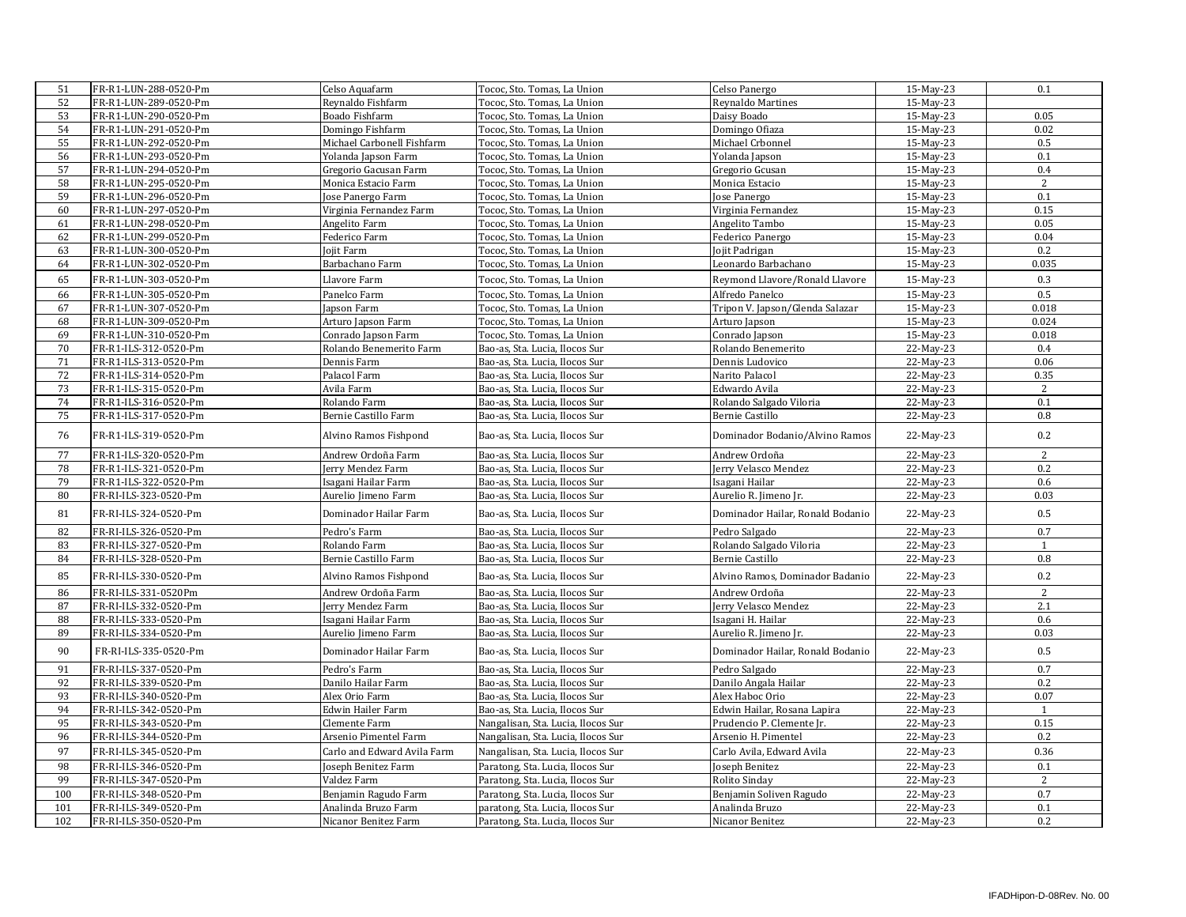| | | | | | | |
|---|---|---|---|---|---|---|
| 51 | FR-R1-LUN-288-0520-Pm | Celso Aquafarm | Tococ, Sto. Tomas, La Union | Celso Panergo | 15-May-23 | 0.1 |
| 52 | FR-R1-LUN-289-0520-Pm | Reynaldo Fishfarm | Tococ, Sto. Tomas, La Union | Reynaldo Martines | 15-May-23 | |
| 53 | FR-R1-LUN-290-0520-Pm | Boado Fishfarm | Tococ, Sto. Tomas, La Union | Daisy Boado | 15-May-23 | 0.05 |
| 54 | FR-R1-LUN-291-0520-Pm | Domingo Fishfarm | Tococ, Sto. Tomas, La Union | Domingo Ofiaza | 15-May-23 | 0.02 |
| 55 | FR-R1-LUN-292-0520-Pm | Michael Carbonell Fishfarm | Tococ, Sto. Tomas, La Union | Michael Crbonnel | 15-May-23 | 0.5 |
| 56 | FR-R1-LUN-293-0520-Pm | Yolanda Japson Farm | Tococ, Sto. Tomas, La Union | Yolanda Japson | 15-May-23 | 0.1 |
| 57 | FR-R1-LUN-294-0520-Pm | Gregorio Gacusan Farm | Tococ, Sto. Tomas, La Union | Gregorio Gcusan | 15-May-23 | 0.4 |
| 58 | FR-R1-LUN-295-0520-Pm | Monica Estacio Farm | Tococ, Sto. Tomas, La Union | Monica Estacio | 15-May-23 | 2 |
| 59 | FR-R1-LUN-296-0520-Pm | Jose Panergo Farm | Tococ, Sto. Tomas, La Union | Jose Panergo | 15-May-23 | 0.1 |
| 60 | FR-R1-LUN-297-0520-Pm | Virginia Fernandez Farm | Tococ, Sto. Tomas, La Union | Virginia Fernandez | 15-May-23 | 0.15 |
| 61 | FR-R1-LUN-298-0520-Pm | Angelito Farm | Tococ, Sto. Tomas, La Union | Angelito Tambo | 15-May-23 | 0.05 |
| 62 | FR-R1-LUN-299-0520-Pm | Federico Farm | Tococ, Sto. Tomas, La Union | Federico Panergo | 15-May-23 | 0.04 |
| 63 | FR-R1-LUN-300-0520-Pm | Jojit Farm | Tococ, Sto. Tomas, La Union | Jojit Padrigan | 15-May-23 | 0.2 |
| 64 | FR-R1-LUN-302-0520-Pm | Barbachano Farm | Tococ, Sto. Tomas, La Union | Leonardo Barbachano | 15-May-23 | 0.035 |
| 65 | FR-R1-LUN-303-0520-Pm | Llavore Farm | Tococ, Sto. Tomas, La Union | Reymond Llavore/Ronald Llavore | 15-May-23 | 0.3 |
| 66 | FR-R1-LUN-305-0520-Pm | Panelco Farm | Tococ, Sto. Tomas, La Union | Alfredo Panelco | 15-May-23 | 0.5 |
| 67 | FR-R1-LUN-307-0520-Pm | Japson Farm | Tococ, Sto. Tomas, La Union | Tripon V. Japson/Glenda Salazar | 15-May-23 | 0.018 |
| 68 | FR-R1-LUN-309-0520-Pm | Arturo Japson Farm | Tococ, Sto. Tomas, La Union | Arturo Japson | 15-May-23 | 0.024 |
| 69 | FR-R1-LUN-310-0520-Pm | Conrado Japson Farm | Tococ, Sto. Tomas, La Union | Conrado Japson | 15-May-23 | 0.018 |
| 70 | FR-R1-ILS-312-0520-Pm | Rolando Benemerito Farm | Bao-as, Sta. Lucia, Ilocos Sur | Rolando Benemerito | 22-May-23 | 0.4 |
| 71 | FR-R1-ILS-313-0520-Pm | Dennis Farm | Bao-as, Sta. Lucia, Ilocos Sur | Dennis Ludovico | 22-May-23 | 0.06 |
| 72 | FR-R1-ILS-314-0520-Pm | Palacol Farm | Bao-as, Sta. Lucia, Ilocos Sur | Narito Palacol | 22-May-23 | 0.35 |
| 73 | FR-R1-ILS-315-0520-Pm | Avila Farm | Bao-as, Sta. Lucia, Ilocos Sur | Edwardo Avila | 22-May-23 | 2 |
| 74 | FR-R1-ILS-316-0520-Pm | Rolando Farm | Bao-as, Sta. Lucia, Ilocos Sur | Rolando Salgado Viloria | 22-May-23 | 0.1 |
| 75 | FR-R1-ILS-317-0520-Pm | Bernie Castillo Farm | Bao-as, Sta. Lucia, Ilocos Sur | Bernie Castillo | 22-May-23 | 0.8 |
| 76 | FR-R1-ILS-319-0520-Pm | Alvino Ramos Fishpond | Bao-as, Sta. Lucia, Ilocos Sur | Dominador Bodanio/Alvino Ramos | 22-May-23 | 0.2 |
| 77 | FR-R1-ILS-320-0520-Pm | Andrew Ordoña Farm | Bao-as, Sta. Lucia, Ilocos Sur | Andrew Ordoña | 22-May-23 | 2 |
| 78 | FR-R1-ILS-321-0520-Pm | Jerry Mendez Farm | Bao-as, Sta. Lucia, Ilocos Sur | Jerry Velasco Mendez | 22-May-23 | 0.2 |
| 79 | FR-R1-ILS-322-0520-Pm | Isagani Hailar Farm | Bao-as, Sta. Lucia, Ilocos Sur | Isagani Hailar | 22-May-23 | 0.6 |
| 80 | FR-RI-ILS-323-0520-Pm | Aurelio Jimeno Farm | Bao-as, Sta. Lucia, Ilocos Sur | Aurelio R. Jimeno Jr. | 22-May-23 | 0.03 |
| 81 | FR-RI-ILS-324-0520-Pm | Dominador Hailar Farm | Bao-as, Sta. Lucia, Ilocos Sur | Dominador Hailar, Ronald Bodanio | 22-May-23 | 0.5 |
| 82 | FR-RI-ILS-326-0520-Pm | Pedro's Farm | Bao-as, Sta. Lucia, Ilocos Sur | Pedro Salgado | 22-May-23 | 0.7 |
| 83 | FR-RI-ILS-327-0520-Pm | Rolando Farm | Bao-as, Sta. Lucia, Ilocos Sur | Rolando Salgado Viloria | 22-May-23 | 1 |
| 84 | FR-RI-ILS-328-0520-Pm | Bernie Castillo Farm | Bao-as, Sta. Lucia, Ilocos Sur | Bernie Castillo | 22-May-23 | 0.8 |
| 85 | FR-RI-ILS-330-0520-Pm | Alvino Ramos Fishpond | Bao-as, Sta. Lucia, Ilocos Sur | Alvino Ramos, Dominador Badanio | 22-May-23 | 0.2 |
| 86 | FR-RI-ILS-331-0520Pm | Andrew Ordoña Farm | Bao-as, Sta. Lucia, Ilocos Sur | Andrew Ordoña | 22-May-23 | 2 |
| 87 | FR-RI-ILS-332-0520-Pm | Jerry Mendez Farm | Bao-as, Sta. Lucia, Ilocos Sur | Jerry Velasco Mendez | 22-May-23 | 2.1 |
| 88 | FR-RI-ILS-333-0520-Pm | Isagani Hailar Farm | Bao-as, Sta. Lucia, Ilocos Sur | Isagani H. Hailar | 22-May-23 | 0.6 |
| 89 | FR-RI-ILS-334-0520-Pm | Aurelio Jimeno Farm | Bao-as, Sta. Lucia, Ilocos Sur | Aurelio R. Jimeno Jr. | 22-May-23 | 0.03 |
| 90 | FR-RI-ILS-335-0520-Pm | Dominador Hailar Farm | Bao-as, Sta. Lucia, Ilocos Sur | Dominador Hailar, Ronald Bodanio | 22-May-23 | 0.5 |
| 91 | FR-RI-ILS-337-0520-Pm | Pedro's Farm | Bao-as, Sta. Lucia, Ilocos Sur | Pedro Salgado | 22-May-23 | 0.7 |
| 92 | FR-RI-ILS-339-0520-Pm | Danilo Hailar Farm | Bao-as, Sta. Lucia, Ilocos Sur | Danilo Angala Hailar | 22-May-23 | 0.2 |
| 93 | FR-RI-ILS-340-0520-Pm | Alex Orio Farm | Bao-as, Sta. Lucia, Ilocos Sur | Alex Haboc Orio | 22-May-23 | 0.07 |
| 94 | FR-RI-ILS-342-0520-Pm | Edwin Hailer Farm | Bao-as, Sta. Lucia, Ilocos Sur | Edwin Hailar, Rosana Lapira | 22-May-23 | 1 |
| 95 | FR-RI-ILS-343-0520-Pm | Clemente Farm | Nangalisan, Sta. Lucia, Ilocos Sur | Prudencio P. Clemente Jr. | 22-May-23 | 0.15 |
| 96 | FR-RI-ILS-344-0520-Pm | Arsenio Pimentel Farm | Nangalisan, Sta. Lucia, Ilocos Sur | Arsenio H. Pimentel | 22-May-23 | 0.2 |
| 97 | FR-RI-ILS-345-0520-Pm | Carlo and Edward Avila Farm | Nangalisan, Sta. Lucia, Ilocos Sur | Carlo Avila, Edward Avila | 22-May-23 | 0.36 |
| 98 | FR-RI-ILS-346-0520-Pm | Joseph Benitez Farm | Paratong, Sta. Lucia, Ilocos Sur | Joseph Benitez | 22-May-23 | 0.1 |
| 99 | FR-RI-ILS-347-0520-Pm | Valdez Farm | Paratong, Sta. Lucia, Ilocos Sur | Rolito Sinday | 22-May-23 | 2 |
| 100 | FR-RI-ILS-348-0520-Pm | Benjamin Ragudo Farm | Paratong, Sta. Lucia, Ilocos Sur | Benjamin Soliven Ragudo | 22-May-23 | 0.7 |
| 101 | FR-RI-ILS-349-0520-Pm | Analinda Bruzo Farm | paratong, Sta. Lucia, Ilocos Sur | Analinda Bruzo | 22-May-23 | 0.1 |
| 102 | FR-RI-ILS-350-0520-Pm | Nicanor Benitez Farm | Paratong, Sta. Lucia, Ilocos Sur | Nicanor Benitez | 22-May-23 | 0.2 |

IFADHipon-D-08Rev. No. 00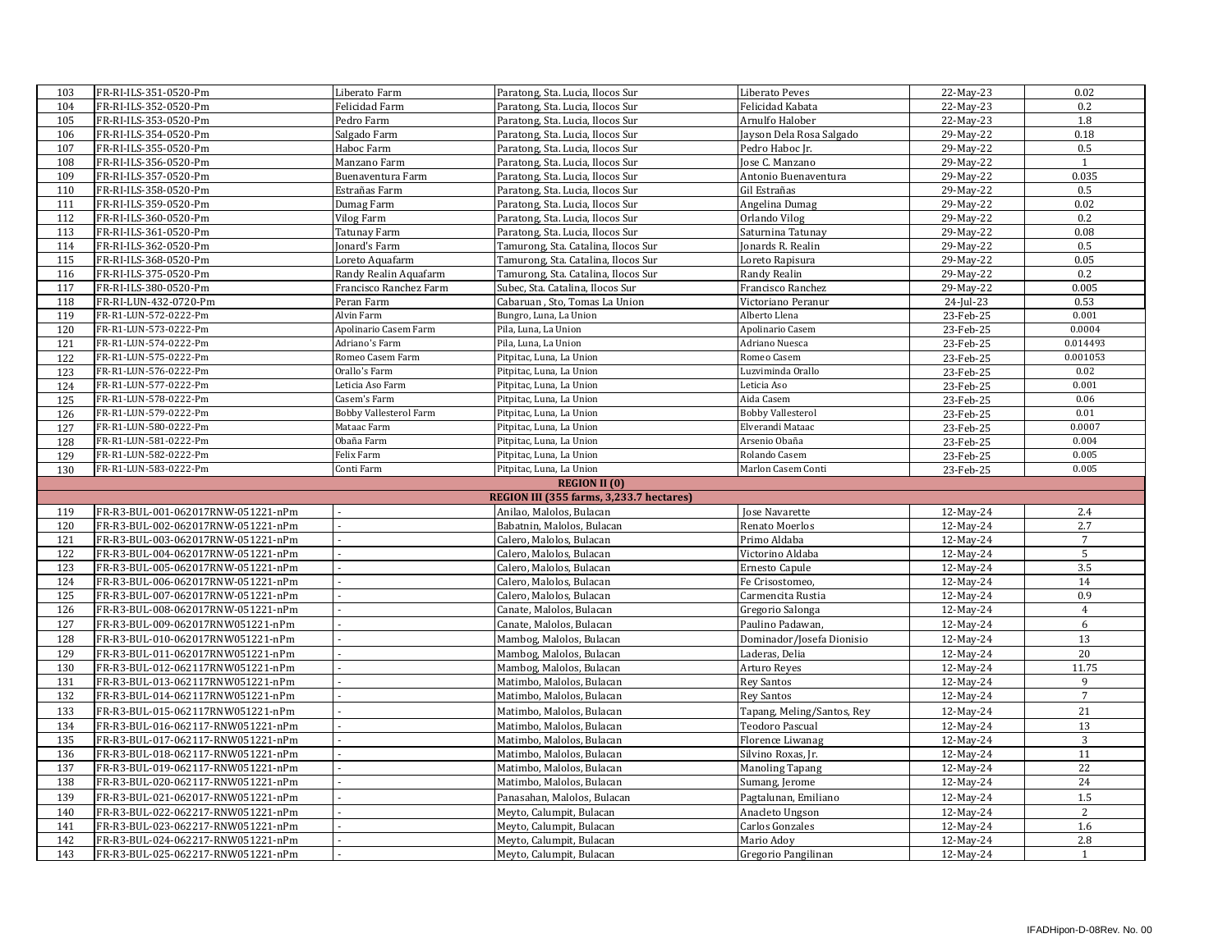| | | | | | | |
|---|---|---|---|---|---|---|
| 103 | FR-RI-ILS-351-0520-Pm | Liberato Farm | Paratong, Sta. Lucia, Ilocos Sur | Liberato Peves | 22-May-23 | 0.02 |
| 104 | FR-RI-ILS-352-0520-Pm | Felicidad Farm | Paratong, Sta. Lucia, Ilocos Sur | Felicidad Kabata | 22-May-23 | 0.2 |
| 105 | FR-RI-ILS-353-0520-Pm | Pedro Farm | Paratong, Sta. Lucia, Ilocos Sur | Arnulfo Halober | 22-May-23 | 1.8 |
| 106 | FR-RI-ILS-354-0520-Pm | Salgado Farm | Paratong, Sta. Lucia, Ilocos Sur | Jayson Dela Rosa Salgado | 29-May-22 | 0.18 |
| 107 | FR-RI-ILS-355-0520-Pm | Haboc Farm | Paratong, Sta. Lucia, Ilocos Sur | Pedro Haboc Jr. | 29-May-22 | 0.5 |
| 108 | FR-RI-ILS-356-0520-Pm | Manzano Farm | Paratong, Sta. Lucia, Ilocos Sur | Jose C. Manzano | 29-May-22 | 1 |
| 109 | FR-RI-ILS-357-0520-Pm | Buenaventura Farm | Paratong, Sta. Lucia, Ilocos Sur | Antonio Buenaventura | 29-May-22 | 0.035 |
| 110 | FR-RI-ILS-358-0520-Pm | Estrañas Farm | Paratong, Sta. Lucia, Ilocos Sur | Gil Estrañas | 29-May-22 | 0.5 |
| 111 | FR-RI-ILS-359-0520-Pm | Dumag Farm | Paratong, Sta. Lucia, Ilocos Sur | Angelina Dumag | 29-May-22 | 0.02 |
| 112 | FR-RI-ILS-360-0520-Pm | Vilog Farm | Paratong, Sta. Lucia, Ilocos Sur | Orlando Vilog | 29-May-22 | 0.2 |
| 113 | FR-RI-ILS-361-0520-Pm | Tatunay Farm | Paratong, Sta. Lucia, Ilocos Sur | Saturnina Tatunay | 29-May-22 | 0.08 |
| 114 | FR-RI-ILS-362-0520-Pm | Jonard's Farm | Tamurong, Sta. Catalina, Ilocos Sur | Jonards R. Realin | 29-May-22 | 0.5 |
| 115 | FR-RI-ILS-368-0520-Pm | Loreto Aquafarm | Tamurong, Sta. Catalina, Ilocos Sur | Loreto Rapisura | 29-May-22 | 0.05 |
| 116 | FR-RI-ILS-375-0520-Pm | Randy Realin Aquafarm | Tamurong, Sta. Catalina, Ilocos Sur | Randy Realin | 29-May-22 | 0.2 |
| 117 | FR-RI-ILS-380-0520-Pm | Francisco Ranchez Farm | Subec, Sta. Catalina, Ilocos Sur | Francisco Ranchez | 29-May-22 | 0.005 |
| 118 | FR-RI-LUN-432-0720-Pm | Peran Farm | Cabaruan , Sto, Tomas La Union | Victoriano Peranur | 24-Jul-23 | 0.53 |
| 119 | FR-R1-LUN-572-0222-Pm | Alvin Farm | Bungro, Luna, La Union | Alberto Llena | 23-Feb-25 | 0.001 |
| 120 | FR-R1-LUN-573-0222-Pm | Apolinario Casem Farm | Pila, Luna, La Union | Apolinario Casem | 23-Feb-25 | 0.0004 |
| 121 | FR-R1-LUN-574-0222-Pm | Adriano's Farm | Pila, Luna, La Union | Adriano Nuesca | 23-Feb-25 | 0.014493 |
| 122 | FR-R1-LUN-575-0222-Pm | Romeo Casem Farm | Pitpitac, Luna, La Union | Romeo Casem | 23-Feb-25 | 0.001053 |
| 123 | FR-R1-LUN-576-0222-Pm | Orallo's Farm | Pitpitac, Luna, La Union | Luzviminda Orallo | 23-Feb-25 | 0.02 |
| 124 | FR-R1-LUN-577-0222-Pm | Leticia Aso Farm | Pitpitac, Luna, La Union | Leticia Aso | 23-Feb-25 | 0.001 |
| 125 | FR-R1-LUN-578-0222-Pm | Casem's Farm | Pitpitac, Luna, La Union | Aida Casem | 23-Feb-25 | 0.06 |
| 126 | FR-R1-LUN-579-0222-Pm | Bobby Vallesterol Farm | Pitpitac, Luna, La Union | Bobby Vallesterol | 23-Feb-25 | 0.01 |
| 127 | FR-R1-LUN-580-0222-Pm | Mataac Farm | Pitpitac, Luna, La Union | Elverandi Mataac | 23-Feb-25 | 0.0007 |
| 128 | FR-R1-LUN-581-0222-Pm | Obaña Farm | Pitpitac, Luna, La Union | Arsenio Obaña | 23-Feb-25 | 0.004 |
| 129 | FR-R1-LUN-582-0222-Pm | Felix Farm | Pitpitac, Luna, La Union | Rolando Casem | 23-Feb-25 | 0.005 |
| 130 | FR-R1-LUN-583-0222-Pm | Conti Farm | Pitpitac, Luna, La Union | Marlon Casem Conti | 23-Feb-25 | 0.005 |
| **REGION II (0)** | | | | | | |
| **REGION III (355 farms, 3,233.7 hectares)** | | | | | | |
| 119 | FR-R3-BUL-001-062017RNW-051221-nPm | - | Anilao, Malolos, Bulacan | Jose Navarette | 12-May-24 | 2.4 |
| 120 | FR-R3-BUL-002-062017RNW-051221-nPm | - | Babatnin, Malolos, Bulacan | Renato Moerlos | 12-May-24 | 2.7 |
| 121 | FR-R3-BUL-003-062017RNW-051221-nPm | - | Calero, Malolos, Bulacan | Primo Aldaba | 12-May-24 | 7 |
| 122 | FR-R3-BUL-004-062017RNW-051221-nPm | - | Calero, Malolos, Bulacan | Victorino Aldaba | 12-May-24 | 5 |
| 123 | FR-R3-BUL-005-062017RNW-051221-nPm | - | Calero, Malolos, Bulacan | Ernesto Capule | 12-May-24 | 3.5 |
| 124 | FR-R3-BUL-006-062017RNW-051221-nPm | - | Calero, Malolos, Bulacan | Fe Crisostomeo, | 12-May-24 | 14 |
| 125 | FR-R3-BUL-007-062017RNW-051221-nPm | - | Calero, Malolos, Bulacan | Carmencita Rustia | 12-May-24 | 0.9 |
| 126 | FR-R3-BUL-008-062017RNW-051221-nPm | - | Canate, Malolos, Bulacan | Gregorio Salonga | 12-May-24 | 4 |
| 127 | FR-R3-BUL-009-062017RNW-051221-nPm | - | Canate, Malolos, Bulacan | Paulino Padawan, | 12-May-24 | 6 |
| 128 | FR-R3-BUL-010-062017RNW051221-nPm | - | Mambog, Malolos, Bulacan | Dominador/Josefa Dionisio | 12-May-24 | 13 |
| 129 | FR-R3-BUL-011-062017RNW051221-nPm | - | Mambog, Malolos, Bulacan | Laderas, Delia | 12-May-24 | 20 |
| 130 | FR-R3-BUL-012-062117RNW051221-nPm | - | Mambog, Malolos, Bulacan | Arturo Reyes | 12-May-24 | 11.75 |
| 131 | FR-R3-BUL-013-062117RNW051221-nPm | - | Matimbo, Malolos, Bulacan | Rey Santos | 12-May-24 | 9 |
| 132 | FR-R3-BUL-014-062117RNW051221-nPm | - | Matimbo, Malolos, Bulacan | Rey Santos | 12-May-24 | 7 |
| 133 | FR-R3-BUL-015-062117RNW051221-nPm | - | Matimbo, Malolos, Bulacan | Tapang, Meling/Santos, Rey | 12-May-24 | 21 |
| 134 | FR-R3-BUL-016-062117-RNW051221-nPm | - | Matimbo, Malolos, Bulacan | Teodoro Pascual | 12-May-24 | 13 |
| 135 | FR-R3-BUL-017-062117-RNW051221-nPm | - | Matimbo, Malolos, Bulacan | Florence Liwanag | 12-May-24 | 3 |
| 136 | FR-R3-BUL-018-062117-RNW051221-nPm | - | Matimbo, Malolos, Bulacan | Silvino Roxas, Jr. | 12-May-24 | 11 |
| 137 | FR-R3-BUL-019-062117-RNW051221-nPm | - | Matimbo, Malolos, Bulacan | Manoling Tapang | 12-May-24 | 22 |
| 138 | FR-R3-BUL-020-062117-RNW051221-nPm | - | Matimbo, Malolos, Bulacan | Sumang, Jerome | 12-May-24 | 24 |
| 139 | FR-R3-BUL-021-062017-RNW051221-nPm | - | Panasahan, Malolos, Bulacan | Pagtalunan, Emiliano | 12-May-24 | 1.5 |
| 140 | FR-R3-BUL-022-062217-RNW051221-nPm | - | Meyto, Calumpit, Bulacan | Anacleto Ungson | 12-May-24 | 2 |
| 141 | FR-R3-BUL-023-062217-RNW051221-nPm | - | Meyto, Calumpit, Bulacan | Carlos Gonzales | 12-May-24 | 1.6 |
| 142 | FR-R3-BUL-024-062217-RNW051221-nPm | - | Meyto, Calumpit, Bulacan | Mario Adoy | 12-May-24 | 2.8 |
| 143 | FR-R3-BUL-025-062217-RNW051221-nPm | - | Meyto, Calumpit, Bulacan | Gregorio Pangilinan | 12-May-24 | 1 |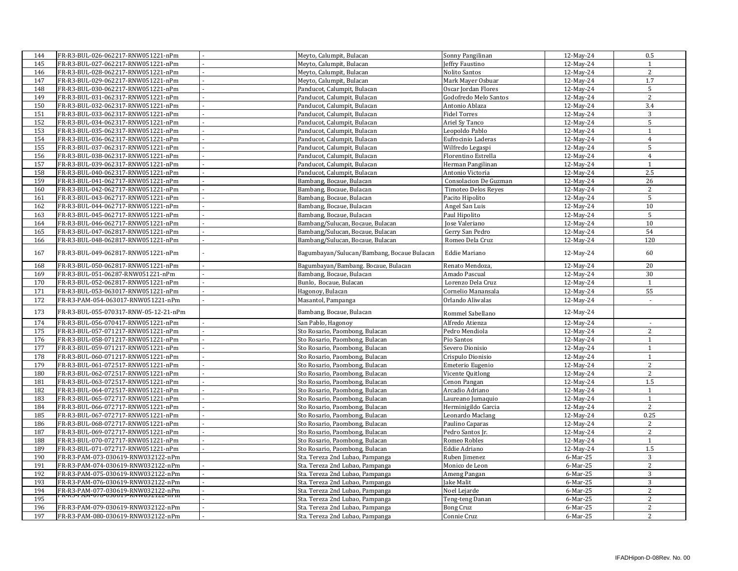| | | | | | | |
|---|---|---|---|---|---|---|
| 144 | FR-R3-BUL-026-062217-RNW051221-nPm | - | Meyto, Calumpit, Bulacan | Sonny Pangilinan | 12-May-24 | 0.5 |
| 145 | FR-R3-BUL-027-062217-RNW051221-nPm | - | Meyto, Calumpit, Bulacan | Jeffry Faustino | 12-May-24 | 1 |
| 146 | FR-R3-BUL-028-062217-RNW051221-nPm | - | Meyto, Calumpit, Bulacan | Nolito Santos | 12-May-24 | 2 |
| 147 | FR-R3-BUL-029-062217-RNW051221-nPm | - | Meyto, Calumpit, Bulacan | Mark Mayer Osbuar | 12-May-24 | 1.7 |
| 148 | FR-R3-BUL-030-062217-RNW051221-nPm | - | Panducot, Calumpit, Bulacan | Oscar Jordan Flores | 12-May-24 | 5 |
| 149 | FR-R3-BUL-031-062317-RNW051221-nPm | - | Panducot, Calumpit, Bulacan | Godofredo Melo Santos | 12-May-24 | 2 |
| 150 | FR-R3-BUL-032-062317-RNW051221-nPm | - | Panducot, Calumpit, Bulacan | Antonio Ablaza | 12-May-24 | 3.4 |
| 151 | FR-R3-BUL-033-062317-RNW051221-nPm | - | Panducot, Calumpit, Bulacan | Fidel Torres | 12-May-24 | 3 |
| 152 | FR-R3-BUL-034-062317-RNW051221-nPm | - | Panducot, Calumpit, Bulacan | Ariel Sy Tanco | 12-May-24 | 5 |
| 153 | FR-R3-BUL-035-062317-RNW051221-nPm | - | Panducot, Calumpit, Bulacan | Leopoldo Pablo | 12-May-24 | 1 |
| 154 | FR-R3-BUL-036-062317-RNW051221-nPm | - | Panducot, Calumpit, Bulacan | Eufrocinio Laderas | 12-May-24 | 4 |
| 155 | FR-R3-BUL-037-062317-RNW051221-nPm | - | Panducot, Calumpit, Bulacan | Wilfredo Legaspi | 12-May-24 | 5 |
| 156 | FR-R3-BUL-038-062317-RNW051221-nPm | - | Panducot, Calumpit, Bulacan | Florentino Estrella | 12-May-24 | 4 |
| 157 | FR-R3-BUL-039-062317-RNW051221-nPm | - | Panducot, Calumpit, Bulacan | Herman Pangilinan | 12-May-24 | 1 |
| 158 | FR-R3-BUL-040-062317-RNW051221-nPm | - | Panducot, Calumpit, Bulacan | Antonio Victoria | 12-May-24 | 2.5 |
| 159 | FR-R3-BUL-041-062717-RNW051221-nPm | - | Bambang, Bocaue, Bulacan | Consolacion De Guzman | 12-May-24 | 26 |
| 160 | FR-R3-BUL-042-062717-RNW051221-nPm | - | Bambang, Bocaue, Bulacan | Timoteo Delos Reyes | 12-May-24 | 2 |
| 161 | FR-R3-BUL-043-062717-RNW051221-nPm | - | Bambang, Bocaue, Bulacan | Pacito Hipolito | 12-May-24 | 5 |
| 162 | FR-R3-BUL-044-062717-RNW051221-nPm | - | Bambang, Bocaue, Bulacan | Angel San Luis | 12-May-24 | 10 |
| 163 | FR-R3-BUL-045-062717-RNW051221-nPm | - | Bambang, Bocaue, Bulacan | Paul Hipolito | 12-May-24 | 5 |
| 164 | FR-R3-BUL-046-062717-RNW051221-nPm | - | Bambang/Sulucan, Bocaue, Bulacan | Jose Valeriano | 12-May-24 | 10 |
| 165 | FR-R3-BUL-047-062817-RNW051221-nPm | - | Bambang/Sulucan, Bocaue, Bulacan | Gerry San Pedro | 12-May-24 | 54 |
| 166 | FR-R3-BUL-048-062817-RNW051221-nPm | - | Bambang/Sulucan, Bocaue, Bulacan | Romeo Dela Cruz | 12-May-24 | 120 |
| 167 | FR-R3-BUL-049-062817-RNW051221-nPm | - | Bagumbayan/Sulucan/Bambang, Bocaue Bulacan | Eddie Mariano | 12-May-24 | 60 |
| 168 | FR-R3-BUL-050-062817-RNW051221-nPm | - | Bagumbayan/Bambang. Bocaue, Bulacan | Renato Mendoza, | 12-May-24 | 20 |
| 169 | FR-R3-BUL-051-06287-RNW051221-nPm | - | Bambang, Bocaue, Bulacan | Amado Pascual | 12-May-24 | 30 |
| 170 | FR-R3-BUL-052-062817-RNW051221-nPm | - | Bunlo, Bocaue, Bulacan | Lorenzo Dela Cruz | 12-May-24 | 1 |
| 171 | FR-R3-BUL-053-063017-RNW051221-nPm | - | Hagonoy, Bulacan | Cornelio Manansala | 12-May-24 | 55 |
| 172 | FR-R3-PAM-054-063017-RNW051221-nPm | - | Masantol, Pampanga | Orlando Aliwalas | 12-May-24 | - |
| 173 | FR-R3-BUL-055-070317-RNW-05-12-21-nPm | | Bambang, Bocaue, Bulacan | Rommel Sabellano | 12-May-24 | |
| 174 | FR-R3-BUL-056-070417-RNW051221-nPm | - | San Pablo, Hagonoy | Alfredo Atienza | 12-May-24 | - |
| 175 | FR-R3-BUL-057-071217-RNW051221-nPm | - | Sto Rosario, Paombong, Bulacan | Pedro Mendiola | 12-May-24 | 2 |
| 176 | FR-R3-BUL-058-071217-RNW051221-nPm | - | Sto Rosario, Paombong, Bulacan | Pio Santos | 12-May-24 | 1 |
| 177 | FR-R3-BUL-059-071217-RNW051221-nPm | - | Sto Rosario, Paombong, Bulacan | Severo Dionisio | 12-May-24 | 1 |
| 178 | FR-R3-BUL-060-071217-RNW051221-nPm | - | Sto Rosario, Paombong, Bulacan | Crispulo Dionisio | 12-May-24 | 1 |
| 179 | FR-R3-BUL-061-072517-RNW051221-nPm | - | Sto Rosario, Paombong, Bulacan | Emeterio Eugenio | 12-May-24 | 2 |
| 180 | FR-R3-BUL-062-072517-RNW051221-nPm | - | Sto Rosario, Paombong, Bulacan | Vicente Quitlong | 12-May-24 | 2 |
| 181 | FR-R3-BUL-063-072517-RNW051221-nPm | - | Sto Rosario, Paombong, Bulacan | Cenon Pangan | 12-May-24 | 1.5 |
| 182 | FR-R3-BUL-064-072517-RNW051221-nPm | - | Sto Rosario, Paombong, Bulacan | Arcadio Adriano | 12-May-24 | 1 |
| 183 | FR-R3-BUL-065-072717-RNW051221-nPm | - | Sto Rosario, Paombong, Bulacan | Laureano Jumaquio | 12-May-24 | 1 |
| 184 | FR-R3-BUL-066-072717-RNW051221-nPm | - | Sto Rosario, Paombong, Bulacan | Herminigildo Garcia | 12-May-24 | 2 |
| 185 | FR-R3-BUL-067-072717-RNW051221-nPm | - | Sto Rosario, Paombong, Bulacan | Leonardo Maclang | 12-May-24 | 0.25 |
| 186 | FR-R3-BUL-068-072717-RNW051221-nPm | - | Sto Rosario, Paombong, Bulacan | Paulino Caparas | 12-May-24 | 2 |
| 187 | FR-R3-BUL-069-072717-RNW051221-nPm | - | Sto Rosario, Paombong, Bulacan | Pedro Santos Jr. | 12-May-24 | 2 |
| 188 | FR-R3-BUL-070-072717-RNW051221-nPm | - | Sto Rosario, Paombong, Bulacan | Romeo Robles | 12-May-24 | 1 |
| 189 | FR-R3-BUL-071-072717-RNW051221-nPm | - | Sto Rosario, Paombong, Bulacan | Eddie Adriano | 12-May-24 | 1.5 |
| 190 | FR-R3-PAM-073-030619-RNW032122-nPm | | Sta. Tereza 2nd Lubao, Pampanga | Ruben Jimenez | 6-Mar-25 | 3 |
| 191 | FR-R3-PAM-074-030619-RNW032122-nPm | - | Sta. Tereza 2nd Lubao, Pampanga | Monico de Leon | 6-Mar-25 | 2 |
| 192 | FR-R3-PAM-075-030619-RNW032122-nPm | - | Sta. Tereza 2nd Lubao, Pampanga | Ameng Pangan | 6-Mar-25 | 3 |
| 193 | FR-R3-PAM-076-030619-RNW032122-nPm | - | Sta. Tereza 2nd Lubao, Pampanga | Jake Malit | 6-Mar-25 | 3 |
| 194 | FR-R3-PAM-077-030619-RNW032122-nPm | - | Sta. Tereza 2nd Lubao, Pampanga | Noel Lejarde | 6-Mar-25 | 2 |
| 195 | FR-R3-PAM-078-030619-RNW032122-nPm | - | Sta. Tereza 2nd Lubao, Pampanga | Teng-teng Danan | 6-Mar-25 | 2 |
| 196 | FR-R3-PAM-079-030619-RNW032122-nPm | - | Sta. Tereza 2nd Lubao, Pampanga | Bong Cruz | 6-Mar-25 | 2 |
| 197 | FR-R3-PAM-080-030619-RNW032122-nPm | - | Sta. Tereza 2nd Lubao, Pampanga | Connie Cruz | 6-Mar-25 | 2 |

IFADHipon-D-08Rev. No. 00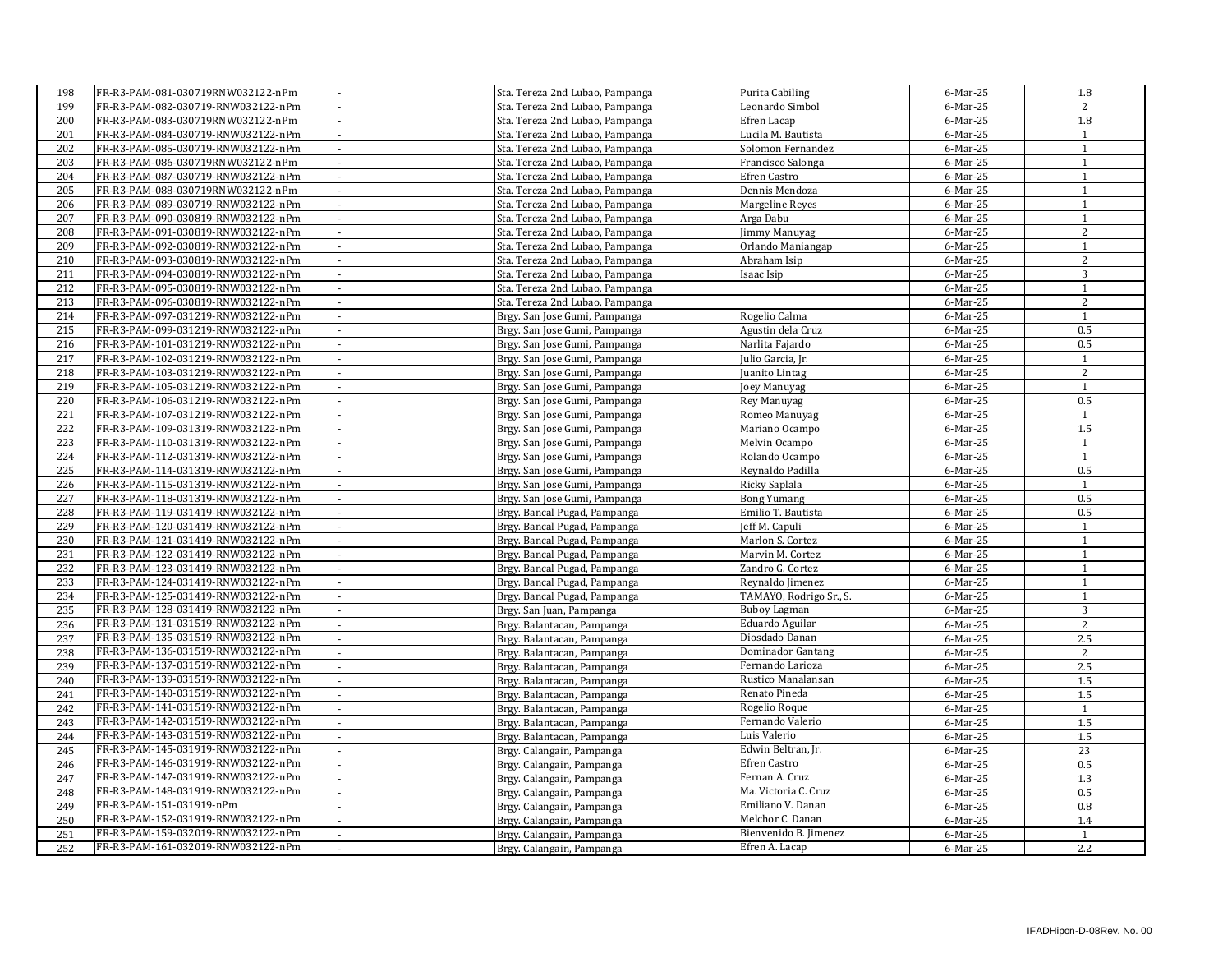| | | | | | | |
|---|---|---|---|---|---|---|
| 198 | FR-R3-PAM-081-030719RNW032122-nPm | - | Sta. Tereza 2nd Lubao, Pampanga | Purita Cabiling | 6-Mar-25 | 1.8 |
| 199 | FR-R3-PAM-082-030719-RNW032122-nPm | - | Sta. Tereza 2nd Lubao, Pampanga | Leonardo Simbol | 6-Mar-25 | 2 |
| 200 | FR-R3-PAM-083-030719RNW032122-nPm | - | Sta. Tereza 2nd Lubao, Pampanga | Efren Lacap | 6-Mar-25 | 1.8 |
| 201 | FR-R3-PAM-084-030719-RNW032122-nPm | - | Sta. Tereza 2nd Lubao, Pampanga | Lucila M. Bautista | 6-Mar-25 | 1 |
| 202 | FR-R3-PAM-085-030719-RNW032122-nPm | - | Sta. Tereza 2nd Lubao, Pampanga | Solomon Fernandez | 6-Mar-25 | 1 |
| 203 | FR-R3-PAM-086-030719RNW032122-nPm | - | Sta. Tereza 2nd Lubao, Pampanga | Francisco Salonga | 6-Mar-25 | 1 |
| 204 | FR-R3-PAM-087-030719-RNW032122-nPm | - | Sta. Tereza 2nd Lubao, Pampanga | Efren Castro | 6-Mar-25 | 1 |
| 205 | FR-R3-PAM-088-030719RNW032122-nPm | - | Sta. Tereza 2nd Lubao, Pampanga | Dennis Mendoza | 6-Mar-25 | 1 |
| 206 | FR-R3-PAM-089-030719-RNW032122-nPm | - | Sta. Tereza 2nd Lubao, Pampanga | Margeline Reyes | 6-Mar-25 | 1 |
| 207 | FR-R3-PAM-090-030819-RNW032122-nPm | - | Sta. Tereza 2nd Lubao, Pampanga | Arga Dabu | 6-Mar-25 | 1 |
| 208 | FR-R3-PAM-091-030819-RNW032122-nPm | - | Sta. Tereza 2nd Lubao, Pampanga | Jimmy Manuyag | 6-Mar-25 | 2 |
| 209 | FR-R3-PAM-092-030819-RNW032122-nPm | - | Sta. Tereza 2nd Lubao, Pampanga | Orlando Maniangap | 6-Mar-25 | 1 |
| 210 | FR-R3-PAM-093-030819-RNW032122-nPm | - | Sta. Tereza 2nd Lubao, Pampanga | Abraham Isip | 6-Mar-25 | 2 |
| 211 | FR-R3-PAM-094-030819-RNW032122-nPm | - | Sta. Tereza 2nd Lubao, Pampanga | Isaac Isip | 6-Mar-25 | 3 |
| 212 | FR-R3-PAM-095-030819-RNW032122-nPm | - | Sta. Tereza 2nd Lubao, Pampanga | | 6-Mar-25 | 1 |
| 213 | FR-R3-PAM-096-030819-RNW032122-nPm | - | Sta. Tereza 2nd Lubao, Pampanga | | 6-Mar-25 | 2 |
| 214 | FR-R3-PAM-097-031219-RNW032122-nPm | - | Brgy. San Jose Gumi, Pampanga | Rogelio Calma | 6-Mar-25 | 1 |
| 215 | FR-R3-PAM-099-031219-RNW032122-nPm | - | Brgy. San Jose Gumi, Pampanga | Agustin dela Cruz | 6-Mar-25 | 0.5 |
| 216 | FR-R3-PAM-101-031219-RNW032122-nPm | - | Brgy. San Jose Gumi, Pampanga | Narlita Fajardo | 6-Mar-25 | 0.5 |
| 217 | FR-R3-PAM-102-031219-RNW032122-nPm | - | Brgy. San Jose Gumi, Pampanga | Julio Garcia, Jr. | 6-Mar-25 | 1 |
| 218 | FR-R3-PAM-103-031219-RNW032122-nPm | - | Brgy. San Jose Gumi, Pampanga | Juanito Lintag | 6-Mar-25 | 2 |
| 219 | FR-R3-PAM-105-031219-RNW032122-nPm | - | Brgy. San Jose Gumi, Pampanga | Joey Manuyag | 6-Mar-25 | 1 |
| 220 | FR-R3-PAM-106-031219-RNW032122-nPm | - | Brgy. San Jose Gumi, Pampanga | Rey Manuyag | 6-Mar-25 | 0.5 |
| 221 | FR-R3-PAM-107-031219-RNW032122-nPm | - | Brgy. San Jose Gumi, Pampanga | Romeo Manuyag | 6-Mar-25 | 1 |
| 222 | FR-R3-PAM-109-031319-RNW032122-nPm | - | Brgy. San Jose Gumi, Pampanga | Mariano Ocampo | 6-Mar-25 | 1.5 |
| 223 | FR-R3-PAM-110-031319-RNW032122-nPm | - | Brgy. San Jose Gumi, Pampanga | Melvin Ocampo | 6-Mar-25 | 1 |
| 224 | FR-R3-PAM-112-031319-RNW032122-nPm | - | Brgy. San Jose Gumi, Pampanga | Rolando Ocampo | 6-Mar-25 | 1 |
| 225 | FR-R3-PAM-114-031319-RNW032122-nPm | - | Brgy. San Jose Gumi, Pampanga | Reynaldo Padilla | 6-Mar-25 | 0.5 |
| 226 | FR-R3-PAM-115-031319-RNW032122-nPm | - | Brgy. San Jose Gumi, Pampanga | Ricky Saplala | 6-Mar-25 | 1 |
| 227 | FR-R3-PAM-118-031319-RNW032122-nPm | - | Brgy. San Jose Gumi, Pampanga | Bong Yumang | 6-Mar-25 | 0.5 |
| 228 | FR-R3-PAM-119-031419-RNW032122-nPm | - | Brgy. Bancal Pugad, Pampanga | Emilio T. Bautista | 6-Mar-25 | 0.5 |
| 229 | FR-R3-PAM-120-031419-RNW032122-nPm | - | Brgy. Bancal Pugad, Pampanga | Jeff M. Capuli | 6-Mar-25 | 1 |
| 230 | FR-R3-PAM-121-031419-RNW032122-nPm | - | Brgy. Bancal Pugad, Pampanga | Marlon S. Cortez | 6-Mar-25 | 1 |
| 231 | FR-R3-PAM-122-031419-RNW032122-nPm | - | Brgy. Bancal Pugad, Pampanga | Marvin M. Cortez | 6-Mar-25 | 1 |
| 232 | FR-R3-PAM-123-031419-RNW032122-nPm | - | Brgy. Bancal Pugad, Pampanga | Zandro G. Cortez | 6-Mar-25 | 1 |
| 233 | FR-R3-PAM-124-031419-RNW032122-nPm | - | Brgy. Bancal Pugad, Pampanga | Reynaldo Jimenez | 6-Mar-25 | 1 |
| 234 | FR-R3-PAM-125-031419-RNW032122-nPm | - | Brgy. Bancal Pugad, Pampanga | TAMAYO, Rodrigo Sr., S. | 6-Mar-25 | 1 |
| 235 | FR-R3-PAM-128-031419-RNW032122-nPm | - | Brgy. San Juan, Pampanga | Buboy Lagman | 6-Mar-25 | 3 |
| 236 | FR-R3-PAM-131-031519-RNW032122-nPm | - | Brgy. Balantacan, Pampanga | Eduardo Aguilar | 6-Mar-25 | 2 |
| 237 | FR-R3-PAM-135-031519-RNW032122-nPm | - | Brgy. Balantacan, Pampanga | Diosdado Danan | 6-Mar-25 | 2.5 |
| 238 | FR-R3-PAM-136-031519-RNW032122-nPm | - | Brgy. Balantacan, Pampanga | Dominador Gantang | 6-Mar-25 | 2 |
| 239 | FR-R3-PAM-137-031519-RNW032122-nPm | - | Brgy. Balantacan, Pampanga | Fernando Larioza | 6-Mar-25 | 2.5 |
| 240 | FR-R3-PAM-139-031519-RNW032122-nPm | - | Brgy. Balantacan, Pampanga | Rustico Manalansan | 6-Mar-25 | 1.5 |
| 241 | FR-R3-PAM-140-031519-RNW032122-nPm | - | Brgy. Balantacan, Pampanga | Renato Pineda | 6-Mar-25 | 1.5 |
| 242 | FR-R3-PAM-141-031519-RNW032122-nPm | - | Brgy. Balantacan, Pampanga | Rogelio Roque | 6-Mar-25 | 1 |
| 243 | FR-R3-PAM-142-031519-RNW032122-nPm | - | Brgy. Balantacan, Pampanga | Fernando Valerio | 6-Mar-25 | 1.5 |
| 244 | FR-R3-PAM-143-031519-RNW032122-nPm | - | Brgy. Balantacan, Pampanga | Luis Valerio | 6-Mar-25 | 1.5 |
| 245 | FR-R3-PAM-145-031919-RNW032122-nPm | - | Brgy. Calangain, Pampanga | Edwin Beltran, Jr. | 6-Mar-25 | 23 |
| 246 | FR-R3-PAM-146-031919-RNW032122-nPm | - | Brgy. Calangain, Pampanga | Efren Castro | 6-Mar-25 | 0.5 |
| 247 | FR-R3-PAM-147-031919-RNW032122-nPm | - | Brgy. Calangain, Pampanga | Fernan A. Cruz | 6-Mar-25 | 1.3 |
| 248 | FR-R3-PAM-148-031919-RNW032122-nPm | - | Brgy. Calangain, Pampanga | Ma. Victoria C. Cruz | 6-Mar-25 | 0.5 |
| 249 | FR-R3-PAM-151-031919-nPm | - | Brgy. Calangain, Pampanga | Emiliano V. Danan | 6-Mar-25 | 0.8 |
| 250 | FR-R3-PAM-152-031919-RNW032122-nPm | - | Brgy. Calangain, Pampanga | Melchor C. Danan | 6-Mar-25 | 1.4 |
| 251 | FR-R3-PAM-159-032019-RNW032122-nPm | - | Brgy. Calangain, Pampanga | Bienvenido B. Jimenez | 6-Mar-25 | 1 |
| 252 | FR-R3-PAM-161-032019-RNW032122-nPm | - | Brgy. Calangain, Pampanga | Efren A. Lacap | 6-Mar-25 | 2.2 |

IFADHipon-D-08Rev. No. 00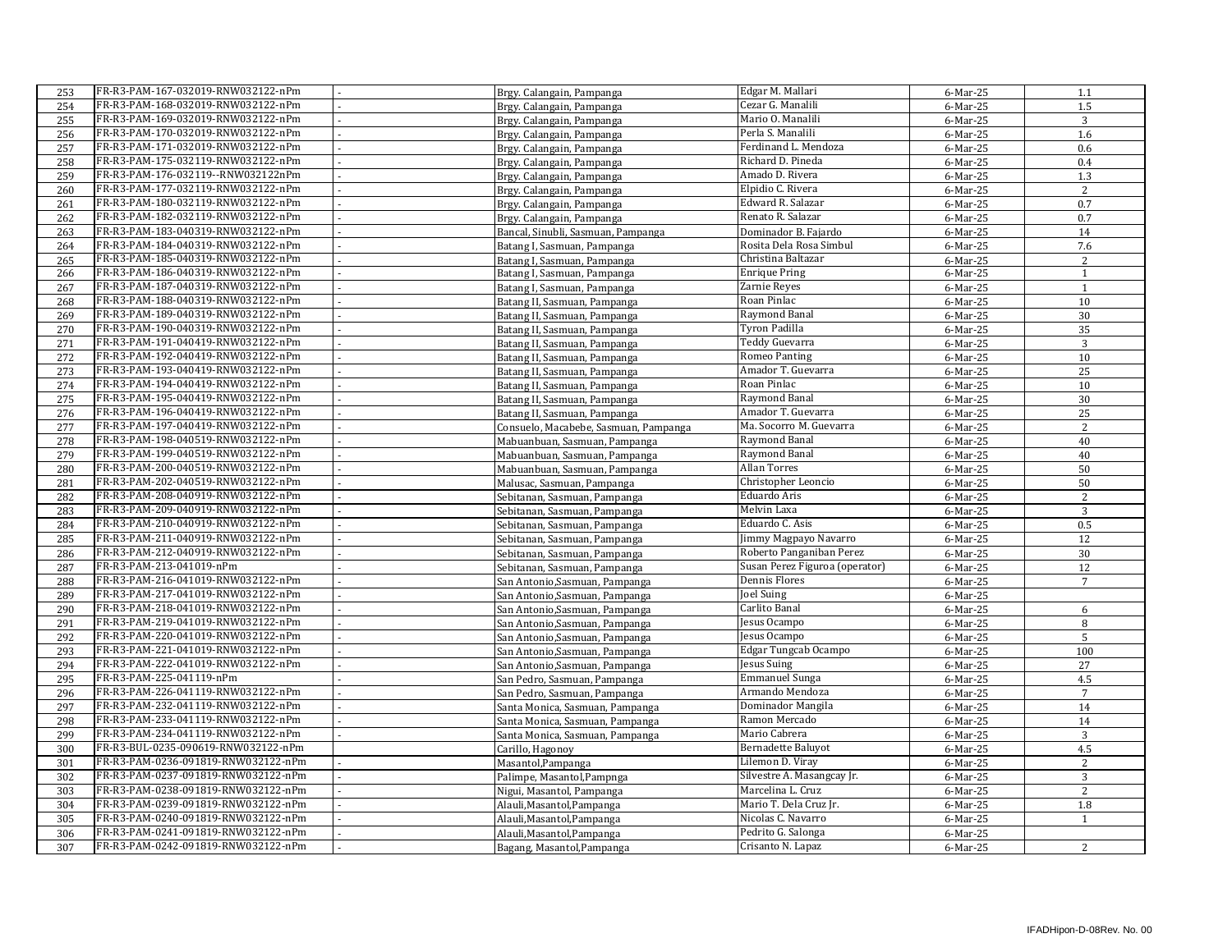| | | | | | | |
|---|---|---|---|---|---|---|
| 253 | FR-R3-PAM-167-032019-RNW032122-nPm | - | Brgy. Calangain, Pampanga | Edgar M. Mallari | 6-Mar-25 | 1.1 |
| 254 | FR-R3-PAM-168-032019-RNW032122-nPm | - | Brgy. Calangain, Pampanga | Cezar G. Manalili | 6-Mar-25 | 1.5 |
| 255 | FR-R3-PAM-169-032019-RNW032122-nPm | - | Brgy. Calangain, Pampanga | Mario O. Manalili | 6-Mar-25 | 3 |
| 256 | FR-R3-PAM-170-032019-RNW032122-nPm | - | Brgy. Calangain, Pampanga | Perla S. Manalili | 6-Mar-25 | 1.6 |
| 257 | FR-R3-PAM-171-032019-RNW032122-nPm | - | Brgy. Calangain, Pampanga | Ferdinand L. Mendoza | 6-Mar-25 | 0.6 |
| 258 | FR-R3-PAM-175-032119-RNW032122-nPm | - | Brgy. Calangain, Pampanga | Richard D. Pineda | 6-Mar-25 | 0.4 |
| 259 | FR-R3-PAM-176-032119--RNW032122nPm | - | Brgy. Calangain, Pampanga | Amado D. Rivera | 6-Mar-25 | 1.3 |
| 260 | FR-R3-PAM-177-032119-RNW032122-nPm | - | Brgy. Calangain, Pampanga | Elpidio C. Rivera | 6-Mar-25 | 2 |
| 261 | FR-R3-PAM-180-032119-RNW032122-nPm | - | Brgy. Calangain, Pampanga | Edward R. Salazar | 6-Mar-25 | 0.7 |
| 262 | FR-R3-PAM-182-032119-RNW032122-nPm | - | Brgy. Calangain, Pampanga | Renato R. Salazar | 6-Mar-25 | 0.7 |
| 263 | FR-R3-PAM-183-040319-RNW032122-nPm | - | Bancal, Sinubli, Sasmuan, Pampanga | Dominador B. Fajardo | 6-Mar-25 | 14 |
| 264 | FR-R3-PAM-184-040319-RNW032122-nPm | - | Batang I, Sasmuan, Pampanga | Rosita Dela Rosa Simbul | 6-Mar-25 | 7.6 |
| 265 | FR-R3-PAM-185-040319-RNW032122-nPm | - | Batang I, Sasmuan, Pampanga | Christina Baltazar | 6-Mar-25 | 2 |
| 266 | FR-R3-PAM-186-040319-RNW032122-nPm | - | Batang I, Sasmuan, Pampanga | Enrique Pring | 6-Mar-25 | 1 |
| 267 | FR-R3-PAM-187-040319-RNW032122-nPm | - | Batang I, Sasmuan, Pampanga | Zarnie Reyes | 6-Mar-25 | 1 |
| 268 | FR-R3-PAM-188-040319-RNW032122-nPm | - | Batang II, Sasmuan, Pampanga | Roan Pinlac | 6-Mar-25 | 10 |
| 269 | FR-R3-PAM-189-040319-RNW032122-nPm | - | Batang II, Sasmuan, Pampanga | Raymond Banal | 6-Mar-25 | 30 |
| 270 | FR-R3-PAM-190-040319-RNW032122-nPm | - | Batang II, Sasmuan, Pampanga | Tyron Padilla | 6-Mar-25 | 35 |
| 271 | FR-R3-PAM-191-040419-RNW032122-nPm | - | Batang II, Sasmuan, Pampanga | Teddy Guevarra | 6-Mar-25 | 3 |
| 272 | FR-R3-PAM-192-040419-RNW032122-nPm | - | Batang II, Sasmuan, Pampanga | Romeo Panting | 6-Mar-25 | 10 |
| 273 | FR-R3-PAM-193-040419-RNW032122-nPm | - | Batang II, Sasmuan, Pampanga | Amador T. Guevarra | 6-Mar-25 | 25 |
| 274 | FR-R3-PAM-194-040419-RNW032122-nPm | - | Batang II, Sasmuan, Pampanga | Roan Pinlac | 6-Mar-25 | 10 |
| 275 | FR-R3-PAM-195-040419-RNW032122-nPm | - | Batang II, Sasmuan, Pampanga | Raymond Banal | 6-Mar-25 | 30 |
| 276 | FR-R3-PAM-196-040419-RNW032122-nPm | - | Batang II, Sasmuan, Pampanga | Amador T. Guevarra | 6-Mar-25 | 25 |
| 277 | FR-R3-PAM-197-040419-RNW032122-nPm | - | Consuelo, Macabebe, Sasmuan, Pampanga | Ma. Socorro M. Guevarra | 6-Mar-25 | 2 |
| 278 | FR-R3-PAM-198-040519-RNW032122-nPm | - | Mabuanbuan, Sasmuan, Pampanga | Raymond Banal | 6-Mar-25 | 40 |
| 279 | FR-R3-PAM-199-040519-RNW032122-nPm | - | Mabuanbuan, Sasmuan, Pampanga | Raymond Banal | 6-Mar-25 | 40 |
| 280 | FR-R3-PAM-200-040519-RNW032122-nPm | - | Mabuanbuan, Sasmuan, Pampanga | Allan Torres | 6-Mar-25 | 50 |
| 281 | FR-R3-PAM-202-040519-RNW032122-nPm | - | Malusac, Sasmuan, Pampanga | Christopher Leoncio | 6-Mar-25 | 50 |
| 282 | FR-R3-PAM-208-040919-RNW032122-nPm | - | Sebitanan, Sasmuan, Pampanga | Eduardo Aris | 6-Mar-25 | 2 |
| 283 | FR-R3-PAM-209-040919-RNW032122-nPm | - | Sebitanan, Sasmuan, Pampanga | Melvin Laxa | 6-Mar-25 | 3 |
| 284 | FR-R3-PAM-210-040919-RNW032122-nPm | - | Sebitanan, Sasmuan, Pampanga | Eduardo C. Asis | 6-Mar-25 | 0.5 |
| 285 | FR-R3-PAM-211-040919-RNW032122-nPm | - | Sebitanan, Sasmuan, Pampanga | Jimmy Magpayo Navarro | 6-Mar-25 | 12 |
| 286 | FR-R3-PAM-212-040919-RNW032122-nPm | - | Sebitanan, Sasmuan, Pampanga | Roberto Panganiban Perez | 6-Mar-25 | 30 |
| 287 | FR-R3-PAM-213-041019-nPm | - | Sebitanan, Sasmuan, Pampanga | Susan Perez Figuroa (operator) | 6-Mar-25 | 12 |
| 288 | FR-R3-PAM-216-041019-RNW032122-nPm | - | San Antonio,Sasmuan, Pampanga | Dennis Flores | 6-Mar-25 | 7 |
| 289 | FR-R3-PAM-217-041019-RNW032122-nPm | - | San Antonio,Sasmuan, Pampanga | Joel Suing | 6-Mar-25 | |
| 290 | FR-R3-PAM-218-041019-RNW032122-nPm | - | San Antonio,Sasmuan, Pampanga | Carlito Banal | 6-Mar-25 | 6 |
| 291 | FR-R3-PAM-219-041019-RNW032122-nPm | - | San Antonio,Sasmuan, Pampanga | Jesus Ocampo | 6-Mar-25 | 8 |
| 292 | FR-R3-PAM-220-041019-RNW032122-nPm | - | San Antonio,Sasmuan, Pampanga | Jesus Ocampo | 6-Mar-25 | 5 |
| 293 | FR-R3-PAM-221-041019-RNW032122-nPm | - | San Antonio,Sasmuan, Pampanga | Edgar Tungcab Ocampo | 6-Mar-25 | 100 |
| 294 | FR-R3-PAM-222-041019-RNW032122-nPm | - | San Antonio,Sasmuan, Pampanga | Jesus Suing | 6-Mar-25 | 27 |
| 295 | FR-R3-PAM-225-041119-nPm | - | San Pedro, Sasmuan, Pampanga | Emmanuel Sunga | 6-Mar-25 | 4.5 |
| 296 | FR-R3-PAM-226-041119-RNW032122-nPm | - | San Pedro, Sasmuan, Pampanga | Armando Mendoza | 6-Mar-25 | 7 |
| 297 | FR-R3-PAM-232-041119-RNW032122-nPm | - | Santa Monica, Sasmuan, Pampanga | Dominador Mangila | 6-Mar-25 | 14 |
| 298 | FR-R3-PAM-233-041119-RNW032122-nPm | - | Santa Monica, Sasmuan, Pampanga | Ramon Mercado | 6-Mar-25 | 14 |
| 299 | FR-R3-PAM-234-041119-RNW032122-nPm | - | Santa Monica, Sasmuan, Pampanga | Mario Cabrera | 6-Mar-25 | 3 |
| 300 | FR-R3-BUL-0235-090619-RNW032122-nPm | | Carillo, Hagonoy | Bernadette Baluyot | 6-Mar-25 | 4.5 |
| 301 | FR-R3-PAM-0236-091819-RNW032122-nPm | - | Masantol,Pampanga | Lilemon D. Viray | 6-Mar-25 | 2 |
| 302 | FR-R3-PAM-0237-091819-RNW032122-nPm | - | Palimpe, Masantol,Pampnga | Silvestre A. Masangcay Jr. | 6-Mar-25 | 3 |
| 303 | FR-R3-PAM-0238-091819-RNW032122-nPm | - | Nigui, Masantol, Pampanga | Marcelina L. Cruz | 6-Mar-25 | 2 |
| 304 | FR-R3-PAM-0239-091819-RNW032122-nPm | - | Alauli,Masantol,Pampanga | Mario T. Dela Cruz Jr. | 6-Mar-25 | 1.8 |
| 305 | FR-R3-PAM-0240-091819-RNW032122-nPm | - | Alauli,Masantol,Pampanga | Nicolas C. Navarro | 6-Mar-25 | 1 |
| 306 | FR-R3-PAM-0241-091819-RNW032122-nPm | - | Alauli,Masantol,Pampanga | Pedrito G. Salonga | 6-Mar-25 | |
| 307 | FR-R3-PAM-0242-091819-RNW032122-nPm | - | Bagang, Masantol,Pampanga | Crisanto N. Lapaz | 6-Mar-25 | 2 |

IFADHipon-D-08Rev. No. 00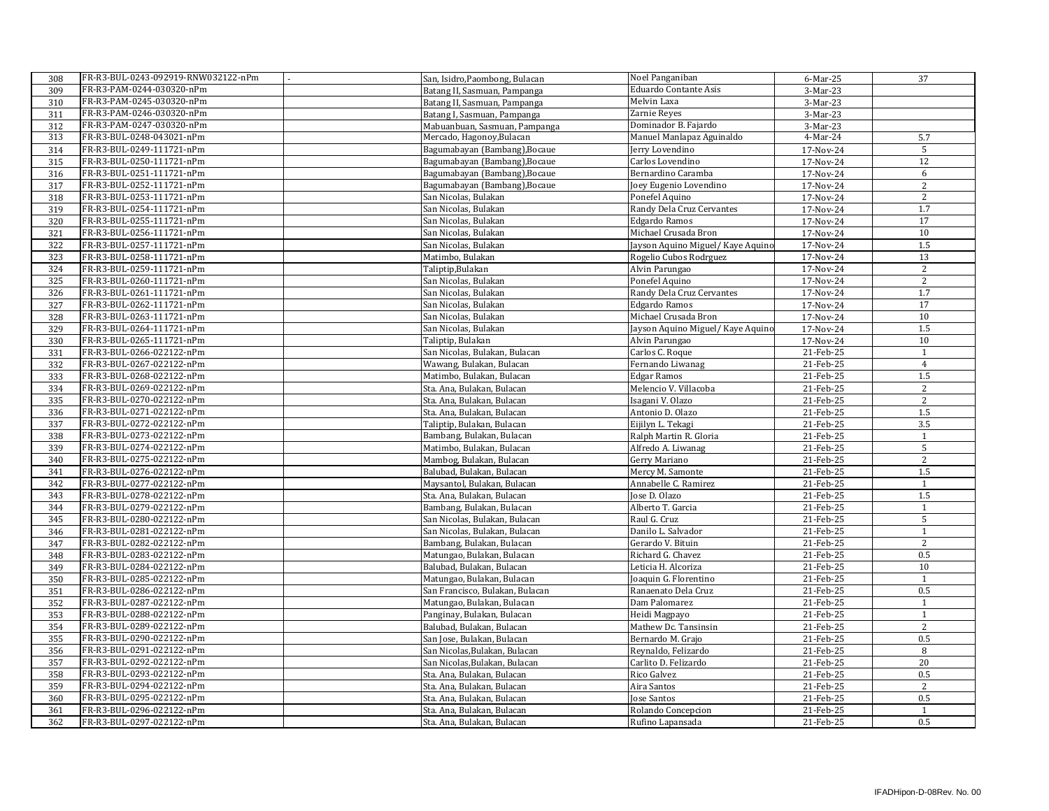| | | | | | | |
|---|---|---|---|---|---|---|
| 308 | FR-R3-BUL-0243-092919-RNW032122-nPm | - | San, Isidro,Paombong, Bulacan | Noel Panganiban | 6-Mar-25 | 37 |
| 309 | FR-R3-PAM-0244-030320-nPm | | Batang II, Sasmuan, Pampanga | Eduardo Contante Asis | 3-Mar-23 | |
| 310 | FR-R3-PAM-0245-030320-nPm | | Batang II, Sasmuan, Pampanga | Melvin Laxa | 3-Mar-23 | |
| 311 | FR-R3-PAM-0246-030320-nPm | | Batang I, Sasmuan, Pampanga | Zarnie Reyes | 3-Mar-23 | |
| 312 | FR-R3-PAM-0247-030320-nPm | | Mabuanbuan, Sasmuan, Pampanga | Dominador B. Fajardo | 3-Mar-23 | |
| 313 | FR-R3-BUL-0248-043021-nPm | | Mercado, Hagonoy,Bulacan | Manuel Manlapaz Aguinaldo | 4-Mar-24 | 5.7 |
| 314 | FR-R3-BUL-0249-111721-nPm | | Bagumabayan (Bambang),Bocaue | Jerry Lovendino | 17-Nov-24 | 5 |
| 315 | FR-R3-BUL-0250-111721-nPm | | Bagumabayan (Bambang),Bocaue | Carlos Lovendino | 17-Nov-24 | 12 |
| 316 | FR-R3-BUL-0251-111721-nPm | | Bagumabayan (Bambang),Bocaue | Bernardino Caramba | 17-Nov-24 | 6 |
| 317 | FR-R3-BUL-0252-111721-nPm | | Bagumabayan (Bambang),Bocaue | Joey Eugenio Lovendino | 17-Nov-24 | 2 |
| 318 | FR-R3-BUL-0253-111721-nPm | | San Nicolas, Bulakan | Ponefel Aquino | 17-Nov-24 | 2 |
| 319 | FR-R3-BUL-0254-111721-nPm | | San Nicolas, Bulakan | Randy Dela Cruz Cervantes | 17-Nov-24 | 1.7 |
| 320 | FR-R3-BUL-0255-111721-nPm | | San Nicolas, Bulakan | Edgardo Ramos | 17-Nov-24 | 17 |
| 321 | FR-R3-BUL-0256-111721-nPm | | San Nicolas, Bulakan | Michael Crusada Bron | 17-Nov-24 | 10 |
| 322 | FR-R3-BUL-0257-111721-nPm | | San Nicolas, Bulakan | Jayson Aquino Miguel/ Kaye Aquino | 17-Nov-24 | 1.5 |
| 323 | FR-R3-BUL-0258-111721-nPm | | Matimbo, Bulakan | Rogelio Cubos Rodrguez | 17-Nov-24 | 13 |
| 324 | FR-R3-BUL-0259-111721-nPm | | Taliptip,Bulakan | Alvin Parungao | 17-Nov-24 | 2 |
| 325 | FR-R3-BUL-0260-111721-nPm | | San Nicolas, Bulakan | Ponefel Aquino | 17-Nov-24 | 2 |
| 326 | FR-R3-BUL-0261-111721-nPm | | San Nicolas, Bulakan | Randy Dela Cruz Cervantes | 17-Nov-24 | 1.7 |
| 327 | FR-R3-BUL-0262-111721-nPm | | San Nicolas, Bulakan | Edgardo Ramos | 17-Nov-24 | 17 |
| 328 | FR-R3-BUL-0263-111721-nPm | | San Nicolas, Bulakan | Michael Crusada Bron | 17-Nov-24 | 10 |
| 329 | FR-R3-BUL-0264-111721-nPm | | San Nicolas, Bulakan | Jayson Aquino Miguel/ Kaye Aquino | 17-Nov-24 | 1.5 |
| 330 | FR-R3-BUL-0265-111721-nPm | | Taliptip, Bulakan | Alvin Parungao | 17-Nov-24 | 10 |
| 331 | FR-R3-BUL-0266-022122-nPm | | San Nicolas, Bulakan, Bulacan | Carlos C. Roque | 21-Feb-25 | 1 |
| 332 | FR-R3-BUL-0267-022122-nPm | | Wawang, Bulakan, Bulacan | Fernando Liwanag | 21-Feb-25 | 4 |
| 333 | FR-R3-BUL-0268-022122-nPm | | Matimbo, Bulakan, Bulacan | Edgar Ramos | 21-Feb-25 | 1.5 |
| 334 | FR-R3-BUL-0269-022122-nPm | | Sta. Ana, Bulakan, Bulacan | Melencio V. Villacoba | 21-Feb-25 | 2 |
| 335 | FR-R3-BUL-0270-022122-nPm | | Sta. Ana, Bulakan, Bulacan | Isagani V. Olazo | 21-Feb-25 | 2 |
| 336 | FR-R3-BUL-0271-022122-nPm | | Sta. Ana, Bulakan, Bulacan | Antonio D. Olazo | 21-Feb-25 | 1.5 |
| 337 | FR-R3-BUL-0272-022122-nPm | | Taliptip, Bulakan, Bulacan | Eijilyn L. Tekagi | 21-Feb-25 | 3.5 |
| 338 | FR-R3-BUL-0273-022122-nPm | | Bambang, Bulakan, Bulacan | Ralph Martin R. Gloria | 21-Feb-25 | 1 |
| 339 | FR-R3-BUL-0274-022122-nPm | | Matimbo, Bulakan, Bulacan | Alfredo A. Liwanag | 21-Feb-25 | 5 |
| 340 | FR-R3-BUL-0275-022122-nPm | | Mambog, Bulakan, Bulacan | Gerry Mariano | 21-Feb-25 | 2 |
| 341 | FR-R3-BUL-0276-022122-nPm | | Balubad, Bulakan, Bulacan | Mercy M. Samonte | 21-Feb-25 | 1.5 |
| 342 | FR-R3-BUL-0277-022122-nPm | | Maysantol, Bulakan, Bulacan | Annabelle C. Ramirez | 21-Feb-25 | 1 |
| 343 | FR-R3-BUL-0278-022122-nPm | | Sta. Ana, Bulakan, Bulacan | Jose D. Olazo | 21-Feb-25 | 1.5 |
| 344 | FR-R3-BUL-0279-022122-nPm | | Bambang, Bulakan, Bulacan | Alberto T. Garcia | 21-Feb-25 | 1 |
| 345 | FR-R3-BUL-0280-022122-nPm | | San Nicolas, Bulakan, Bulacan | Raul G. Cruz | 21-Feb-25 | 5 |
| 346 | FR-R3-BUL-0281-022122-nPm | | San Nicolas, Bulakan, Bulacan | Danilo L. Salvador | 21-Feb-25 | 1 |
| 347 | FR-R3-BUL-0282-022122-nPm | | Bambang, Bulakan, Bulacan | Gerardo V. Bituin | 21-Feb-25 | 2 |
| 348 | FR-R3-BUL-0283-022122-nPm | | Matungao, Bulakan, Bulacan | Richard G. Chavez | 21-Feb-25 | 0.5 |
| 349 | FR-R3-BUL-0284-022122-nPm | | Balubad, Bulakan, Bulacan | Leticia H. Alcoriza | 21-Feb-25 | 10 |
| 350 | FR-R3-BUL-0285-022122-nPm | | Matungao, Bulakan, Bulacan | Joaquin G. Florentino | 21-Feb-25 | 1 |
| 351 | FR-R3-BUL-0286-022122-nPm | | San Francisco, Bulakan, Bulacan | Ranaenato Dela Cruz | 21-Feb-25 | 0.5 |
| 352 | FR-R3-BUL-0287-022122-nPm | | Matungao, Bulakan, Bulacan | Dam Palomarez | 21-Feb-25 | 1 |
| 353 | FR-R3-BUL-0288-022122-nPm | | Panginay, Bulakan, Bulacan | Heidi Magpayo | 21-Feb-25 | 1 |
| 354 | FR-R3-BUL-0289-022122-nPm | | Balubad, Bulakan, Bulacan | Mathew Dc. Tansinsin | 21-Feb-25 | 2 |
| 355 | FR-R3-BUL-0290-022122-nPm | | San Jose, Bulakan, Bulacan | Bernardo M. Grajo | 21-Feb-25 | 0.5 |
| 356 | FR-R3-BUL-0291-022122-nPm | | San Nicolas,Bulakan, Bulacan | Reynaldo, Felizardo | 21-Feb-25 | 8 |
| 357 | FR-R3-BUL-0292-022122-nPm | | San Nicolas,Bulakan, Bulacan | Carlito D. Felizardo | 21-Feb-25 | 20 |
| 358 | FR-R3-BUL-0293-022122-nPm | | Sta. Ana, Bulakan, Bulacan | Rico Galvez | 21-Feb-25 | 0.5 |
| 359 | FR-R3-BUL-0294-022122-nPm | | Sta. Ana, Bulakan, Bulacan | Aira Santos | 21-Feb-25 | 2 |
| 360 | FR-R3-BUL-0295-022122-nPm | | Sta. Ana, Bulakan, Bulacan | Jose Santos | 21-Feb-25 | 0.5 |
| 361 | FR-R3-BUL-0296-022122-nPm | | Sta. Ana, Bulakan, Bulacan | Rolando Concepcion | 21-Feb-25 | 1 |
| 362 | FR-R3-BUL-0297-022122-nPm | | Sta. Ana, Bulakan, Bulacan | Rufino Lapansada | 21-Feb-25 | 0.5 |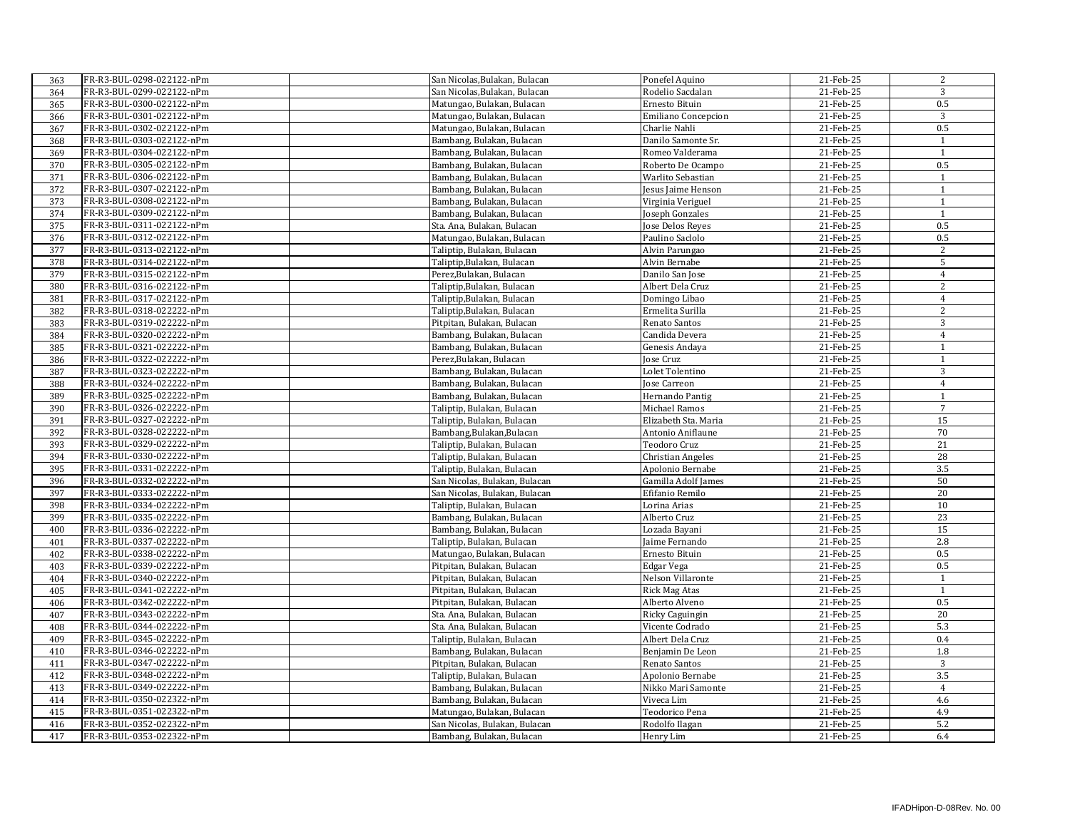| | | | | | | |
|---|---|---|---|---|---|---|
| 363 | FR-R3-BUL-0298-022122-nPm | | San Nicolas,Bulakan, Bulacan | Ponefel Aquino | 21-Feb-25 | 2 |
| 364 | FR-R3-BUL-0299-022122-nPm | | San Nicolas,Bulakan, Bulacan | Rodelio Sacdalan | 21-Feb-25 | 3 |
| 365 | FR-R3-BUL-0300-022122-nPm | | Matungao, Bulakan, Bulacan | Ernesto Bituin | 21-Feb-25 | 0.5 |
| 366 | FR-R3-BUL-0301-022122-nPm | | Matungao, Bulakan, Bulacan | Emiliano Concepcion | 21-Feb-25 | 3 |
| 367 | FR-R3-BUL-0302-022122-nPm | | Matungao, Bulakan, Bulacan | Charlie Nahli | 21-Feb-25 | 0.5 |
| 368 | FR-R3-BUL-0303-022122-nPm | | Bambang, Bulakan, Bulacan | Danilo Samonte Sr. | 21-Feb-25 | 1 |
| 369 | FR-R3-BUL-0304-022122-nPm | | Bambang, Bulakan, Bulacan | Romeo Valderama | 21-Feb-25 | 1 |
| 370 | FR-R3-BUL-0305-022122-nPm | | Bambang, Bulakan, Bulacan | Roberto De Ocampo | 21-Feb-25 | 0.5 |
| 371 | FR-R3-BUL-0306-022122-nPm | | Bambang, Bulakan, Bulacan | Warlito Sebastian | 21-Feb-25 | 1 |
| 372 | FR-R3-BUL-0307-022122-nPm | | Bambang, Bulakan, Bulacan | Jesus Jaime Henson | 21-Feb-25 | 1 |
| 373 | FR-R3-BUL-0308-022122-nPm | | Bambang, Bulakan, Bulacan | Virginia Veriguel | 21-Feb-25 | 1 |
| 374 | FR-R3-BUL-0309-022122-nPm | | Bambang, Bulakan, Bulacan | Joseph Gonzales | 21-Feb-25 | 1 |
| 375 | FR-R3-BUL-0311-022122-nPm | | Sta. Ana, Bulakan, Bulacan | Jose Delos Reyes | 21-Feb-25 | 0.5 |
| 376 | FR-R3-BUL-0312-022122-nPm | | Matungao, Bulakan, Bulacan | Paulino Saclolo | 21-Feb-25 | 0.5 |
| 377 | FR-R3-BUL-0313-022122-nPm | | Taliptip, Bulakan, Bulacan | Alvin Parungao | 21-Feb-25 | 2 |
| 378 | FR-R3-BUL-0314-022122-nPm | | Taliptip,Bulakan, Bulacan | Alvin Bernabe | 21-Feb-25 | 5 |
| 379 | FR-R3-BUL-0315-022122-nPm | | Perez,Bulakan, Bulacan | Danilo San Jose | 21-Feb-25 | 4 |
| 380 | FR-R3-BUL-0316-022122-nPm | | Taliptip,Bulakan, Bulacan | Albert Dela Cruz | 21-Feb-25 | 2 |
| 381 | FR-R3-BUL-0317-022122-nPm | | Taliptip,Bulakan, Bulacan | Domingo Libao | 21-Feb-25 | 4 |
| 382 | FR-R3-BUL-0318-022222-nPm | | Taliptip,Bulakan, Bulacan | Ermelita Surilla | 21-Feb-25 | 2 |
| 383 | FR-R3-BUL-0319-022222-nPm | | Pitpitan, Bulakan, Bulacan | Renato Santos | 21-Feb-25 | 3 |
| 384 | FR-R3-BUL-0320-022222-nPm | | Bambang, Bulakan, Bulacan | Candida Devera | 21-Feb-25 | 4 |
| 385 | FR-R3-BUL-0321-022222-nPm | | Bambang, Bulakan, Bulacan | Genesis Andaya | 21-Feb-25 | 1 |
| 386 | FR-R3-BUL-0322-022222-nPm | | Perez,Bulakan, Bulacan | Jose Cruz | 21-Feb-25 | 1 |
| 387 | FR-R3-BUL-0323-022222-nPm | | Bambang, Bulakan, Bulacan | Lolet Tolentino | 21-Feb-25 | 3 |
| 388 | FR-R3-BUL-0324-022222-nPm | | Bambang, Bulakan, Bulacan | Jose Carreon | 21-Feb-25 | 4 |
| 389 | FR-R3-BUL-0325-022222-nPm | | Bambang, Bulakan, Bulacan | Hernando Pantig | 21-Feb-25 | 1 |
| 390 | FR-R3-BUL-0326-022222-nPm | | Taliptip, Bulakan, Bulacan | Michael Ramos | 21-Feb-25 | 7 |
| 391 | FR-R3-BUL-0327-022222-nPm | | Taliptip, Bulakan, Bulacan | Elizabeth Sta. Maria | 21-Feb-25 | 15 |
| 392 | FR-R3-BUL-0328-022222-nPm | | Bambang,Bulakan,Bulacan | Antonio Aniflaune | 21-Feb-25 | 70 |
| 393 | FR-R3-BUL-0329-022222-nPm | | Taliptip, Bulakan, Bulacan | Teodoro Cruz | 21-Feb-25 | 21 |
| 394 | FR-R3-BUL-0330-022222-nPm | | Taliptip, Bulakan, Bulacan | Christian Angeles | 21-Feb-25 | 28 |
| 395 | FR-R3-BUL-0331-022222-nPm | | Taliptip, Bulakan, Bulacan | Apolonio Bernabe | 21-Feb-25 | 3.5 |
| 396 | FR-R3-BUL-0332-022222-nPm | | San Nicolas, Bulakan, Bulacan | Gamilla Adolf James | 21-Feb-25 | 50 |
| 397 | FR-R3-BUL-0333-022222-nPm | | San Nicolas, Bulakan, Bulacan | Efifanio Remilo | 21-Feb-25 | 20 |
| 398 | FR-R3-BUL-0334-022222-nPm | | Taliptip, Bulakan, Bulacan | Lorina Arias | 21-Feb-25 | 10 |
| 399 | FR-R3-BUL-0335-022222-nPm | | Bambang, Bulakan, Bulacan | Alberto Cruz | 21-Feb-25 | 23 |
| 400 | FR-R3-BUL-0336-022222-nPm | | Bambang, Bulakan, Bulacan | Lozada Bayani | 21-Feb-25 | 15 |
| 401 | FR-R3-BUL-0337-022222-nPm | | Taliptip, Bulakan, Bulacan | Jaime Fernando | 21-Feb-25 | 2.8 |
| 402 | FR-R3-BUL-0338-022222-nPm | | Matungao, Bulakan, Bulacan | Ernesto Bituin | 21-Feb-25 | 0.5 |
| 403 | FR-R3-BUL-0339-022222-nPm | | Pitpitan, Bulakan, Bulacan | Edgar Vega | 21-Feb-25 | 0.5 |
| 404 | FR-R3-BUL-0340-022222-nPm | | Pitpitan, Bulakan, Bulacan | Nelson Villaronte | 21-Feb-25 | 1 |
| 405 | FR-R3-BUL-0341-022222-nPm | | Pitpitan, Bulakan, Bulacan | Rick Mag Atas | 21-Feb-25 | 1 |
| 406 | FR-R3-BUL-0342-022222-nPm | | Pitpitan, Bulakan, Bulacan | Alberto Alveno | 21-Feb-25 | 0.5 |
| 407 | FR-R3-BUL-0343-022222-nPm | | Sta. Ana, Bulakan, Bulacan | Ricky Caguingin | 21-Feb-25 | 20 |
| 408 | FR-R3-BUL-0344-022222-nPm | | Sta. Ana, Bulakan, Bulacan | Vicente Codrado | 21-Feb-25 | 5.3 |
| 409 | FR-R3-BUL-0345-022222-nPm | | Taliptip, Bulakan, Bulacan | Albert Dela Cruz | 21-Feb-25 | 0.4 |
| 410 | FR-R3-BUL-0346-022222-nPm | | Bambang, Bulakan, Bulacan | Benjamin De Leon | 21-Feb-25 | 1.8 |
| 411 | FR-R3-BUL-0347-022222-nPm | | Pitpitan, Bulakan, Bulacan | Renato Santos | 21-Feb-25 | 3 |
| 412 | FR-R3-BUL-0348-022222-nPm | | Taliptip, Bulakan, Bulacan | Apolonio Bernabe | 21-Feb-25 | 3.5 |
| 413 | FR-R3-BUL-0349-022222-nPm | | Bambang, Bulakan, Bulacan | Nikko Mari Samonte | 21-Feb-25 | 4 |
| 414 | FR-R3-BUL-0350-022322-nPm | | Bambang, Bulakan, Bulacan | Viveca Lim | 21-Feb-25 | 4.6 |
| 415 | FR-R3-BUL-0351-022322-nPm | | Matungao, Bulakan, Bulacan | Teodorico Pena | 21-Feb-25 | 4.9 |
| 416 | FR-R3-BUL-0352-022322-nPm | | San Nicolas, Bulakan, Bulacan | Rodolfo Ilagan | 21-Feb-25 | 5.2 |
| 417 | FR-R3-BUL-0353-022322-nPm | | Bambang, Bulakan, Bulacan | Henry Lim | 21-Feb-25 | 6.4 |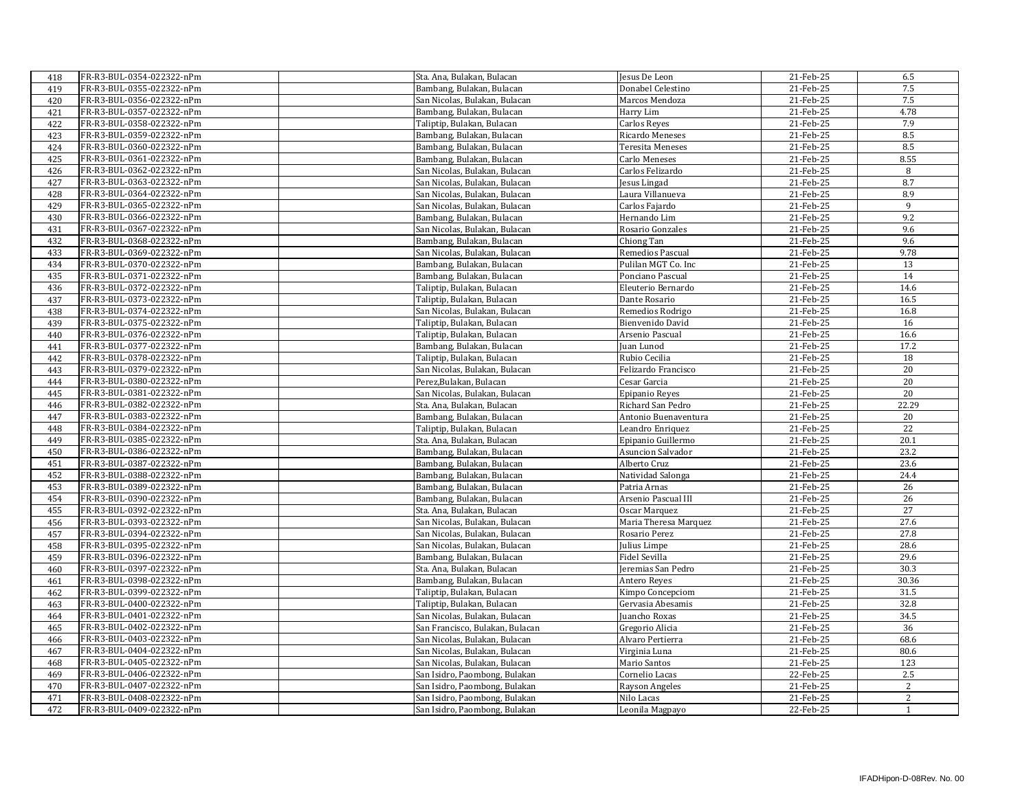| | | | | | | |
|---|---|---|---|---|---|---|
| 418 | FR-R3-BUL-0354-022322-nPm | | Sta. Ana, Bulakan, Bulacan | Jesus De Leon | 21-Feb-25 | 6.5 |
| 419 | FR-R3-BUL-0355-022322-nPm | | Bambang, Bulakan, Bulacan | Donabel Celestino | 21-Feb-25 | 7.5 |
| 420 | FR-R3-BUL-0356-022322-nPm | | San Nicolas, Bulakan, Bulacan | Marcos Mendoza | 21-Feb-25 | 7.5 |
| 421 | FR-R3-BUL-0357-022322-nPm | | Bambang, Bulakan, Bulacan | Harry Lim | 21-Feb-25 | 4.78 |
| 422 | FR-R3-BUL-0358-022322-nPm | | Taliptip, Bulakan, Bulacan | Carlos Reyes | 21-Feb-25 | 7.9 |
| 423 | FR-R3-BUL-0359-022322-nPm | | Bambang, Bulakan, Bulacan | Ricardo Meneses | 21-Feb-25 | 8.5 |
| 424 | FR-R3-BUL-0360-022322-nPm | | Bambang, Bulakan, Bulacan | Teresita Meneses | 21-Feb-25 | 8.5 |
| 425 | FR-R3-BUL-0361-022322-nPm | | Bambang, Bulakan, Bulacan | Carlo Meneses | 21-Feb-25 | 8.55 |
| 426 | FR-R3-BUL-0362-022322-nPm | | San Nicolas, Bulakan, Bulacan | Carlos Felizardo | 21-Feb-25 | 8 |
| 427 | FR-R3-BUL-0363-022322-nPm | | San Nicolas, Bulakan, Bulacan | Jesus Lingad | 21-Feb-25 | 8.7 |
| 428 | FR-R3-BUL-0364-022322-nPm | | San Nicolas, Bulakan, Bulacan | Laura Villanueva | 21-Feb-25 | 8.9 |
| 429 | FR-R3-BUL-0365-022322-nPm | | San Nicolas, Bulakan, Bulacan | Carlos Fajardo | 21-Feb-25 | 9 |
| 430 | FR-R3-BUL-0366-022322-nPm | | Bambang, Bulakan, Bulacan | Hernando Lim | 21-Feb-25 | 9.2 |
| 431 | FR-R3-BUL-0367-022322-nPm | | San Nicolas, Bulakan, Bulacan | Rosario Gonzales | 21-Feb-25 | 9.6 |
| 432 | FR-R3-BUL-0368-022322-nPm | | Bambang, Bulakan, Bulacan | Chiong Tan | 21-Feb-25 | 9.6 |
| 433 | FR-R3-BUL-0369-022322-nPm | | San Nicolas, Bulakan, Bulacan | Remedios Pascual | 21-Feb-25 | 9.78 |
| 434 | FR-R3-BUL-0370-022322-nPm | | Bambang, Bulakan, Bulacan | Pulilan MGT Co. Inc | 21-Feb-25 | 13 |
| 435 | FR-R3-BUL-0371-022322-nPm | | Bambang, Bulakan, Bulacan | Ponciano Pascual | 21-Feb-25 | 14 |
| 436 | FR-R3-BUL-0372-022322-nPm | | Taliptip, Bulakan, Bulacan | Eleuterio Bernardo | 21-Feb-25 | 14.6 |
| 437 | FR-R3-BUL-0373-022322-nPm | | Taliptip, Bulakan, Bulacan | Dante Rosario | 21-Feb-25 | 16.5 |
| 438 | FR-R3-BUL-0374-022322-nPm | | San Nicolas, Bulakan, Bulacan | Remedios Rodrigo | 21-Feb-25 | 16.8 |
| 439 | FR-R3-BUL-0375-022322-nPm | | Taliptip, Bulakan, Bulacan | Bienvenido David | 21-Feb-25 | 16 |
| 440 | FR-R3-BUL-0376-022322-nPm | | Taliptip, Bulakan, Bulacan | Arsenio Pascual | 21-Feb-25 | 16.6 |
| 441 | FR-R3-BUL-0377-022322-nPm | | Bambang, Bulakan, Bulacan | Juan Lunod | 21-Feb-25 | 17.2 |
| 442 | FR-R3-BUL-0378-022322-nPm | | Taliptip, Bulakan, Bulacan | Rubio Cecilia | 21-Feb-25 | 18 |
| 443 | FR-R3-BUL-0379-022322-nPm | | San Nicolas, Bulakan, Bulacan | Felizardo Francisco | 21-Feb-25 | 20 |
| 444 | FR-R3-BUL-0380-022322-nPm | | Perez,Bulakan, Bulacan | Cesar Garcia | 21-Feb-25 | 20 |
| 445 | FR-R3-BUL-0381-022322-nPm | | San Nicolas, Bulakan, Bulacan | Epipanio Reyes | 21-Feb-25 | 20 |
| 446 | FR-R3-BUL-0382-022322-nPm | | Sta. Ana, Bulakan, Bulacan | Richard San Pedro | 21-Feb-25 | 22.29 |
| 447 | FR-R3-BUL-0383-022322-nPm | | Bambang, Bulakan, Bulacan | Antonio Buenaventura | 21-Feb-25 | 20 |
| 448 | FR-R3-BUL-0384-022322-nPm | | Taliptip, Bulakan, Bulacan | Leandro Enriquez | 21-Feb-25 | 22 |
| 449 | FR-R3-BUL-0385-022322-nPm | | Sta. Ana, Bulakan, Bulacan | Epipanio Guillermo | 21-Feb-25 | 20.1 |
| 450 | FR-R3-BUL-0386-022322-nPm | | Bambang, Bulakan, Bulacan | Asuncion Salvador | 21-Feb-25 | 23.2 |
| 451 | FR-R3-BUL-0387-022322-nPm | | Bambang, Bulakan, Bulacan | Alberto Cruz | 21-Feb-25 | 23.6 |
| 452 | FR-R3-BUL-0388-022322-nPm | | Bambang, Bulakan, Bulacan | Natividad Salonga | 21-Feb-25 | 24.4 |
| 453 | FR-R3-BUL-0389-022322-nPm | | Bambang, Bulakan, Bulacan | Patria Arnas | 21-Feb-25 | 26 |
| 454 | FR-R3-BUL-0390-022322-nPm | | Bambang, Bulakan, Bulacan | Arsenio Pascual III | 21-Feb-25 | 26 |
| 455 | FR-R3-BUL-0392-022322-nPm | | Sta. Ana, Bulakan, Bulacan | Oscar Marquez | 21-Feb-25 | 27 |
| 456 | FR-R3-BUL-0393-022322-nPm | | San Nicolas, Bulakan, Bulacan | Maria Theresa Marquez | 21-Feb-25 | 27.6 |
| 457 | FR-R3-BUL-0394-022322-nPm | | San Nicolas, Bulakan, Bulacan | Rosario Perez | 21-Feb-25 | 27.8 |
| 458 | FR-R3-BUL-0395-022322-nPm | | San Nicolas, Bulakan, Bulacan | Julius Limpe | 21-Feb-25 | 28.6 |
| 459 | FR-R3-BUL-0396-022322-nPm | | Bambang, Bulakan, Bulacan | Fidel Sevilla | 21-Feb-25 | 29.6 |
| 460 | FR-R3-BUL-0397-022322-nPm | | Sta. Ana, Bulakan, Bulacan | Jeremias San Pedro | 21-Feb-25 | 30.3 |
| 461 | FR-R3-BUL-0398-022322-nPm | | Bambang, Bulakan, Bulacan | Antero Reyes | 21-Feb-25 | 30.36 |
| 462 | FR-R3-BUL-0399-022322-nPm | | Taliptip, Bulakan, Bulacan | Kimpo Concepciom | 21-Feb-25 | 31.5 |
| 463 | FR-R3-BUL-0400-022322-nPm | | Taliptip, Bulakan, Bulacan | Gervasia Abesamis | 21-Feb-25 | 32.8 |
| 464 | FR-R3-BUL-0401-022322-nPm | | San Nicolas, Bulakan, Bulacan | Juancho Roxas | 21-Feb-25 | 34.5 |
| 465 | FR-R3-BUL-0402-022322-nPm | | San Francisco, Bulakan, Bulacan | Gregorio Alicia | 21-Feb-25 | 36 |
| 466 | FR-R3-BUL-0403-022322-nPm | | San Nicolas, Bulakan, Bulacan | Alvaro Pertierra | 21-Feb-25 | 68.6 |
| 467 | FR-R3-BUL-0404-022322-nPm | | San Nicolas, Bulakan, Bulacan | Virginia Luna | 21-Feb-25 | 80.6 |
| 468 | FR-R3-BUL-0405-022322-nPm | | San Nicolas, Bulakan, Bulacan | Mario Santos | 21-Feb-25 | 123 |
| 469 | FR-R3-BUL-0406-022322-nPm | | San Isidro, Paombong, Bulakan | Cornelio Lacas | 22-Feb-25 | 2.5 |
| 470 | FR-R3-BUL-0407-022322-nPm | | San Isidro, Paombong, Bulakan | Rayson Angeles | 21-Feb-25 | 2 |
| 471 | FR-R3-BUL-0408-022322-nPm | | San Isidro, Paombong, Bulakan | Nilo Lacas | 21-Feb-25 | 2 |
| 472 | FR-R3-BUL-0409-022322-nPm | | San Isidro, Paombong, Bulakan | Leonila Magpayo | 22-Feb-25 | 1 |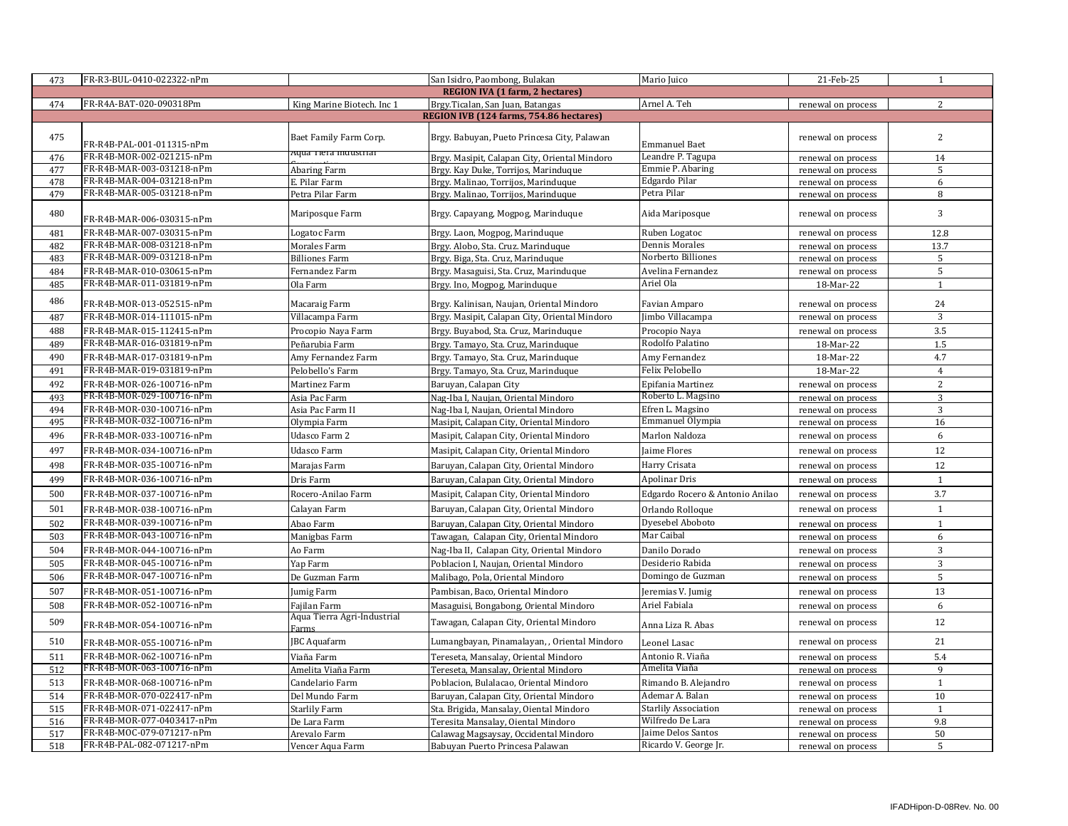| | | | | | |
|---|---|---|---|---|---|
| 473 | FR-R3-BUL-0410-022322-nPm | | San Isidro, Paombong, Bulakan | Mario Juico | 21-Feb-25 | 1 |
| **REGION IVA (1 farm, 2 hectares)** | | | | | | |
| 474 | FR-R4A-BAT-020-090318Pm | King Marine Biotech. Inc 1 | Brgy.Ticalan, San Juan, Batangas | Arnel A. Teh | renewal on process | 2 |
| **REGION IVB (124 farms, 754.86 hectares)** | | | | | | |
| 475 | FR-R4B-PAL-001-011315-nPm | Baet Family Farm Corp. | Brgy. Babuyan, Pueto Princesa City, Palawan | Emmanuel Baet | renewal on process | 2 |
| 476 | FR-R4B-MOR-002-021215-nPm | Aqua Tiera Industrial Corporation | Brgy. Masipit, Calapan City, Oriental Mindoro | Leandre P. Tagupa | renewal on process | 14 |
| 477 | FR-R4B-MAR-003-031218-nPm | Abaring Farm | Brgy. Kay Duke, Torrijos, Marinduque | Emmie P. Abaring | renewal on process | 5 |
| 478 | FR-R4B-MAR-004-031218-nPm | E. Pilar Farm | Brgy. Malinao, Torrijos, Marinduque | Edgardo Pilar | renewal on process | 6 |
| 479 | FR-R4B-MAR-005-031218-nPm | Petra Pilar Farm | Brgy. Malinao, Torrijos, Marinduque | Petra Pilar | renewal on process | 8 |
| 480 | FR-R4B-MAR-006-030315-nPm | Mariposque Farm | Brgy. Capayang, Mogpog, Marinduque | Aida Mariposque | renewal on process | 3 |
| 481 | FR-R4B-MAR-007-030315-nPm | Logatoc Farm | Brgy. Laon, Mogpog, Marinduque | Ruben Logatoc | renewal on process | 12.8 |
| 482 | FR-R4B-MAR-008-031218-nPm | Morales Farm | Brgy. Alobo, Sta. Cruz. Marinduque | Dennis Morales | renewal on process | 13.7 |
| 483 | FR-R4B-MAR-009-031218-nPm | Billiones Farm | Brgy. Biga, Sta. Cruz, Marinduque | Norberto Billiones | renewal on process | 5 |
| 484 | FR-R4B-MAR-010-030615-nPm | Fernandez Farm | Brgy. Masaguisi, Sta. Cruz, Marinduque | Avelina Fernandez | renewal on process | 5 |
| 485 | FR-R4B-MAR-011-031819-nPm | Ola Farm | Brgy. Ino, Mogpog, Marinduque | Ariel Ola | 18-Mar-22 | 1 |
| 486 | FR-R4B-MOR-013-052515-nPm | Macaraig Farm | Brgy. Kalinisan, Naujan, Oriental Mindoro | Favian Amparo | renewal on process | 24 |
| 487 | FR-R4B-MOR-014-111015-nPm | Villacampa Farm | Brgy. Masipit, Calapan City, Oriental Mindoro | Jimbo Villacampa | renewal on process | 3 |
| 488 | FR-R4B-MAR-015-112415-nPm | Procopio Naya Farm | Brgy. Buyabod, Sta. Cruz, Marinduque | Procopio Naya | renewal on process | 3.5 |
| 489 | FR-R4B-MAR-016-031819-nPm | Peñarubia Farm | Brgy. Tamayo, Sta. Cruz, Marinduque | Rodolfo Palatino | 18-Mar-22 | 1.5 |
| 490 | FR-R4B-MAR-017-031819-nPm | Amy Fernandez Farm | Brgy. Tamayo, Sta. Cruz, Marinduque | Amy Fernandez | 18-Mar-22 | 4.7 |
| 491 | FR-R4B-MAR-019-031819-nPm | Pelobello's Farm | Brgy. Tamayo, Sta. Cruz, Marinduque | Felix Pelobello | 18-Mar-22 | 4 |
| 492 | FR-R4B-MOR-026-100716-nPm | Martinez Farm | Baruyan, Calapan City | Epifania Martinez | renewal on process | 2 |
| 493 | FR-R4B-MOR-029-100716-nPm | Asia Pac Farm | Nag-Iba I, Naujan, Oriental Mindoro | Roberto L. Magsino | renewal on process | 3 |
| 494 | FR-R4B-MOR-030-100716-nPm | Asia Pac Farm II | Nag-Iba I, Naujan, Oriental Mindoro | Efren L. Magsino | renewal on process | 3 |
| 495 | FR-R4B-MOR-032-100716-nPm | Olympia Farm | Masipit, Calapan City, Oriental Mindoro | Emmanuel Olympia | renewal on process | 16 |
| 496 | FR-R4B-MOR-033-100716-nPm | Udasco Farm 2 | Masipit, Calapan City, Oriental Mindoro | Marlon Naldoza | renewal on process | 6 |
| 497 | FR-R4B-MOR-034-100716-nPm | Udasco Farm | Masipit, Calapan City, Oriental Mindoro | Jaime Flores | renewal on process | 12 |
| 498 | FR-R4B-MOR-035-100716-nPm | Marajas Farm | Baruyan, Calapan City, Oriental Mindoro | Harry Crisata | renewal on process | 12 |
| 499 | FR-R4B-MOR-036-100716-nPm | Dris Farm | Baruyan, Calapan City, Oriental Mindoro | Apolinar Dris | renewal on process | 1 |
| 500 | FR-R4B-MOR-037-100716-nPm | Rocero-Anilao Farm | Masipit, Calapan City, Oriental Mindoro | Edgardo Rocero & Antonio Anilao | renewal on process | 3.7 |
| 501 | FR-R4B-MOR-038-100716-nPm | Calayan Farm | Baruyan, Calapan City, Oriental Mindoro | Orlando Rolloque | renewal on process | 1 |
| 502 | FR-R4B-MOR-039-100716-nPm | Abao Farm | Baruyan, Calapan City, Oriental Mindoro | Dyesebel Aboboto | renewal on process | 1 |
| 503 | FR-R4B-MOR-043-100716-nPm | Manigbas Farm | Tawagan, Calapan City, Oriental Mindoro | Mar Caibal | renewal on process | 6 |
| 504 | FR-R4B-MOR-044-100716-nPm | Ao Farm | Nag-Iba II, Calapan City, Oriental Mindoro | Danilo Dorado | renewal on process | 3 |
| 505 | FR-R4B-MOR-045-100716-nPm | Yap Farm | Poblacion I, Naujan, Oriental Mindoro | Desiderio Rabida | renewal on process | 3 |
| 506 | FR-R4B-MOR-047-100716-nPm | De Guzman Farm | Malibago, Pola, Oriental Mindoro | Domingo de Guzman | renewal on process | 5 |
| 507 | FR-R4B-MOR-051-100716-nPm | Jumig Farm | Pambisan, Baco, Oriental Mindoro | Jeremias V. Jumig | renewal on process | 13 |
| 508 | FR-R4B-MOR-052-100716-nPm | Fajilan Farm | Masaguisi, Bongabong, Oriental Mindoro | Ariel Fabiala | renewal on process | 6 |
| 509 | FR-R4B-MOR-054-100716-nPm | Aqua Tierra Agri-Industrial Farms | Tawagan, Calapan City, Oriental Mindoro | Anna Liza R. Abas | renewal on process | 12 |
| 510 | FR-R4B-MOR-055-100716-nPm | JBC Aquafarm | Lumangbayan, Pinamalayan, , Oriental Mindoro | Leonel Lasac | renewal on process | 21 |
| 511 | FR-R4B-MOR-062-100716-nPm | Viaña Farm | Tereseta, Mansalay, Oriental Mindoro | Antonio R. Viaña | renewal on process | 5.4 |
| 512 | FR-R4B-MOR-063-100716-nPm | Amelita Viaña Farm | Tereseta, Mansalay, Oriental Mindoro | Amelita Viaña | renewal on process | 9 |
| 513 | FR-R4B-MOR-068-100716-nPm | Candelario Farm | Poblacion, Bulalacao, Oriental Mindoro | Rimando B. Alejandro | renewal on process | 1 |
| 514 | FR-R4B-MOR-070-022417-nPm | Del Mundo Farm | Baruyan, Calapan City, Oriental Mindoro | Ademar A. Balan | renewal on process | 10 |
| 515 | FR-R4B-MOR-071-022417-nPm | Starlily Farm | Sta. Brigida, Mansalay, Oiental Mindoro | Starlily Association | renewal on process | 1 |
| 516 | FR-R4B-MOR-077-0403417-nPm | De Lara Farm | Teresita Mansalay, Oiental Mindoro | Wilfredo De Lara | renewal on process | 9.8 |
| 517 | FR-R4B-MOC-079-071217-nPm | Arevalo Farm | Calawag Magsaysay, Occidental Mindoro | Jaime Delos Santos | renewal on process | 50 |
| 518 | FR-R4B-PAL-082-071217-nPm | Vencer Aqua Farm | Babuyan Puerto Princesa Palawan | Ricardo V. George Jr. | renewal on process | 5 |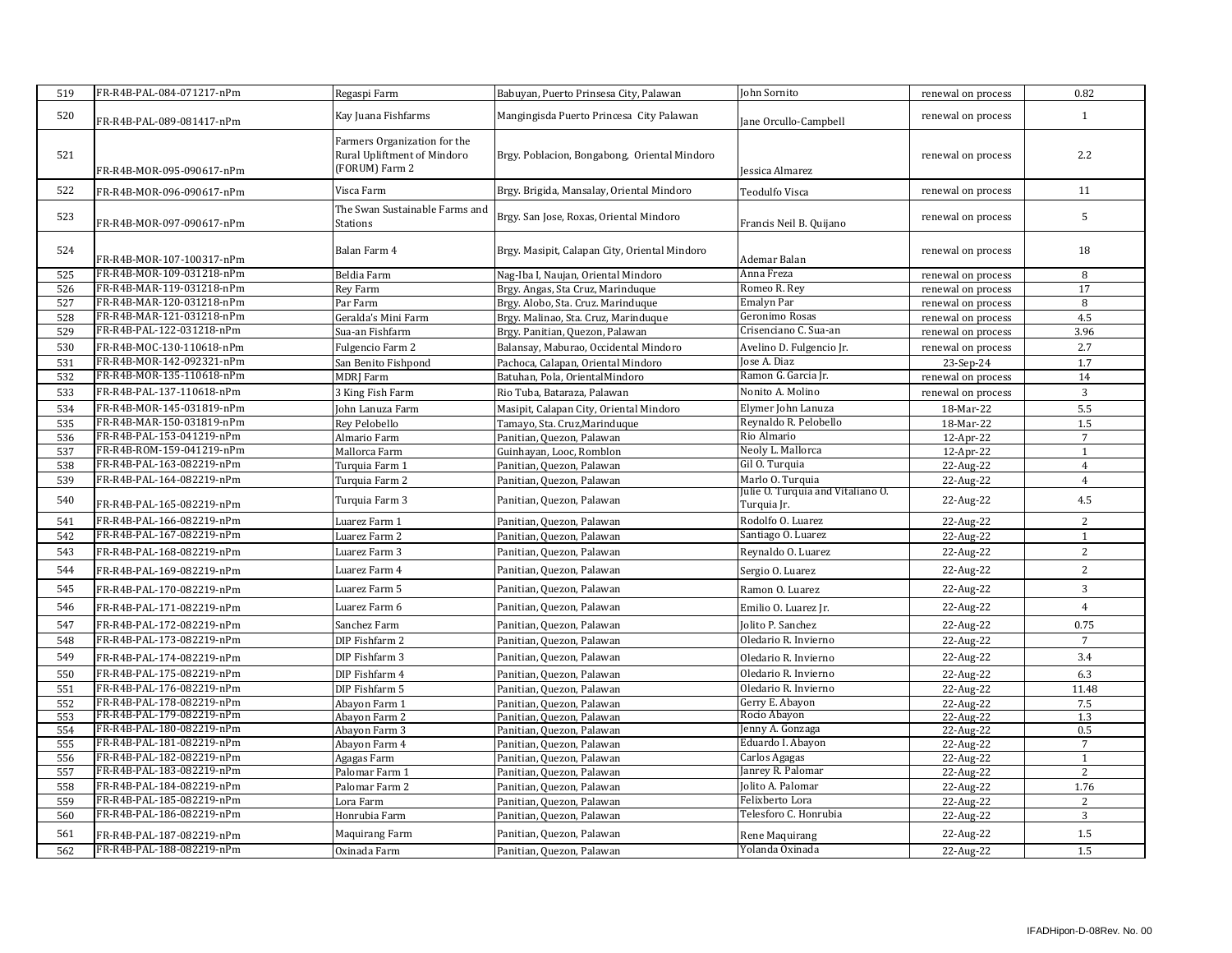| | | | | | | |
|---|---|---|---|---|---|---|
| 519 | FR-R4B-PAL-084-071217-nPm | Regaspi Farm | Babuyan, Puerto Prinsesa City, Palawan | John Sornito | renewal on process | 0.82 |
| 520 | FR-R4B-PAL-089-081417-nPm | Kay Juana Fishfarms | Mangingisda Puerto Princesa City Palawan | Jane Orcullo-Campbell | renewal on process | 1 |
| 521 | FR-R4B-MOR-095-090617-nPm | Farmers Organization for the Rural Upliftment of Mindoro (FORUM) Farm 2 | Brgy. Poblacion, Bongabong, Oriental Mindoro | Jessica Almarez | renewal on process | 2.2 |
| 522 | FR-R4B-MOR-096-090617-nPm | Visca Farm | Brgy. Brigida, Mansalay, Oriental Mindoro | Teodulfo Visca | renewal on process | 11 |
| 523 | FR-R4B-MOR-097-090617-nPm | The Swan Sustainable Farms and Stations | Brgy. San Jose, Roxas, Oriental Mindoro | Francis Neil B. Quijano | renewal on process | 5 |
| 524 | FR-R4B-MOR-107-100317-nPm | Balan Farm 4 | Brgy. Masipit, Calapan City, Oriental Mindoro | Ademar Balan | renewal on process | 18 |
| 525 | FR-R4B-MOR-109-031218-nPm | Beldia Farm | Nag-Iba I, Naujan, Oriental Mindoro | Anna Freza | renewal on process | 8 |
| 526 | FR-R4B-MAR-119-031218-nPm | Rey Farm | Brgy. Angas, Sta Cruz, Marinduque | Romeo R. Rey | renewal on process | 17 |
| 527 | FR-R4B-MAR-120-031218-nPm | Par Farm | Brgy. Alobo, Sta. Cruz. Marinduque | Emalyn Par | renewal on process | 8 |
| 528 | FR-R4B-MAR-121-031218-nPm | Geralda's Mini Farm | Brgy. Malinao, Sta. Cruz, Marinduque | Geronimo Rosas | renewal on process | 4.5 |
| 529 | FR-R4B-PAL-122-031218-nPm | Sua-an Fishfarm | Brgy. Panitian, Quezon, Palawan | Crisenciano C. Sua-an | renewal on process | 3.96 |
| 530 | FR-R4B-MOC-130-110618-nPm | Fulgencio Farm 2 | Balansay, Maburao, Occidental Mindoro | Avelino D. Fulgencio Jr. | renewal on process | 2.7 |
| 531 | FR-R4B-MOR-142-092321-nPm | San Benito Fishpond | Pachoca, Calapan, Oriental Mindoro | Jose A. Diaz | 23-Sep-24 | 1.7 |
| 532 | FR-R4B-MOR-135-110618-nPm | MDRJ Farm | Batuhan, Pola, OrientalMindoro | Ramon G. Garcia Jr. | renewal on process | 14 |
| 533 | FR-R4B-PAL-137-110618-nPm | 3 King Fish Farm | Rio Tuba, Bataraza, Palawan | Nonito A. Molino | renewal on process | 3 |
| 534 | FR-R4B-MOR-145-031819-nPm | John Lanuza Farm | Masipit, Calapan City, Oriental Mindoro | Elymer John Lanuza | 18-Mar-22 | 5.5 |
| 535 | FR-R4B-MAR-150-031819-nPm | Rey Pelobello | Tamayo, Sta. Cruz,Marinduque | Reynaldo R. Pelobello | 18-Mar-22 | 1.5 |
| 536 | FR-R4B-PAL-153-041219-nPm | Almario Farm | Panitian, Quezon, Palawan | Rio Almario | 12-Apr-22 | 7 |
| 537 | FR-R4B-ROM-159-041219-nPm | Mallorca Farm | Guinhayan, Looc, Romblon | Neoly L. Mallorca | 12-Apr-22 | 1 |
| 538 | FR-R4B-PAL-163-082219-nPm | Turquia Farm 1 | Panitian, Quezon, Palawan | Gil O. Turquia | 22-Aug-22 | 4 |
| 539 | FR-R4B-PAL-164-082219-nPm | Turquia Farm 2 | Panitian, Quezon, Palawan | Marlo O. Turquia | 22-Aug-22 | 4 |
| 540 | FR-R4B-PAL-165-082219-nPm | Turquia Farm 3 | Panitian, Quezon, Palawan | Julie O. Turquia and Vitaliano O. Turquia Jr. | 22-Aug-22 | 4.5 |
| 541 | FR-R4B-PAL-166-082219-nPm | Luarez Farm 1 | Panitian, Quezon, Palawan | Rodolfo O. Luarez | 22-Aug-22 | 2 |
| 542 | FR-R4B-PAL-167-082219-nPm | Luarez Farm 2 | Panitian, Quezon, Palawan | Santiago O. Luarez | 22-Aug-22 | 1 |
| 543 | FR-R4B-PAL-168-082219-nPm | Luarez Farm 3 | Panitian, Quezon, Palawan | Reynaldo O. Luarez | 22-Aug-22 | 2 |
| 544 | FR-R4B-PAL-169-082219-nPm | Luarez Farm 4 | Panitian, Quezon, Palawan | Sergio O. Luarez | 22-Aug-22 | 2 |
| 545 | FR-R4B-PAL-170-082219-nPm | Luarez Farm 5 | Panitian, Quezon, Palawan | Ramon O. Luarez | 22-Aug-22 | 3 |
| 546 | FR-R4B-PAL-171-082219-nPm | Luarez Farm 6 | Panitian, Quezon, Palawan | Emilio O. Luarez Jr. | 22-Aug-22 | 4 |
| 547 | FR-R4B-PAL-172-082219-nPm | Sanchez Farm | Panitian, Quezon, Palawan | Jolito P. Sanchez | 22-Aug-22 | 0.75 |
| 548 | FR-R4B-PAL-173-082219-nPm | DIP Fishfarm 2 | Panitian, Quezon, Palawan | Oledario R. Invierno | 22-Aug-22 | 7 |
| 549 | FR-R4B-PAL-174-082219-nPm | DIP Fishfarm 3 | Panitian, Quezon, Palawan | Oledario R. Invierno | 22-Aug-22 | 3.4 |
| 550 | FR-R4B-PAL-175-082219-nPm | DIP Fishfarm 4 | Panitian, Quezon, Palawan | Oledario R. Invierno | 22-Aug-22 | 6.3 |
| 551 | FR-R4B-PAL-176-082219-nPm | DIP Fishfarm 5 | Panitian, Quezon, Palawan | Oledario R. Invierno | 22-Aug-22 | 11.48 |
| 552 | FR-R4B-PAL-178-082219-nPm | Abayon Farm 1 | Panitian, Quezon, Palawan | Gerry E. Abayon | 22-Aug-22 | 7.5 |
| 553 | FR-R4B-PAL-179-082219-nPm | Abayon Farm 2 | Panitian, Quezon, Palawan | Rocio Abayon | 22-Aug-22 | 1.3 |
| 554 | FR-R4B-PAL-180-082219-nPm | Abayon Farm 3 | Panitian, Quezon, Palawan | Jenny A. Gonzaga | 22-Aug-22 | 0.5 |
| 555 | FR-R4B-PAL-181-082219-nPm | Abayon Farm 4 | Panitian, Quezon, Palawan | Eduardo I. Abayon | 22-Aug-22 | 7 |
| 556 | FR-R4B-PAL-182-082219-nPm | Agagas Farm | Panitian, Quezon, Palawan | Carlos Agagas | 22-Aug-22 | 1 |
| 557 | FR-R4B-PAL-183-082219-nPm | Palomar Farm 1 | Panitian, Quezon, Palawan | Janrey R. Palomar | 22-Aug-22 | 2 |
| 558 | FR-R4B-PAL-184-082219-nPm | Palomar Farm 2 | Panitian, Quezon, Palawan | Jolito A. Palomar | 22-Aug-22 | 1.76 |
| 559 | FR-R4B-PAL-185-082219-nPm | Lora Farm | Panitian, Quezon, Palawan | Felixberto Lora | 22-Aug-22 | 2 |
| 560 | FR-R4B-PAL-186-082219-nPm | Honrubia Farm | Panitian, Quezon, Palawan | Telesforo C. Honrubia | 22-Aug-22 | 3 |
| 561 | FR-R4B-PAL-187-082219-nPm | Maquirang Farm | Panitian, Quezon, Palawan | Rene Maquirang | 22-Aug-22 | 1.5 |
| 562 | FR-R4B-PAL-188-082219-nPm | Oxinada Farm | Panitian, Quezon, Palawan | Yolanda Oxinada | 22-Aug-22 | 1.5 |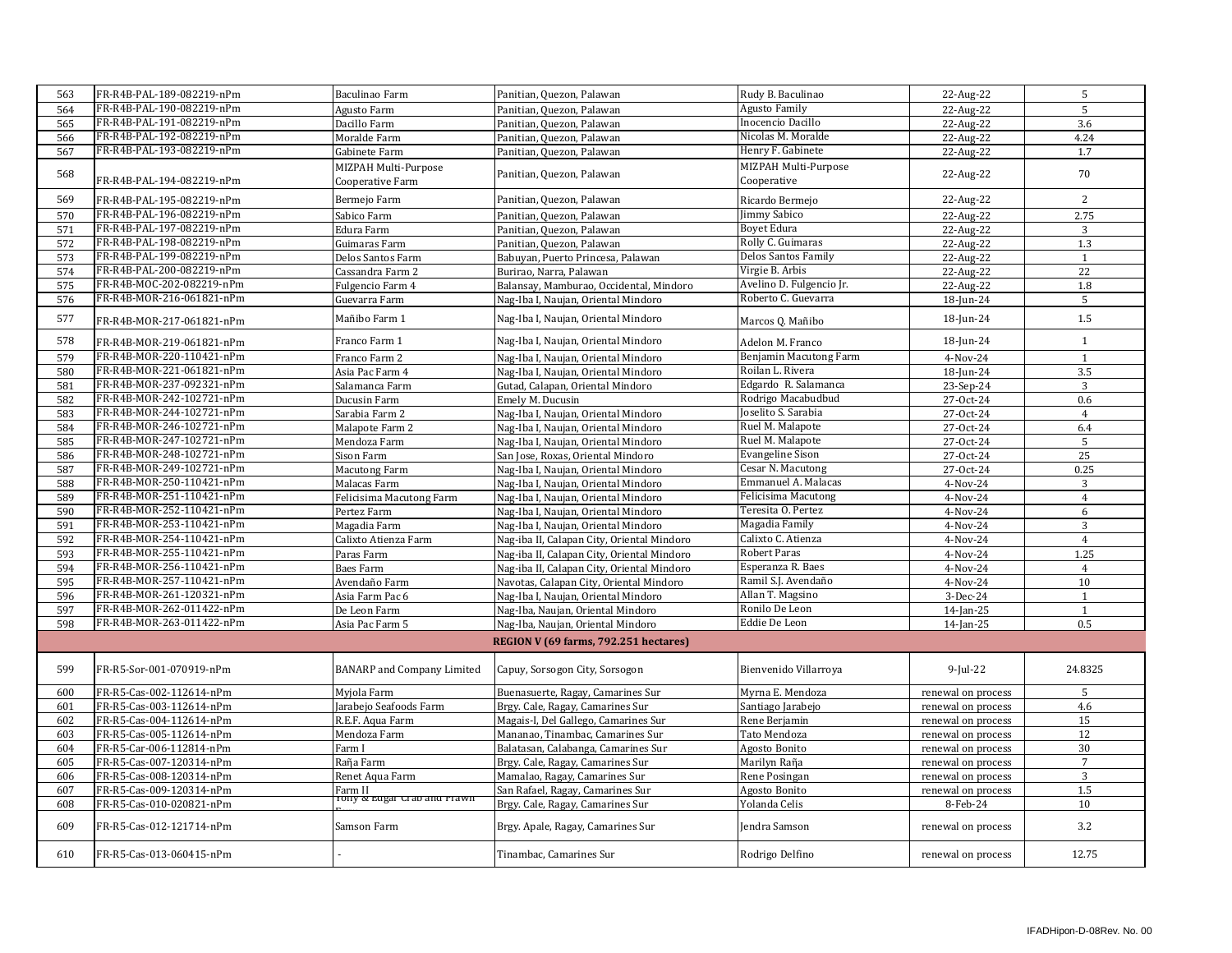| | | | | | | |
|---|---|---|---|---|---|---|
| 563 | FR-R4B-PAL-189-082219-nPm | Baculinao Farm | Panitian, Quezon, Palawan | Rudy B. Baculinao | 22-Aug-22 | 5 |
| 564 | FR-R4B-PAL-190-082219-nPm | Agusto Farm | Panitian, Quezon, Palawan | Agusto Family | 22-Aug-22 | 5 |
| 565 | FR-R4B-PAL-191-082219-nPm | Dacillo Farm | Panitian, Quezon, Palawan | Inocencio Dacillo | 22-Aug-22 | 3.6 |
| 566 | FR-R4B-PAL-192-082219-nPm | Moralde Farm | Panitian, Quezon, Palawan | Nicolas M. Moralde | 22-Aug-22 | 4.24 |
| 567 | FR-R4B-PAL-193-082219-nPm | Gabinete Farm | Panitian, Quezon, Palawan | Henry F. Gabinete | 22-Aug-22 | 1.7 |
| 568 | FR-R4B-PAL-194-082219-nPm | MIZPAH Multi-Purpose Cooperative Farm | Panitian, Quezon, Palawan | MIZPAH Multi-Purpose Cooperative | 22-Aug-22 | 70 |
| 569 | FR-R4B-PAL-195-082219-nPm | Bermejo Farm | Panitian, Quezon, Palawan | Ricardo Bermejo | 22-Aug-22 | 2 |
| 570 | FR-R4B-PAL-196-082219-nPm | Sabico Farm | Panitian, Quezon, Palawan | Jimmy Sabico | 22-Aug-22 | 2.75 |
| 571 | FR-R4B-PAL-197-082219-nPm | Edura Farm | Panitian, Quezon, Palawan | Boyet Edura | 22-Aug-22 | 3 |
| 572 | FR-R4B-PAL-198-082219-nPm | Guimaras Farm | Panitian, Quezon, Palawan | Rolly C. Guimaras | 22-Aug-22 | 1.3 |
| 573 | FR-R4B-PAL-199-082219-nPm | Delos Santos Farm | Babuyan, Puerto Princesa, Palawan | Delos Santos Family | 22-Aug-22 | 1 |
| 574 | FR-R4B-PAL-200-082219-nPm | Cassandra Farm 2 | Burirao, Narra, Palawan | Virgie B. Arbis | 22-Aug-22 | 22 |
| 575 | FR-R4B-MOC-202-082219-nPm | Fulgencio Farm 4 | Balansay, Mamburao, Occidental, Mindoro | Avelino D. Fulgencio Jr. | 22-Aug-22 | 1.8 |
| 576 | FR-R4B-MOR-216-061821-nPm | Guevarra Farm | Nag-Iba I, Naujan, Oriental Mindoro | Roberto C. Guevarra | 18-Jun-24 | 5 |
| 577 | FR-R4B-MOR-217-061821-nPm | Mañibo Farm 1 | Nag-Iba I, Naujan, Oriental Mindoro | Marcos Q. Mañibo | 18-Jun-24 | 1.5 |
| 578 | FR-R4B-MOR-219-061821-nPm | Franco Farm 1 | Nag-Iba I, Naujan, Oriental Mindoro | Adelon M. Franco | 18-Jun-24 | 1 |
| 579 | FR-R4B-MOR-220-110421-nPm | Franco Farm 2 | Nag-Iba I, Naujan, Oriental Mindoro | Benjamin Macutong Farm | 4-Nov-24 | 1 |
| 580 | FR-R4B-MOR-221-061821-nPm | Asia Pac Farm 4 | Nag-Iba I, Naujan, Oriental Mindoro | Roilan L. Rivera | 18-Jun-24 | 3.5 |
| 581 | FR-R4B-MOR-237-092321-nPm | Salamanca Farm | Gutad, Calapan, Oriental Mindoro | Edgardo R. Salamanca | 23-Sep-24 | 3 |
| 582 | FR-R4B-MOR-242-102721-nPm | Ducusin Farm | Emely M. Ducusin | Rodrigo Macabudbud | 27-Oct-24 | 0.6 |
| 583 | FR-R4B-MOR-244-102721-nPm | Sarabia Farm 2 | Nag-Iba I, Naujan, Oriental Mindoro | Joselito S. Sarabia | 27-Oct-24 | 4 |
| 584 | FR-R4B-MOR-246-102721-nPm | Malapote Farm 2 | Nag-Iba I, Naujan, Oriental Mindoro | Ruel M. Malapote | 27-Oct-24 | 6.4 |
| 585 | FR-R4B-MOR-247-102721-nPm | Mendoza Farm | Nag-Iba I, Naujan, Oriental Mindoro | Ruel M. Malapote | 27-Oct-24 | 5 |
| 586 | FR-R4B-MOR-248-102721-nPm | Sison Farm | San Jose, Roxas, Oriental Mindoro | Evangeline Sison | 27-Oct-24 | 25 |
| 587 | FR-R4B-MOR-249-102721-nPm | Macutong Farm | Nag-Iba I, Naujan, Oriental Mindoro | Cesar N. Macutong | 27-Oct-24 | 0.25 |
| 588 | FR-R4B-MOR-250-110421-nPm | Malacas Farm | Nag-Iba I, Naujan, Oriental Mindoro | Emmanuel A. Malacas | 4-Nov-24 | 3 |
| 589 | FR-R4B-MOR-251-110421-nPm | Felicisima Macutong Farm | Nag-Iba I, Naujan, Oriental Mindoro | Felicisima Macutong | 4-Nov-24 | 4 |
| 590 | FR-R4B-MOR-252-110421-nPm | Pertez Farm | Nag-Iba I, Naujan, Oriental Mindoro | Teresita O. Pertez | 4-Nov-24 | 6 |
| 591 | FR-R4B-MOR-253-110421-nPm | Magadia Farm | Nag-Iba I, Naujan, Oriental Mindoro | Magadia Family | 4-Nov-24 | 3 |
| 592 | FR-R4B-MOR-254-110421-nPm | Calixto Atienza Farm | Nag-iba II, Calapan City, Oriental Mindoro | Calixto C. Atienza | 4-Nov-24 | 4 |
| 593 | FR-R4B-MOR-255-110421-nPm | Paras Farm | Nag-iba II, Calapan City, Oriental Mindoro | Robert Paras | 4-Nov-24 | 1.25 |
| 594 | FR-R4B-MOR-256-110421-nPm | Baes Farm | Nag-iba II, Calapan City, Oriental Mindoro | Esperanza R. Baes | 4-Nov-24 | 4 |
| 595 | FR-R4B-MOR-257-110421-nPm | Avendaño Farm | Navotas, Calapan City, Oriental Mindoro | Ramil S.J. Avendaño | 4-Nov-24 | 10 |
| 596 | FR-R4B-MOR-261-120321-nPm | Asia Farm Pac 6 | Nag-Iba I, Naujan, Oriental Mindoro | Allan T. Magsino | 3-Dec-24 | 1 |
| 597 | FR-R4B-MOR-262-011422-nPm | De Leon Farm | Nag-Iba, Naujan, Oriental Mindoro | Ronilo De Leon | 14-Jan-25 | 1 |
| 598 | FR-R4B-MOR-263-011422-nPm | Asia Pac Farm 5 | Nag-Iba, Naujan, Oriental Mindoro | Eddie De Leon | 14-Jan-25 | 0.5 |
| | | | **REGION V (69 farms, 792.251 hectares)** | | | |
| 599 | FR-R5-Sor-001-070919-nPm | BANARP and Company Limited | Capuy, Sorsogon City, Sorsogon | Bienvenido Villarroya | 9-Jul-22 | 24.8325 |
| 600 | FR-R5-Cas-002-112614-nPm | Myjola Farm | Buenasuerte, Ragay, Camarines Sur | Myrna E. Mendoza | renewal on process | 5 |
| 601 | FR-R5-Cas-003-112614-nPm | Jarabejo Seafoods Farm | Brgy. Cale, Ragay, Camarines Sur | Santiago Jarabejo | renewal on process | 4.6 |
| 602 | FR-R5-Cas-004-112614-nPm | R.E.F. Aqua Farm | Magais-I, Del Gallego, Camarines Sur | Rene Berjamin | renewal on process | 15 |
| 603 | FR-R5-Cas-005-112614-nPm | Mendoza Farm | Mananao, Tinambac, Camarines Sur | Tato Mendoza | renewal on process | 12 |
| 604 | FR-R5-Car-006-112814-nPm | Farm I | Balatasan, Calabanga, Camarines Sur | Agosto Bonito | renewal on process | 30 |
| 605 | FR-R5-Cas-007-120314-nPm | Rañja Farm | Brgy. Cale, Ragay, Camarines Sur | Marilyn Rañja | renewal on process | 7 |
| 606 | FR-R5-Cas-008-120314-nPm | Renet Aqua Farm | Mamalao, Ragay, Camarines Sur | Rene Posingan | renewal on process | 3 |
| 607 | FR-R5-Cas-009-120314-nPm | Farm II | San Rafael, Ragay, Camarines Sur | Agosto Bonito | renewal on process | 1.5 |
| 608 | FR-R5-Cas-010-020821-nPm | Tony & Edgar Crab and Prawn F | Brgy. Cale, Ragay, Camarines Sur | Yolanda Celis | 8-Feb-24 | 10 |
| 609 | FR-R5-Cas-012-121714-nPm | Samson Farm | Brgy. Apale, Ragay, Camarines Sur | Jendra Samson | renewal on process | 3.2 |
| 610 | FR-R5-Cas-013-060415-nPm | - | Tinambac, Camarines Sur | Rodrigo Delfino | renewal on process | 12.75 |

IFADHipon-D-08Rev. No. 00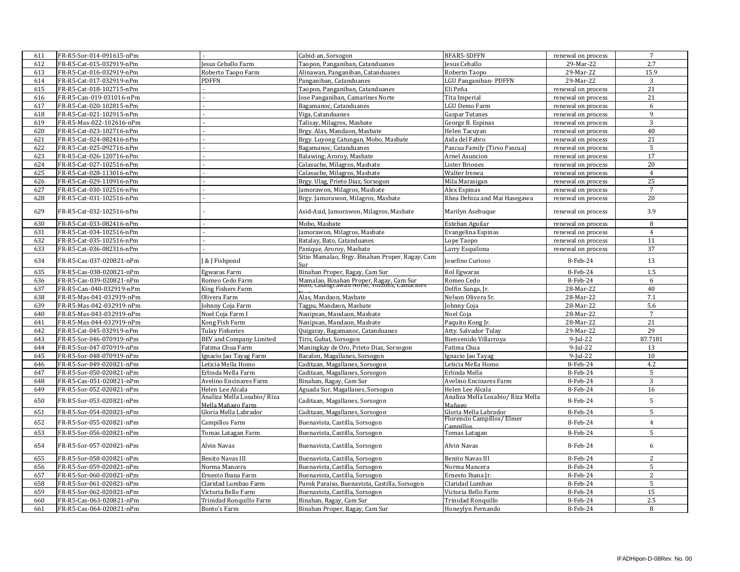| | | | | | | |
|---|---|---|---|---|---|---|
| 611 | FR-R5-Sor-014-091615-nPm | - | Cabid-an, Sorsogon | BFAR5-SDFFN | renewal on process | 7 |
| 612 | FR-R5-Cat-015-032919-nPm | Jesus Ceballo Farm | Taopon, Panganiban, Catanduanes | Jesus Ceballo | 29-Mar-22 | 2.7 |
| 613 | FR-R5-Cat-016-032919-nPm | Roberto Taopo Farm | Alinawan, Panganiban, Catanduanes | Roberto Taopo | 29-Mar-22 | 15.9 |
| 614 | FR-R5-Cat-017-032919-nPm | PDFFN | Panganiban, Catanduanes | LGU Panganiban- PDFFN | 29-Mar-22 | 3 |
| 615 | FR-R5-Cat-018-102715-nPm | - | Taopon, Panganiban, Catanduanes | Eli Peña | renewal on process | 21 |
| 616 | FR-R5-Can-019-031016-nPm | - | Jose Panganiban, Camarines Norte | Tita Imperial | renewal on process | 21 |
| 617 | FR-R5-Cat-020-102815-nPm | - | Bagamanoc, Catanduanes | LGU Demo Farm | renewal on process | 6 |
| 618 | FR-R5-Cat-021-102915-nPm | - | Viga, Catanduanes | Gaspar Tutanes | renewal on process | 9 |
| 619 | FR-R5-Mas-022-102616-nPm | - | Talisay, Milagros, Masbate | George B. Espinas | renewal on process | 3 |
| 620 | FR-R5-Cat-023-102716-nPm | - | Brgy. Alas, Mandaon, Masbate | Helen Tacuyan | renewal on process | 40 |
| 621 | FR-R5-Cat-024-082416-nPm | - | Brgy. Luyong Catungan, Mobo, Masbate | Aida del Fabro | renewal on process | 21 |
| 622 | FR-R5-Cat-025-092716-nPm | - | Bagamanoc, Catanduanes | Pascua Family (Tirso Pascua) | renewal on process | 5 |
| 623 | FR-R5-Cat-026-120716-nPm | - | Balawing, Aroroy, Masbate | Arnel Asuncion | renewal on process | 17 |
| 624 | FR-R5-Cat-027-102516-nPm | - | Calasuche, Milagros, Masbate | Lister Briones | renewal on process | 20 |
| 625 | FR-R5-Cat-028-113016-nPm | - | Calasuche, Milagros, Masbate | Walter Irenea | renewal on process | 4 |
| 626 | FR-R5-Cat-029-110916-nPm | - | Brgy. Ulag, Prieto Diaz, Sorsogon | Mila Marasigan | renewal on process | 25 |
| 627 | FR-R5-Cat-030-102516-nPm | - | Jamorawon, Milagros, Masbate | Alex Espinas | renewal on process | 7 |
| 628 | FR-R5-Cat-031-102516-nPm | - | Brgy. Jamorawon, Milagros, Masbate | Rhea Dehiza and Mai Hasegawa | renewal on process | 20 |
| 629 | FR-R5-Cat-032-102516-nPm | - | Asid-Asid, Jamorawon, Milagros, Masbate | Marilyn Asebuque | renewal on process | 3.9 |
| 630 | FR-R5-Cat-033-082416-nPm | - | Mobo, Masbate | Esteban Aguilar | renewal on process | 8 |
| 631 | FR-R5-Cat-034-102516-nPm | - | Jamorawon, Milagros, Masbate | Evangelina Espinas | renewal on process | 4 |
| 632 | FR-R5-Cat-035-102516-nPm | - | Batalay, Bato, Catanduanes | Lope Taopo | renewal on process | 11 |
| 633 | FR-R5-Cat-036-082316-nPm | - | Panique, Aroroy, Masbate | Larry Esquilona | renewal on process | 37 |
| 634 | FR-R5-Cas-037-020821-nPm | J & J Fishpond | Sitio Mamalao, Brgy. Binahan Proper, Ragay, Cam Sur | Josefino Curioso | 8-Feb-24 | 13 |
| 635 | FR-R5-Cas-038-020821-nPm | Egwaras Farm | Binahan Proper, Ragay, Cam Sur | Rol Egwaras | 8-Feb-24 | 1.5 |
| 636 | FR-R5-Cas-039-020821-nPm | Romeo Cedo Farm | Mamalao, Binahan Proper, Ragay, Cam Sur | Romeo Cedo | 8-Feb-24 | 6 |
| 637 | FR-R5-Can-040-032919-nPm | King Fishers Farm | Bolo, Calangcawan Norte, Vinzons, Camarines Norte | Delfin Sunga, Jr. | 28-Mar-22 | 40 |
| 638 | FR-R5-Mas-041-032919-nPm | Olivera Farm | Alas, Mandaon, Masbate | Nelson Olivera Sr. | 28-Mar-22 | 7.1 |
| 639 | FR-R5-Mas-042-032919-nPm | Johnny Coja Farm | Tagpu, Mandaon, Masbate | Johnny Coja | 28-Mar-22 | 5.6 |
| 640 | FR-R5-Mas-043-032919-nPm | Noel Coja Farm I | Nanipsan, Mandaon, Masbate | Noel Coja | 28-Mar-22 | 7 |
| 641 | FR-R5-Mas-044-032919-nPm | Kong Fish Farm | Nanipsan, Mandaon, Masbate | Paquito Kong Jr. | 28-Mar-22 | 21 |
| 642 | FR-R5-Cat-045-032919-nPm | Tulay Fisheries | Quigaray, Bagamanoc, Catanduanes | Atty. Salvador Tulay | 29-Mar-22 | 29 |
| 643 | FR-R5-Sor-046-070919-nPm | BEV and Company Limited | Tiris, Gubat, Sorsogon | Bienvenido Villarroya | 9-Jul-22 | 87.7181 |
| 644 | FR-R5-Sor-047-070919-nPm | Fatima Chua Farm | Maningkay de Oro, Prieto Diaz, Sorsogon | Fatima Chua | 9-Jul-22 | 13 |
| 645 | FR-R5-Sor-048-070919-nPm | Ignacio Jao Tayag Farm | Bacalon, Magallanes, Sorsogon | Ignacio Jao Tayag | 9-Jul-22 | 10 |
| 646 | FR-R5-Sor-049-020821-nPm | Leticia Mella Homo | Caditaan, Magallanes, Sorsogon | Leticia Mella Homo | 8-Feb-24 | 4.2 |
| 647 | FR-R5-Sor-050-020821-nPm | Erlinda Mella Farm | Caditaan, Magallanes, Sorsogon | Erlinda Mella | 8-Feb-24 | 5 |
| 648 | FR-R5-Cas-051-020821-nPm | Avelino Encinares Farm | Binahan, Ragay, Cam Sur | Avelino Encinares Farm | 8-Feb-24 | 3 |
| 649 | FR-R5-Sor-052-020821-nPm | Helen Lee Alcala | Aguada Sur, Magallanes, Sorsogon | Helen Lee Alcala | 8-Feb-24 | 16 |
| 650 | FR-R5-Sor-053-020821-nPm | Analiza Mella Losabio/ Riza Mella Mañago Farm | Caditaan, Magallanes, Sorsogon | Analiza Mella Losabio/ Riza Mella Mañago | 8-Feb-24 | 5 |
| 651 | FR-R5-Sor-054-020821-nPm | Gloria Mella Labrador | Caditaan, Magallanes, Sorsogon | Gloria Mella Labrador | 8-Feb-24 | 5 |
| 652 | FR-R5-Sor-055-020821-nPm | Campillos Farm | Buenavista, Castilla, Sorsogon | Florencio Campillos/ Elmer Campillos | 8-Feb-24 | 4 |
| 653 | FR-R5-Sor-056-020821-nPm | Tomas Latagan Farm | Buenavista, Castilla, Sorsogon | Tomas Latagan | 8-Feb-24 | 5 |
| 654 | FR-R5-Sor-057-020821-nPm | Alvin Navas | Buenavista, Castilla, Sorsogon | Alvin Navas | 8-Feb-24 | 6 |
| 655 | FR-R5-Sor-058-020821-nPm | Benito Navas III | Buenavista, Castilla, Sorsogon | Benito Navas III | 8-Feb-24 | 2 |
| 656 | FR-R5-Sor-059-020821-nPm | Norma Mancera | Buenavista, Castilla, Sorsogon | Norma Mancera | 8-Feb-24 | 5 |
| 657 | FR-R5-Sor-060-020821-nPm | Ernesto Ibana Farm | Buenavista, Castilla, Sorsogon | Ernesto Ibana Jr. | 8-Feb-24 | 2 |
| 658 | FR-R5-Sor-061-020821-nPm | Claridad Lumbao Farm | Purok Paraiso, Buenavista, Castilla, Sorsogon | Claridad Lumbao | 8-Feb-24 | 5 |
| 659 | FR-R5-Sor-062-020821-nPm | Victoria Bello Farm | Buenavista, Castilla, Sorsogon | Victoria Bello Farm | 8-Feb-24 | 15 |
| 660 | FR-R5-Cas-063-020821-nPm | Trinidad Ronquillo Farm | Binahan, Ragay, Cam Sur | Trinidad Ronquillo | 8-Feb-24 | 2.5 |
| 661 | FR-R5-Cas-064-020821-nPm | Bonto's Farm | Binahan Proper, Ragay, Cam Sur | Honeylyn Fernando | 8-Feb-24 | 8 |

IFADHipon-D-08Rev. No. 00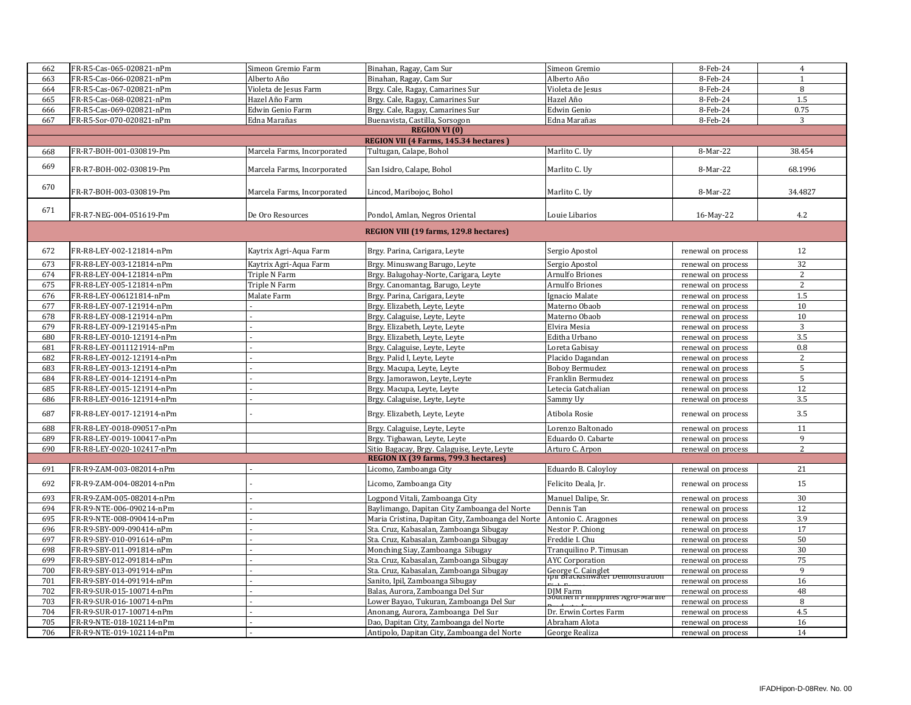| | | | | | | |
|---|---|---|---|---|---|---|
| 662 | FR-R5-Cas-065-020821-nPm | Simeon Gremio Farm | Binahan, Ragay, Cam Sur | Simeon Gremio | 8-Feb-24 | 4 |
| 663 | FR-R5-Cas-066-020821-nPm | Alberto Año | Binahan, Ragay, Cam Sur | Alberto Año | 8-Feb-24 | 1 |
| 664 | FR-R5-Cas-067-020821-nPm | Violeta de Jesus Farm | Brgy. Cale, Ragay, Camarines Sur | Violeta de Jesus | 8-Feb-24 | 8 |
| 665 | FR-R5-Cas-068-020821-nPm | Hazel Año Farm | Brgy. Cale, Ragay, Camarines Sur | Hazel Año | 8-Feb-24 | 1.5 |
| 666 | FR-R5-Cas-069-020821-nPm | Edwin Genio Farm | Brgy. Cale, Ragay, Camarines Sur | Edwin Genio | 8-Feb-24 | 0.75 |
| 667 | FR-R5-Sor-070-020821-nPm | Edna Marañas | Buenavista, Castilla, Sorsogon | Edna Marañas | 8-Feb-24 | 3 |
| **REGION VI (0)** | | | | | | |
| **REGION VII (4 Farms, 145.34 hectares )** | | | | | | |
| 668 | FR-R7-BOH-001-030819-Pm | Marcela Farms, Incorporated | Tultugan, Calape, Bohol | Marlito C. Uy | 8-Mar-22 | 38.454 |
| 669 | FR-R7-BOH-002-030819-Pm | Marcela Farms, Incorporated | San Isidro, Calape, Bohol | Marlito C. Uy | 8-Mar-22 | 68.1996 |
| 670 | FR-R7-BOH-003-030819-Pm | Marcela Farms, Incorporated | Lincod, Maribojoc, Bohol | Marlito C. Uy | 8-Mar-22 | 34.4827 |
| 671 | FR-R7-NEG-004-051619-Pm | De Oro Resources | Pondol, Amlan, Negros Oriental | Louie Libarios | 16-May-22 | 4.2 |
| **REGION VIII (19 farms, 129.8 hectares)** | | | | | | |
| 672 | FR-R8-LEY-002-121814-nPm | Kaytrix Agri-Aqua Farm | Brgy. Parina, Carigara, Leyte | Sergio Apostol | renewal on process | 12 |
| 673 | FR-R8-LEY-003-121814-nPm | Kaytrix Agri-Aqua Farm | Brgy. Minuswang Barugo, Leyte | Sergio Apostol | renewal on process | 32 |
| 674 | FR-R8-LEY-004-121814-nPm | Triple N Farm | Brgy. Balugohay-Norte, Carigara, Leyte | Arnulfo Briones | renewal on process | 2 |
| 675 | FR-R8-LEY-005-121814-nPm | Triple N Farm | Brgy. Canomantag, Barugo, Leyte | Arnulfo Briones | renewal on process | 2 |
| 676 | FR-R8-LEY-006121814-nPm | Malate Farm | Brgy. Parina, Carigara, Leyte | Ignacio Malate | renewal on process | 1.5 |
| 677 | FR-R8-LEY-007-121914-nPm | - | Brgy. Elizabeth, Leyte, Leyte | Materno Obaob | renewal on process | 10 |
| 678 | FR-R8-LEY-008-121914-nPm | - | Brgy. Calaguise, Leyte, Leyte | Materno Obaob | renewal on process | 10 |
| 679 | FR-R8-LEY-009-1219145-nPm | - | Brgy. Elizabeth, Leyte, Leyte | Elvira Mesia | renewal on process | 3 |
| 680 | FR-R8-LEY-0010-121914-nPm | - | Brgy. Elizabeth, Leyte, Leyte | Editha Urbano | renewal on process | 3.5 |
| 681 | FR-R8-LEY-0011121914-nPm | - | Brgy. Calaguise, Leyte, Leyte | Loreta Gabisay | renewal on process | 0.8 |
| 682 | FR-R8-LEY-0012-121914-nPm | - | Brgy. Palid I, Leyte, Leyte | Placido Dagandan | renewal on process | 2 |
| 683 | FR-R8-LEY-0013-121914-nPm | - | Brgy. Macupa, Leyte, Leyte | Boboy Bermudez | renewal on process | 5 |
| 684 | FR-R8-LEY-0014-121914-nPm | - | Brgy. Jamorawon, Leyte, Leyte | Franklin Bermudez | renewal on process | 5 |
| 685 | FR-R8-LEY-0015-121914-nPm | - | Brgy. Macupa, Leyte, Leyte | Letecia Gatchalian | renewal on process | 12 |
| 686 | FR-R8-LEY-0016-121914-nPm | - | Brgy. Calaguise, Leyte, Leyte | Sammy Uy | renewal on process | 3.5 |
| 687 | FR-R8-LEY-0017-121914-nPm | - | Brgy. Elizabeth, Leyte, Leyte | Atibola Rosie | renewal on process | 3.5 |
| 688 | FR-R8-LEY-0018-090517-nPm | | Brgy. Calaguise, Leyte, Leyte | Lorenzo Baltonado | renewal on process | 11 |
| 689 | FR-R8-LEY-0019-100417-nPm | | Brgy. Tigbawan, Leyte, Leyte | Eduardo O. Cabarte | renewal on process | 9 |
| 690 | FR-R8-LEY-0020-102417-nPm | | Sitio Bagacay, Brgy. Calaguise, Leyte, Leyte | Arturo C. Arpon | renewal on process | 2 |
| **REGION IX (39 farms, 799.3 hectares)** | | | | | | |
| 691 | FR-R9-ZAM-003-082014-nPm | - | Licomo, Zamboanga City | Eduardo B. Caloyloy | renewal on process | 21 |
| 692 | FR-R9-ZAM-004-082014-nPm | - | Licomo, Zamboanga City | Felicito Deala, Jr. | renewal on process | 15 |
| 693 | FR-R9-ZAM-005-082014-nPm | - | Logpond Vitali, Zamboanga City | Manuel Dalipe, Sr. | renewal on process | 30 |
| 694 | FR-R9-NTE-006-090214-nPm | - | Baylimango, Dapitan City Zamboanga del Norte | Dennis Tan | renewal on process | 12 |
| 695 | FR-R9-NTE-008-090414-nPm | - | Maria Cristina, Dapitan City, Zamboanga del Norte | Antonio C. Aragones | renewal on process | 3.9 |
| 696 | FR-R9-SBY-009-090414-nPm | - | Sta. Cruz, Kabasalan, Zamboanga Sibugay | Nestor P. Chiong | renewal on process | 17 |
| 697 | FR-R9-SBY-010-091614-nPm | - | Sta. Cruz, Kabasalan, Zamboanga Sibugay | Freddie I. Chu | renewal on process | 50 |
| 698 | FR-R9-SBY-011-091814-nPm | - | Monching Siay, Zamboanga Sibugay | Tranquilino P. Timusan | renewal on process | 30 |
| 699 | FR-R9-SBY-012-091814-nPm | - | Sta. Cruz, Kabasalan, Zamboanga Sibugay | AYC Corporation | renewal on process | 75 |
| 700 | FR-R9-SBY-013-091914-nPm | - | Sta. Cruz, Kabasalan, Zamboanga Sibugay | George C. Cainglet | renewal on process | 9 |
| 701 | FR-R9-SBY-014-091914-nPm | - | Sanito, Ipil, Zamboanga Sibugay | Ipil Brackishwater Demonstration Fish Farm | renewal on process | 16 |
| 702 | FR-R9-SUR-015-100714-nPm | - | Balas, Aurora, Zamboanga Del Sur | DJM Farm | renewal on process | 48 |
| 703 | FR-R9-SUR-016-100714-nPm | - | Lower Bayao, Tukuran, Zamboanga Del Sur | Southern Philippines Agro-Marine Products, Inc. | renewal on process | 8 |
| 704 | FR-R9-SUR-017-100714-nPm | - | Anonang, Aurora, Zamboanga Del Sur | Dr. Erwin Cortes Farm | renewal on process | 4.5 |
| 705 | FR-R9-NTE-018-102114-nPm | - | Dao, Dapitan City, Zamboanga del Norte | Abraham Alota | renewal on process | 16 |
| 706 | FR-R9-NTE-019-102114-nPm | - | Antipolo, Dapitan City, Zamboanga del Norte | George Realiza | renewal on process | 14 |

IFADHipon-D-08Rev. No. 00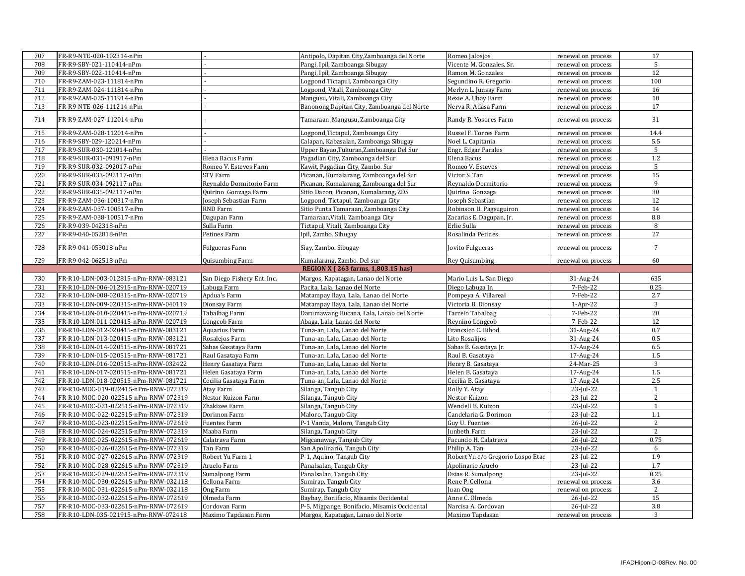| | | | | | | |
|---|---|---|---|---|---|---|
| 707 | FR-R9-NTE-020-102314-nPm | - | Antipolo, Dapitan City,Zamboanga del Norte | Romeo Jalosjos | renewal on process | 17 |
| 708 | FR-R9-SBY-021-110414-nPm | - | Pangi, Ipil, Zamboanga Sibugay | Vicente M. Gonzales, Sr. | renewal on process | 5 |
| 709 | FR-R9-SBY-022-110414-nPm | - | Pangi, Ipil, Zamboanga Sibugay | Ramon M. Gonzales | renewal on process | 12 |
| 710 | FR-R9-ZAM-023-111814-nPm | - | Logpond Tictapul, Zamboanga City | Segundino R. Gregorio | renewal on process | 100 |
| 711 | FR-R9-ZAM-024-111814-nPm | - | Logpond, Vitali, Zamboanga City | Merlyn L. Junsay Farm | renewal on process | 16 |
| 712 | FR-R9-ZAM-025-111914-nPm | - | Mangusu, Vitali, Zamboanga City | Rexie A. Ubay Farm | renewal on process | 10 |
| 713 | FR-R9-NTE-026-111214-nPm | - | Banonong,Dapitan City, Zamboanga del Norte | Nerva R. Adasa Farm | renewal on process | 17 |
| 714 | FR-R9-ZAM-027-112014-nPm | - | Tamaraan ,Mangusu, Zamboanga City | Randy R. Yosores Farm | renewal on process | 31 |
| 715 | FR-R9-ZAM-028-112014-nPm | - | Logpond,Tictapul, Zamboanga City | Russel F. Torres Farm | renewal on process | 14.4 |
| 716 | FR-R9-SBY-029-120214-nPm | - | Calapan, Kabasalan, Zamboanga Sibugay | Noel L. Capitania | renewal on process | 5.5 |
| 717 | FR-R9-SUR-030-121014-nPm | - | Upper Bayao,Tukuran,Zamboanga Del Sur | Engr. Edgar Parales | renewal on process | 5 |
| 718 | FR-R9-SUR-031-091917-nPm | Elena Bacus Farm | Pagadian City, Zamboanga del Sur | Elena Bacus | renewal on process | 1.2 |
| 719 | FR-R9-SUR-032-092017-nPm | Romeo V. Esteves Farm | Kawit, Pagadian City, Zambo. Sur | Romeo V. Esteves | renewal on process | 5 |
| 720 | FR-R9-SUR-033-092117-nPm | STV Farm | Picanan, Kumalarang, Zamboanga del Sur | Victor S. Tan | renewal on process | 15 |
| 721 | FR-R9-SUR-034-092117-nPm | Reynaldo Dormitorio Farm | Picanan, Kumalarang, Zamboanga del Sur | Reynaldo Dormitorio | renewal on process | 9 |
| 722 | FR-R9-SUR-035-092117-nPm | Quirino Gonzaga Farm | Sitio Dacon, Picanan, Kumalarang, ZDS | Quirino Gonzaga | renewal on process | 30 |
| 723 | FR-R9-ZAM-036-100317-nPm | Joseph Sebastian Farm | Logpond, Tictapul, Zamboanga City | Joseph Sebastian | renewal on process | 12 |
| 724 | FR-R9-ZAM-037-100517-nPm | RND Farm | Sitio Punta Tamaraan, Zamboanga City | Robinson U. Pagsuguiron | renewal on process | 14 |
| 725 | FR-R9-ZAM-038-100517-nPm | Dagupan Farm | Tamaraan,Vitali, Zamboanga City | Zacarias E. Dagupan, Jr. | renewal on process | 8.8 |
| 726 | FR-R9-039-042318-nPm | Sulla Farm | Tictapul, Vitali, Zamboanga City | Erlie Sulla | renewal on process | 8 |
| 727 | FR-R9-040-052818-nPm | Petines Farm | Ipil, Zambo. Sibugay | Rosalinda Petines | renewal on process | 27 |
| 728 | FR-R9-041-053018-nPm | Fulgueras Farm | Siay, Zambo. Sibugay | Jovito Fulgueras | renewal on process | 7 |
| 729 | FR-R9-042-062518-nPm | Quisumbing Farm | Kumalarang, Zambo. Del sur | Rey Quisumbing | renewal on process | 60 |
| | | | **REGION X ( 263 farms, 1,803.15 has)** | | | |
| 730 | FR-R10-LDN-003-012815-nPm-RNW-083121 | San Diego Fishery Ent. Inc. | Margos, Kapatagan, Lanao del Norte | Mario Luis L. San Diego | 31-Aug-24 | 635 |
| 731 | FR-R10-LDN-006-012915-nPm-RNW-020719 | Labuga Farm | Pacita, Lala, Lanao del Norte | Diego Labuga Jr. | 7-Feb-22 | 0.25 |
| 732 | FR-R10-LDN-008-020315-nPm-RNW-020719 | Apdua's Farm | Matampay Ilaya, Lala, Lanao del Norte | Pompeya A. Villareal | 7-Feb-22 | 2.7 |
| 733 | FR-R10-LDN-009-020315-nPm-RNW-040119 | Dionsay Farm | Matampay Ilaya, Lala, Lanao del Norte | Victoria B. Dionsay | 1-Apr-22 | 3 |
| 734 | FR-R10-LDN-010-020415-nPm-RNW-020719 | Tabalbag Farm | Darumawang Bucana, Lala, Lanao del Norte | Tarcelo Tabalbag | 7-Feb-22 | 20 |
| 735 | FR-R10-LDN-011-020415-nPm-RNW-020719 | Longcob Farm | Abaga, Lala, Lanao del Norte | Reynino Longcob | 7-Feb-22 | 12 |
| 736 | FR-R10-LDN-012-020415-nPm-RNW-083121 | Aquarius Farm | Tuna-an, Lala, Lanao del Norte | Francsico C. Bihod | 31-Aug-24 | 0.7 |
| 737 | FR-R10-LDN-013-020415-nPm-RNW-083121 | Rosalejos Farm | Tuna-an, Lala, Lanao del Norte | Lito Rosalijos | 31-Aug-24 | 0.5 |
| 738 | FR-R10-LDN-014-020515-nPm-RNW-081721 | Sabas Gasataya Farm | Tuna-an, Lala, Lanao del Norte | Sabas B. Gasataya Jr. | 17-Aug-24 | 6.5 |
| 739 | FR-R10-LDN-015-020515-nPm-RNW-081721 | Raul Gasataya Farm | Tuna-an, Lala, Lanao del Norte | Raul B. Gasataya | 17-Aug-24 | 1.5 |
| 740 | FR-R10-LDN-016-020515-nPm-RNW-032422 | Henry Gasataya Farm | Tuna-an, Lala, Lanao del Norte | Henry B. Gasataya | 24-Mar-25 | 3 |
| 741 | FR-R10-LDN-017-020515-nPm-RNW-081721 | Helen Gasataya Farm | Tuna-an, Lala, Lanao del Norte | Helen B. Gasataya | 17-Aug-24 | 1.5 |
| 742 | FR-R10-LDN-018-020515-nPm-RNW-081721 | Cecilia Gasataya Farm | Tuna-an, Lala, Lanao del Norte | Cecilia B. Gasataya | 17-Aug-24 | 2.5 |
| 743 | FR-R10-MOC-019-022415-nPm-RNW-072319 | Atay Farm | Silanga, Tangub City | Rolly Y. Atay | 23-Jul-22 | 1 |
| 744 | FR-R10-MOC-020-022515-nPm-RNW-072319 | Nestor Kuizon Farm | Silanga, Tangub City | Nestor Kuizon | 23-Jul-22 | 2 |
| 745 | FR-R10-MOC-021-022515-nPm-RNW-072319 | Zhakizee Farm | Silanga, Tangub City | Wendell B. Kuizon | 23-Jul-22 | 1 |
| 746 | FR-R10-MOC-022-022515-nPm-RNW-072319 | Dorimon Farm | Maloro, Tangub City | Candelaria G. Dorimon | 23-Jul-22 | 1.1 |
| 747 | FR-R10-MOC-023-022515-nPm-RNW-072619 | Fuentes Farm | P-1 Vanda, Maloro, Tangub City | Guy U. Fuentes | 26-Jul-22 | 2 |
| 748 | FR-R10-MOC-024-022515-nPm-RNW-072319 | Maaba Farm | Silanga, Tangub City | Junbeth Farm | 23-Jul-22 | 2 |
| 749 | FR-R10-MOC-025-022615-nPm-RNW-072619 | Calatrava Farm | Migcanaway, Tangub City | Facundo H. Calatrava | 26-Jul-22 | 0.75 |
| 750 | FR-R10-MOC-026-022615-nPm-RNW-072319 | Tan Farm | San Apolinario, Tangub City | Philip A. Tan | 23-Jul-22 | 6 |
| 751 | FR-R10-MOC-027-022615-nPm-RNW-072319 | Robert Yu Farm 1 | P-1, Aquino, Tangub City | Robert Yu c/o Gregorio Lospo Etac | 23-Jul-22 | 1.9 |
| 752 | FR-R10-MOC-028-022615-nPm-RNW-072319 | Aruelo Farm | Panalsalan, Tangub City | Apolinario Aruelo | 23-Jul-22 | 1.7 |
| 753 | FR-R10-MOC-029-022615-nPm-RNW-072319 | Sumalpong Farm | Panalsalan, Tangub City | Osias R. Sumalpong | 23-Jul-22 | 0.25 |
| 754 | FR-R10-MOC-030-022615-nPm-RNW-032118 | Cellona Farm | Sumirap, Tangub City | Rene P. Cellona | renewal on process | 3.6 |
| 755 | FR-R10-MOC-031-022615-nPm-RNW-032118 | Ong Farm | Sumirap, Tangub City | Juan Ong | renewal on process | 2 |
| 756 | FR-R10-MOC-032-022615-nPm-RNW-072619 | Olmeda Farm | Baybay, Bonifacio, Misamis Occidental | Anne C. Olmeda | 26-Jul-22 | 15 |
| 757 | FR-R10-MOC-033-022615-nPm-RNW-072619 | Cordovan Farm | P-5, Migpange, Bonifacio, Misamis Occidental | Narcisa A. Cordovan | 26-Jul-22 | 3.8 |
| 758 | FR-R10-LDN-035-021915-nPm-RNW-072418 | Maximo Tapdasan Farm | Margos, Kapatagan, Lanao del Norte | Maximo Tapdasan | renewal on process | 3 |

IFADHipon-D-08Rev. No. 00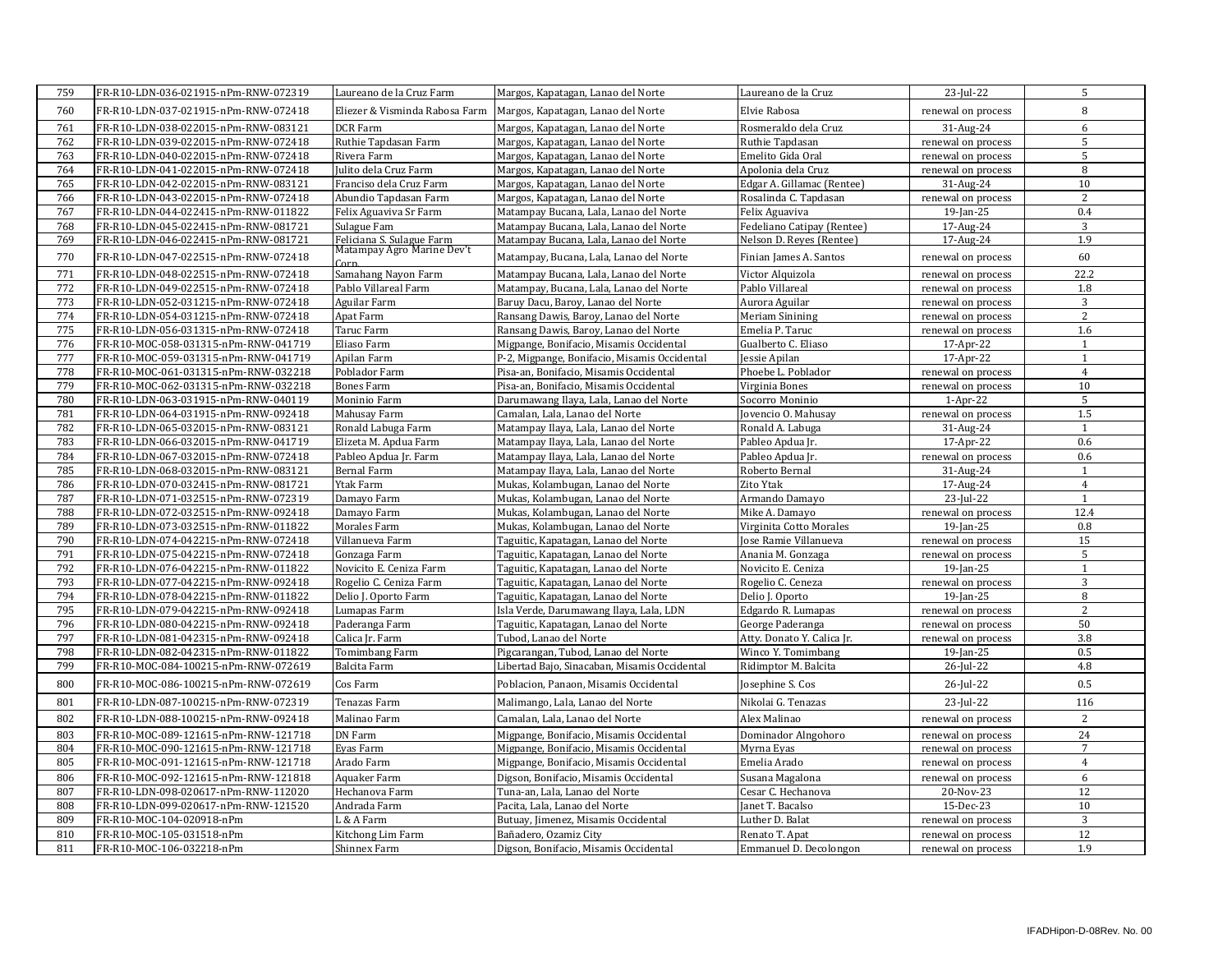| | | | | | | |
|---|---|---|---|---|---|---|
| 759 | FR-R10-LDN-036-021915-nPm-RNW-072319 | Laureano de la Cruz Farm | Margos, Kapatagan, Lanao del Norte | Laureano de la Cruz | 23-Jul-22 | 5 |
| 760 | FR-R10-LDN-037-021915-nPm-RNW-072418 | Eliezer & Visminda Rabosa Farm | Margos, Kapatagan, Lanao del Norte | Elvie Rabosa | renewal on process | 8 |
| 761 | FR-R10-LDN-038-022015-nPm-RNW-083121 | DCR Farm | Margos, Kapatagan, Lanao del Norte | Rosmeraldo dela Cruz | 31-Aug-24 | 6 |
| 762 | FR-R10-LDN-039-022015-nPm-RNW-072418 | Ruthie Tapdasan Farm | Margos, Kapatagan, Lanao del Norte | Ruthie Tapdasan | renewal on process | 5 |
| 763 | FR-R10-LDN-040-022015-nPm-RNW-072418 | Rivera Farm | Margos, Kapatagan, Lanao del Norte | Emelito Gida Oral | renewal on process | 5 |
| 764 | FR-R10-LDN-041-022015-nPm-RNW-072418 | Julito dela Cruz Farm | Margos, Kapatagan, Lanao del Norte | Apolonia dela Cruz | renewal on process | 8 |
| 765 | FR-R10-LDN-042-022015-nPm-RNW-083121 | Francisco dela Cruz Farm | Margos, Kapatagan, Lanao del Norte | Edgar A. Gillamac (Rentee) | 31-Aug-24 | 10 |
| 766 | FR-R10-LDN-043-022015-nPm-RNW-072418 | Abundio Tapdasan Farm | Margos, Kapatagan, Lanao del Norte | Rosalinda C. Tapdasan | renewal on process | 2 |
| 767 | FR-R10-LDN-044-022415-nPm-RNW-011822 | Felix Aguaviva Sr Farm | Matampay Bucana, Lala, Lanao del Norte | Felix Aguaviva | 19-Jan-25 | 0.4 |
| 768 | FR-R10-LDN-045-022415-nPm-RNW-081721 | Sulague Fam | Matampay Bucana, Lala, Lanao del Norte | Fedeliano Catipay (Rentee) | 17-Aug-24 | 3 |
| 769 | FR-R10-LDN-046-022415-nPm-RNW-081721 | Feliciana S. Sulague Farm | Matampay Bucana, Lala, Lanao del Norte | Nelson D. Reyes (Rentee) | 17-Aug-24 | 1.9 |
| 770 | FR-R10-LDN-047-022515-nPm-RNW-072418 | Matampay Agro Marine Dev't Corp. | Matampay, Bucana, Lala, Lanao del Norte | Finian James A. Santos | renewal on process | 60 |
| 771 | FR-R10-LDN-048-022515-nPm-RNW-072418 | Samahang Nayon Farm | Matampay Bucana, Lala, Lanao del Norte | Victor Alquizola | renewal on process | 22.2 |
| 772 | FR-R10-LDN-049-022515-nPm-RNW-072418 | Pablo Villareal Farm | Matampay, Bucana, Lala, Lanao del Norte | Pablo Villareal | renewal on process | 1.8 |
| 773 | FR-R10-LDN-052-031215-nPm-RNW-072418 | Aguilar Farm | Baruy Dacu, Baroy, Lanao del Norte | Aurora Aguilar | renewal on process | 3 |
| 774 | FR-R10-LDN-054-031215-nPm-RNW-072418 | Apat Farm | Ransang Dawis, Baroy, Lanao del Norte | Meriam Sinining | renewal on process | 2 |
| 775 | FR-R10-LDN-056-031315-nPm-RNW-072418 | Taruc Farm | Ransang Dawis, Baroy, Lanao del Norte | Emelia P. Taruc | renewal on process | 1.6 |
| 776 | FR-R10-MOC-058-031315-nPm-RNW-041719 | Eliaso Farm | Migpange, Bonifacio, Misamis Occidental | Gualberto C. Eliaso | 17-Apr-22 | 1 |
| 777 | FR-R10-MOC-059-031315-nPm-RNW-041719 | Apilan Farm | P-2, Migpange, Bonifacio, Misamis Occidental | Jessie Apilan | 17-Apr-22 | 1 |
| 778 | FR-R10-MOC-061-031315-nPm-RNW-032218 | Poblador Farm | Pisa-an, Bonifacio, Misamis Occidental | Phoebe L. Poblador | renewal on process | 4 |
| 779 | FR-R10-MOC-062-031315-nPm-RNW-032218 | Bones Farm | Pisa-an, Bonifacio, Misamis Occidental | Virginia Bones | renewal on process | 10 |
| 780 | FR-R10-LDN-063-031915-nPm-RNW-040119 | Moninio Farm | Darumawang Ilaya, Lala, Lanao del Norte | Socorro Moninio | 1-Apr-22 | 5 |
| 781 | FR-R10-LDN-064-031915-nPm-RNW-092418 | Mahusay Farm | Camalan, Lala, Lanao del Norte | Jovencio O. Mahusay | renewal on process | 1.5 |
| 782 | FR-R10-LDN-065-032015-nPm-RNW-083121 | Ronald Labuga Farm | Matampay Ilaya, Lala, Lanao del Norte | Ronald A. Labuga | 31-Aug-24 | 1 |
| 783 | FR-R10-LDN-066-032015-nPm-RNW-041719 | Elizeta M. Apdua Farm | Matampay Ilaya, Lala, Lanao del Norte | Pableo Apdua Jr. | 17-Apr-22 | 0.6 |
| 784 | FR-R10-LDN-067-032015-nPm-RNW-072418 | Pableo Apdua Jr. Farm | Matampay Ilaya, Lala, Lanao del Norte | Pableo Apdua Jr. | renewal on process | 0.6 |
| 785 | FR-R10-LDN-068-032015-nPm-RNW-083121 | Bernal Farm | Matampay Ilaya, Lala, Lanao del Norte | Roberto Bernal | 31-Aug-24 | 1 |
| 786 | FR-R10-LDN-070-032415-nPm-RNW-081721 | Ytak Farm | Mukas, Kolambugan, Lanao del Norte | Zito Ytak | 17-Aug-24 | 4 |
| 787 | FR-R10-LDN-071-032515-nPm-RNW-072319 | Damayo Farm | Mukas, Kolambugan, Lanao del Norte | Armando Damayo | 23-Jul-22 | 1 |
| 788 | FR-R10-LDN-072-032515-nPm-RNW-092418 | Damayo Farm | Mukas, Kolambugan, Lanao del Norte | Mike A. Damayo | renewal on process | 12.4 |
| 789 | FR-R10-LDN-073-032515-nPm-RNW-011822 | Morales Farm | Mukas, Kolambugan, Lanao del Norte | Virginita Cotto Morales | 19-Jan-25 | 0.8 |
| 790 | FR-R10-LDN-074-042215-nPm-RNW-072418 | Villanueva Farm | Taguitic, Kapatagan, Lanao del Norte | Jose Ramie Villanueva | renewal on process | 15 |
| 791 | FR-R10-LDN-075-042215-nPm-RNW-072418 | Gonzaga Farm | Taguitic, Kapatagan, Lanao del Norte | Anania M. Gonzaga | renewal on process | 5 |
| 792 | FR-R10-LDN-076-042215-nPm-RNW-011822 | Novicito E. Ceniza Farm | Taguitic, Kapatagan, Lanao del Norte | Novicito E. Ceniza | 19-Jan-25 | 1 |
| 793 | FR-R10-LDN-077-042215-nPm-RNW-092418 | Rogelio C. Ceniza Farm | Taguitic, Kapatagan, Lanao del Norte | Rogelio C. Ceneza | renewal on process | 3 |
| 794 | FR-R10-LDN-078-042215-nPm-RNW-011822 | Delio J. Oporto Farm | Taguitic, Kapatagan, Lanao del Norte | Delio J. Oporto | 19-Jan-25 | 8 |
| 795 | FR-R10-LDN-079-042215-nPm-RNW-092418 | Lumapas Farm | Isla Verde, Darumawang Ilaya, Lala, LDN | Edgardo R. Lumapas | renewal on process | 2 |
| 796 | FR-R10-LDN-080-042215-nPm-RNW-092418 | Paderanga Farm | Taguitic, Kapatagan, Lanao del Norte | George Paderanga | renewal on process | 50 |
| 797 | FR-R10-LDN-081-042315-nPm-RNW-092418 | Calica Jr. Farm | Tubod, Lanao del Norte | Atty. Donato Y. Calica Jr. | renewal on process | 3.8 |
| 798 | FR-R10-LDN-082-042315-nPm-RNW-011822 | Tomimbang Farm | Pigcarangan, Tubod, Lanao del Norte | Winco Y. Tomimbang | 19-Jan-25 | 0.5 |
| 799 | FR-R10-MOC-084-100215-nPm-RNW-072619 | Balcita Farm | Libertad Bajo, Sinacaban, Misamis Occidental | Ridimptor M. Balcita | 26-Jul-22 | 4.8 |
| 800 | FR-R10-MOC-086-100215-nPm-RNW-072619 | Cos Farm | Poblacion, Panaon, Misamis Occidental | Josephine S. Cos | 26-Jul-22 | 0.5 |
| 801 | FR-R10-LDN-087-100215-nPm-RNW-072319 | Tenazas Farm | Malimango, Lala, Lanao del Norte | Nikolai G. Tenazas | 23-Jul-22 | 116 |
| 802 | FR-R10-LDN-088-100215-nPm-RNW-092418 | Malinao Farm | Camalan, Lala, Lanao del Norte | Alex Malinao | renewal on process | 2 |
| 803 | FR-R10-MOC-089-121615-nPm-RNW-121718 | DN Farm | Migpange, Bonifacio, Misamis Occidental | Dominador Alngohoro | renewal on process | 24 |
| 804 | FR-R10-MOC-090-121615-nPm-RNW-121718 | Eyas Farm | Migpange, Bonifacio, Misamis Occidental | Myrna Eyas | renewal on process | 7 |
| 805 | FR-R10-MOC-091-121615-nPm-RNW-121718 | Arado Farm | Migpange, Bonifacio, Misamis Occidental | Emelia Arado | renewal on process | 4 |
| 806 | FR-R10-MOC-092-121615-nPm-RNW-121818 | Aquaker Farm | Digson, Bonifacio, Misamis Occidental | Susana Magalona | renewal on process | 6 |
| 807 | FR-R10-LDN-098-020617-nPm-RNW-112020 | Hechanova Farm | Tuna-an, Lala, Lanao del Norte | Cesar C. Hechanova | 20-Nov-23 | 12 |
| 808 | FR-R10-LDN-099-020617-nPm-RNW-121520 | Andrada Farm | Pacita, Lala, Lanao del Norte | Janet T. Bacalso | 15-Dec-23 | 10 |
| 809 | FR-R10-MOC-104-020918-nPm | L & A Farm | Butuay, Jimenez, Misamis Occidental | Luther D. Balat | renewal on process | 3 |
| 810 | FR-R10-MOC-105-031518-nPm | Kitchong Lim Farm | Bañadero, Ozamiz City | Renato T. Apat | renewal on process | 12 |
| 811 | FR-R10-MOC-106-032218-nPm | Shinnex Farm | Digson, Bonifacio, Misamis Occidental | Emmanuel D. Decolongon | renewal on process | 1.9 |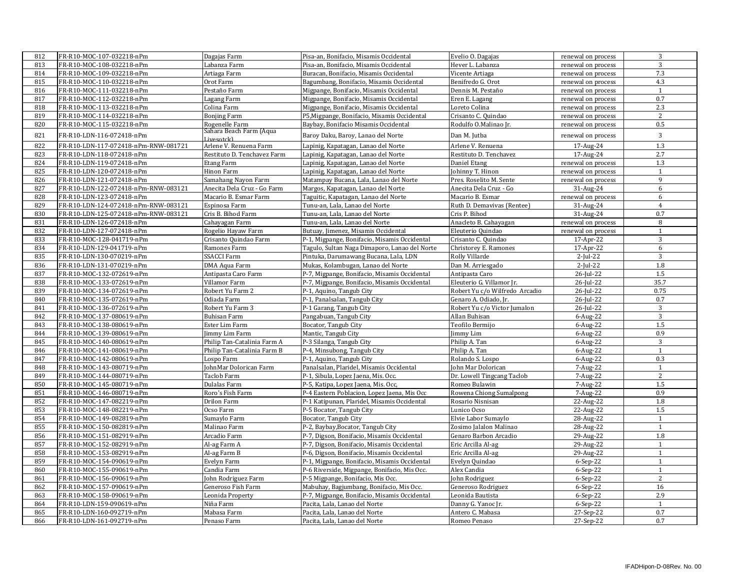| | | | | | | |
|---|---|---|---|---|---|---|
| 812 | FR-R10-MOC-107-032218-nPm | Dagajas Farm | Pisa-an, Bonifacio, Misamis Occidental | Evelio O. Dagajas | renewal on process | 3 |
| 813 | FR-R10-MOC-108-032218-nPm | Labanza Farm | Pisa-an, Bonifacio, Misamis Occidental | Hever L. Labanza | renewal on process | 3 |
| 814 | FR-R10-MOC-109-032218-nPm | Artiaga Farm | Buracan, Bonifacio, Misamis Occidental | Vicente Artiaga | renewal on process | 7.3 |
| 815 | FR-R10-MOC-110-032218-nPm | Orot Farm | Bagumbang, Bonifacio, Misamis Occidental | Benifredo G. Orot | renewal on process | 4.3 |
| 816 | FR-R10-MOC-111-032218-nPm | Pestaño Farm | Migpange, Bonifacio, Misamis Occidental | Dennis M. Pestaño | renewal on process | 1 |
| 817 | FR-R10-MOC-112-032218-nPm | Lagang Farm | Migpange, Bonifacio, Misamis Occidental | Eren E. Lagang | renewal on process | 0.7 |
| 818 | FR-R10-MOC-113-032218-nPm | Colina Farm | Migpange, Bonifacio, Misamis Occidental | Loreto Colina | renewal on process | 2.3 |
| 819 | FR-R10-MOC-114-032218-nPm | Bonjing Farm | P5,Migpange, Bonifacio, Misamis Occidental | Crisanto C. Quindao | renewal on process | 2 |
| 820 | FR-R10-MOC-115-032218-nPm | Rogenelle Farm | Baybay, Bonifacio Misamis Occidental | Rodulfo O.Malinao Jr. | renewal on process | 0.5 |
| 821 | FR-R10-LDN-116-072418-nPm | Sahara Beach Farm (Aqua Livesotck) | Baroy Daku, Baroy, Lanao del Norte | Dan M. Jutba | renewal on process | 3 |
| 822 | FR-R10-LDN-117-072418-nPm-RNW-081721 | Arlene V. Renuena Farm | Lapinig, Kapatagan, Lanao del Norte | Arlene V. Renuena | 17-Aug-24 | 1.3 |
| 823 | FR-R10-LDN-118-072418-nPm | Restituto D. Tenchavez Farm | Lapinig, Kapatagan, Lanao del Norte | Restituto D. Tenchavez | 17-Aug-24 | 2.7 |
| 824 | FR-R10-LDN-119-072418-nPm | Etang Farm | Lapinig, Kapatagan, Lanao del Norte | Daniel Etang | renewal on process | 1.3 |
| 825 | FR-R10-LDN-120-072418-nPm | Hinon Farm | Lapinig, Kapatagan, Lanao del Norte | Johinny T. Hinon | renewal on process | 1 |
| 826 | FR-R10-LDN-121-072418-nPm | Samahang Nayon Farm | Matampay Bucana, Lala, Lanao del Norte | Pres. Roselito M. Sente | renewal on process | 9 |
| 827 | FR-R10-LDN-122-072418-nPm-RNW-083121 | Anecita Dela Cruz - Go Farm | Margos, Kapatagan, Lanao del Norte | Anecita Dela Cruz - Go | 31-Aug-24 | 6 |
| 828 | FR-R10-LDN-123-072418-nPm | Macario B. Esmar Farm | Taguitic, Kapatagan, Lanao del Norte | Macario B. Esmar | renewal on process | 6 |
| 829 | FR-R10-LDN-124-072418-nPm-RNW-083121 | Espinosa Farm | Tunu-an, Lala, Lanao del Norte | Ruth D. Demavivas (Rentee) | 31-Aug-24 | 4 |
| 830 | FR-R10-LDN-125-072418-nPm-RNW-083121 | Cris B. Bihod Farm | Tunu-an, Lala, Lanao del Norte | Cris P. Bihod | 31-Aug-24 | 0.7 |
| 831 | FR-R10-LDN-126-072418-nPm | Cahayagan Farm | Tunu-an, Lala, Lanao del Norte | Anacleto B. Cahayagan | renewal on process | 8 |
| 832 | FR-R10-LDN-127-072418-nPm | Rogelio Hayaw Farm | Butuay, Jimenez, Misamis Occidental | Eleuterio Quindao | renewal on process | 1 |
| 833 | FR-R10-MOC-128-041719-nPm | Crisanto Quindao Farm | P-1, Migpange, Bonifacio, Misamis Occidental | Crisanto C. Quindao | 17-Apr-22 | 3 |
| 834 | FR-R10-LDN-129-041719-nPm | Ramones Farm | Tagulo, Sultan Naga Dimaporo, Lanao del Norte | Christorey E. Ramones | 17-Apr-22 | 6 |
| 835 | FR-R10-LDN-130-070219-nPm | SSACCI Farm | Pintuka, Darumawang Bucana, Lala, LDN | Rolly Villarde | 2-Jul-22 | 3 |
| 836 | FR-R10-LDN-131-070219-nPm | DMA Aqua Farm | Mukas, Kolambugan, Lanao del Norte | Dan M. Arriesgado | 2-Jul-22 | 1.8 |
| 837 | FR-R10-MOC-132-072619-nPm | Antipasta Caro Farm | P-7, Migpange, Bonifacio, Misamis Occidental | Antipasta Caro | 26-Jul-22 | 1.5 |
| 838 | FR-R10-MOC-133-072619-nPm | Villamor Farm | P-7, Migpange, Bonifacio, Misamis Occidental | Eleuterio G. Villamor Jr. | 26-Jul-22 | 35.7 |
| 839 | FR-R10-MOC-134-072619-nPm | Robert Yu Farm 2 | P-1, Aquino, Tangub City | Robert Yu c/o Wilfredo Arcadio | 26-Jul-22 | 0.75 |
| 840 | FR-R10-MOC-135-072619-nPm | Odiada Farm | P-1, Panalsalan, Tangub City | Genaro A. Odiado, Jr. | 26-Jul-22 | 0.7 |
| 841 | FR-R10-MOC-136-072619-nPm | Robert Yu Farm 3 | P-1 Garang, Tangub City | Robert Yu c/o Victor Jumalon | 26-Jul-22 | 3 |
| 842 | FR-R10-MOC-137-080619-nPm | Buhisan Farm | Pangabuan, Tangub City | Allan Buhisan | 6-Aug-22 | 3 |
| 843 | FR-R10-MOC-138-080619-nPm | Ester Lim Farm | Bocator, Tangub City | Teofilo Bermijo | 6-Aug-22 | 1.5 |
| 844 | FR-R10-MOC-139-080619-nPm | Jimmy Lim Farm | Mantic, Tangub City | Jimmy Lim | 6-Aug-22 | 0.9 |
| 845 | FR-R10-MOC-140-080619-nPm | Philip Tan-Catalinia Farm A | P-3 Silanga, Tangub City | Philip A. Tan | 6-Aug-22 | 3 |
| 846 | FR-R10-MOC-141-080619-nPm | Philip Tan-Catalinia Farm B | P-4, Minsubong, Tangub City | Philip A. Tan | 6-Aug-22 | 1 |
| 847 | FR-R10-MOC-142-080619-nPm | Lospo Farm | P-1, Aquino, Tangub City | Rolando S. Lospo | 6-Aug-22 | 0.3 |
| 848 | FR-R10-MOC-143-080719-nPm | JohnMar Dolorican Farm | Panalsalan, Plaridel, Misamis Occidental | John Mar Dolorican | 7-Aug-22 | 1 |
| 849 | FR-R10-MOC-144-080719-nPm | Taclob Farm | P-1, Sibula, Lopez Jaena, Mis. Occ. | Dr. Lowell Tingcang Taclob | 7-Aug-22 | 2 |
| 850 | FR-R10-MOC-145-080719-nPm | Dulalas Farm | P-5, Katipa, Lopez Jaena, Mis. Occ, | Romeo Bulawin | 7-Aug-22 | 1.5 |
| 851 | FR-R10-MOC-146-080719-nPm | Roro's Fish Farm | P-4 Eastern Poblacion, Lopez Jaena, Mis Occ | Rowena Chiong Sumalpong | 7-Aug-22 | 0.9 |
| 852 | FR-R10-MOC-147-082219-nPm | Drilon Farm | P-1 Katipunan, Plaridel, Misamis Occidental | Rosario Nisnisan | 22-Aug-22 | 1.8 |
| 853 | FR-R10-MOC-148-082219-nPm | Ocso Farm | P-5 Bocator, Tangub City | Lunico Ocso | 22-Aug-22 | 1.5 |
| 854 | FR-R10-MOC-149-082819-nPm | Sumaylo Farm | Bocator, Tangub City | Elvie Labor Sumaylo | 28-Aug-22 | 1 |
| 855 | FR-R10-MOC-150-082819-nPm | Malinao Farm | P-2, Baybay,Bocator, Tangub City | Zosimo Jalalon Malinao | 28-Aug-22 | 1 |
| 856 | FR-R10-MOC-151-082919-nPm | Arcadio Farm | P-7, Digson, Bonifacio, Misamis Occidental | Genaro Barbon Arcadio | 29-Aug-22 | 1.8 |
| 857 | FR-R10-MOC-152-082919-nPm | Al-ag Farm A | P-7, Digson, Bonifacio, Misamis Occidental | Eric Arcilla Al-ag | 29-Aug-22 | 1 |
| 858 | FR-R10-MOC-153-082919-nPm | Al-ag Farm B | P-6, Digson, Bonifacio, Misamis Occidental | Eric Arcilla Al-ag | 29-Aug-22 | 1 |
| 859 | FR-R10-MOC-154-090619-nPm | Evelyn Farm | P-1, Migpange, Bonifacio, Misamis Occidental | Evelyn Quindao | 6-Sep-22 | 1 |
| 860 | FR-R10-MOC-155-090619-nPm | Candia Farm | P-6 Riverside, Migpange, Bonifacio, Mis Occ. | Alex Candia | 6-Sep-22 | 1 |
| 861 | FR-R10-MOC-156-090619-nPm | John Rodriguez Farm | P-5 Migpange, Bonifacio, Mis Occ. | John Rodriguez | 6-Sep-22 | 2 |
| 862 | FR-R10-MOC-157-090619-nPm | Generoso Fish Farm | Mabuhay, Bagjumbang, Bonifacio, Mis Occ. | Generoso Rodriguez | 6-Sep-22 | 16 |
| 863 | FR-R10-MOC-158-090619-nPm | Leonida Property | P-7, Migpange, Bonifacio, Misamis Occidental | Leonida Bautista | 6-Sep-22 | 2.9 |
| 864 | FR-R10-LDN-159-090619-nPm | Niña Farm | Pacita, Lala, Lanao del Norte | Danny G. Yanoc Jr. | 6-Sep-22 | 1 |
| 865 | FR-R10-LDN-160-092719-nPm | Mabasa Farm | Pacita, Lala, Lanao del Norte | Antero C. Mabasa | 27-Sep-22 | 0.7 |
| 866 | FR-R10-LDN-161-092719-nPm | Penaso Farm | Pacita, Lala, Lanao del Norte | Romeo Penaso | 27-Sep-22 | 0.7 |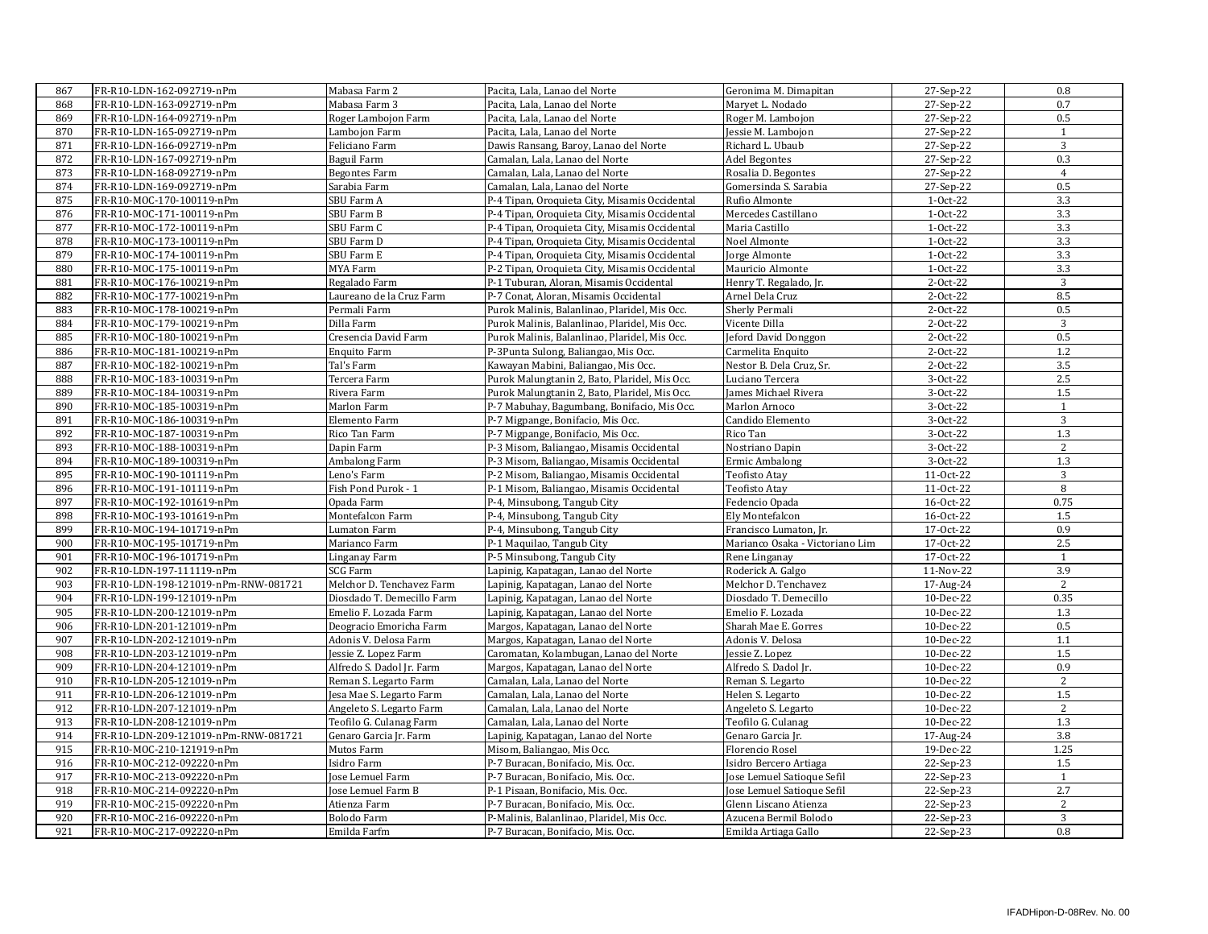| | | | | | | |
|---|---|---|---|---|---|---|
| 867 | FR-R10-LDN-162-092719-nPm | Mabasa Farm 2 | Pacita, Lala, Lanao del Norte | Geronima M. Dimapitan | 27-Sep-22 | 0.8 |
| 868 | FR-R10-LDN-163-092719-nPm | Mabasa Farm 3 | Pacita, Lala, Lanao del Norte | Maryet L. Nodado | 27-Sep-22 | 0.7 |
| 869 | FR-R10-LDN-164-092719-nPm | Roger Lambojon Farm | Pacita, Lala, Lanao del Norte | Roger M. Lambojon | 27-Sep-22 | 0.5 |
| 870 | FR-R10-LDN-165-092719-nPm | Lambojon Farm | Pacita, Lala, Lanao del Norte | Jessie M. Lambojon | 27-Sep-22 | 1 |
| 871 | FR-R10-LDN-166-092719-nPm | Feliciano Farm | Dawis Ransang, Baroy, Lanao del Norte | Richard L. Ubaub | 27-Sep-22 | 3 |
| 872 | FR-R10-LDN-167-092719-nPm | Baguil Farm | Camalan, Lala, Lanao del Norte | Adel Begontes | 27-Sep-22 | 0.3 |
| 873 | FR-R10-LDN-168-092719-nPm | Begontes Farm | Camalan, Lala, Lanao del Norte | Rosalia D. Begontes | 27-Sep-22 | 4 |
| 874 | FR-R10-LDN-169-092719-nPm | Sarabia Farm | Camalan, Lala, Lanao del Norte | Gomersinda S. Sarabia | 27-Sep-22 | 0.5 |
| 875 | FR-R10-MOC-170-100119-nPm | SBU Farm A | P-4 Tipan, Oroquieta City, Misamis Occidental | Rufio Almonte | 1-Oct-22 | 3.3 |
| 876 | FR-R10-MOC-171-100119-nPm | SBU Farm B | P-4 Tipan, Oroquieta City, Misamis Occidental | Mercedes Castillano | 1-Oct-22 | 3.3 |
| 877 | FR-R10-MOC-172-100119-nPm | SBU Farm C | P-4 Tipan, Oroquieta City, Misamis Occidental | Maria Castillo | 1-Oct-22 | 3.3 |
| 878 | FR-R10-MOC-173-100119-nPm | SBU Farm D | P-4 Tipan, Oroquieta City, Misamis Occidental | Noel Almonte | 1-Oct-22 | 3.3 |
| 879 | FR-R10-MOC-174-100119-nPm | SBU Farm E | P-4 Tipan, Oroquieta City, Misamis Occidental | Jorge Almonte | 1-Oct-22 | 3.3 |
| 880 | FR-R10-MOC-175-100119-nPm | MYA Farm | P-2 Tipan, Oroquieta City, Misamis Occidental | Mauricio Almonte | 1-Oct-22 | 3.3 |
| 881 | FR-R10-MOC-176-100219-nPm | Regalado Farm | P-1 Tuburan, Aloran, Misamis Occidental | Henry T. Regalado, Jr. | 2-Oct-22 | 3 |
| 882 | FR-R10-MOC-177-100219-nPm | Laureano de la Cruz Farm | P-7 Conat, Aloran, Misamis Occidental | Arnel Dela Cruz | 2-Oct-22 | 8.5 |
| 883 | FR-R10-MOC-178-100219-nPm | Permali Farm | Purok Malinis, Balanlinao, Plaridel, Mis Occ. | Sherly Permali | 2-Oct-22 | 0.5 |
| 884 | FR-R10-MOC-179-100219-nPm | Dilla Farm | Purok Malinis, Balanlinao, Plaridel, Mis Occ. | Vicente Dilla | 2-Oct-22 | 3 |
| 885 | FR-R10-MOC-180-100219-nPm | Cresencia David Farm | Purok Malinis, Balanlinao, Plaridel, Mis Occ. | Jeford David Donggon | 2-Oct-22 | 0.5 |
| 886 | FR-R10-MOC-181-100219-nPm | Enquito Farm | P-3Punta Sulong, Baliangao, Mis Occ. | Carmelita Enquito | 2-Oct-22 | 1.2 |
| 887 | FR-R10-MOC-182-100219-nPm | Tal's Farm | Kawayan Mabini, Baliangao, Mis Occ. | Nestor B. Dela Cruz, Sr. | 2-Oct-22 | 3.5 |
| 888 | FR-R10-MOC-183-100319-nPm | Tercera Farm | Purok Malungtanin 2, Bato, Plaridel, Mis Occ. | Luciano Tercera | 3-Oct-22 | 2.5 |
| 889 | FR-R10-MOC-184-100319-nPm | Rivera Farm | Purok Malungtanin 2, Bato, Plaridel, Mis Occ. | James Michael Rivera | 3-Oct-22 | 1.5 |
| 890 | FR-R10-MOC-185-100319-nPm | Marlon Farm | P-7 Mabuhay, Bagumbang, Bonifacio, Mis Occ. | Marlon Arnoco | 3-Oct-22 | 1 |
| 891 | FR-R10-MOC-186-100319-nPm | Elemento Farm | P-7 Migpange, Bonifacio, Mis Occ. | Candido Elemento | 3-Oct-22 | 3 |
| 892 | FR-R10-MOC-187-100319-nPm | Rico Tan Farm | P-7 Migpange, Bonifacio, Mis Occ. | Rico Tan | 3-Oct-22 | 1.3 |
| 893 | FR-R10-MOC-188-100319-nPm | Dapin Farm | P-3 Misom, Baliangao, Misamis Occidental | Nostriano Dapin | 3-Oct-22 | 2 |
| 894 | FR-R10-MOC-189-100319-nPm | Ambalong Farm | P-3 Misom, Baliangao, Misamis Occidental | Ermic Ambalong | 3-Oct-22 | 1.3 |
| 895 | FR-R10-MOC-190-101119-nPm | Leno's Farm | P-2 Misom, Baliangao, Misamis Occidental | Teofisto Atay | 11-Oct-22 | 3 |
| 896 | FR-R10-MOC-191-101119-nPm | Fish Pond Purok - 1 | P-1 Misom, Baliangao, Misamis Occidental | Teofisto Atay | 11-Oct-22 | 8 |
| 897 | FR-R10-MOC-192-101619-nPm | Opada Farm | P-4, Minsubong, Tangub City | Fedencio Opada | 16-Oct-22 | 0.75 |
| 898 | FR-R10-MOC-193-101619-nPm | Montefalcon Farm | P-4, Minsubong, Tangub City | Ely Montefalcon | 16-Oct-22 | 1.5 |
| 899 | FR-R10-MOC-194-101719-nPm | Lumaton Farm | P-4, Minsubong, Tangub City | Francisco Lumaton, Jr. | 17-Oct-22 | 0.9 |
| 900 | FR-R10-MOC-195-101719-nPm | Marianco Farm | P-1 Maquilao, Tangub City | Marianco Osaka - Victoriano Lim | 17-Oct-22 | 2.5 |
| 901 | FR-R10-MOC-196-101719-nPm | Linganay Farm | P-5 Minsubong, Tangub City | Rene Linganay | 17-Oct-22 | 1 |
| 902 | FR-R10-LDN-197-111119-nPm | SCG Farm | Lapinig, Kapatagan, Lanao del Norte | Roderick A. Galgo | 11-Nov-22 | 3.9 |
| 903 | FR-R10-LDN-198-121019-nPm-RNW-081721 | Melchor D. Tenchavez Farm | Lapinig, Kapatagan, Lanao del Norte | Melchor D. Tenchavez | 17-Aug-24 | 2 |
| 904 | FR-R10-LDN-199-121019-nPm | Diosdado T. Demecillo Farm | Lapinig, Kapatagan, Lanao del Norte | Diosdado T. Demecillo | 10-Dec-22 | 0.35 |
| 905 | FR-R10-LDN-200-121019-nPm | Emelio F. Lozada Farm | Lapinig, Kapatagan, Lanao del Norte | Emelio F. Lozada | 10-Dec-22 | 1.3 |
| 906 | FR-R10-LDN-201-121019-nPm | Deogracio Emoricha Farm | Margos, Kapatagan, Lanao del Norte | Sharah Mae E. Gorres | 10-Dec-22 | 0.5 |
| 907 | FR-R10-LDN-202-121019-nPm | Adonis V. Delosa Farm | Margos, Kapatagan, Lanao del Norte | Adonis V. Delosa | 10-Dec-22 | 1.1 |
| 908 | FR-R10-LDN-203-121019-nPm | Jessie Z. Lopez Farm | Caromatan, Kolambugan, Lanao del Norte | Jessie Z. Lopez | 10-Dec-22 | 1.5 |
| 909 | FR-R10-LDN-204-121019-nPm | Alfredo S. Dadol Jr. Farm | Margos, Kapatagan, Lanao del Norte | Alfredo S. Dadol Jr. | 10-Dec-22 | 0.9 |
| 910 | FR-R10-LDN-205-121019-nPm | Reman S. Legarto Farm | Camalan, Lala, Lanao del Norte | Reman S. Legarto | 10-Dec-22 | 2 |
| 911 | FR-R10-LDN-206-121019-nPm | Jesa Mae S. Legarto Farm | Camalan, Lala, Lanao del Norte | Helen S. Legarto | 10-Dec-22 | 1.5 |
| 912 | FR-R10-LDN-207-121019-nPm | Angeleto S. Legarto Farm | Camalan, Lala, Lanao del Norte | Angeleto S. Legarto | 10-Dec-22 | 2 |
| 913 | FR-R10-LDN-208-121019-nPm | Teofilo G. Culanag Farm | Camalan, Lala, Lanao del Norte | Teofilo G. Culanag | 10-Dec-22 | 1.3 |
| 914 | FR-R10-LDN-209-121019-nPm-RNW-081721 | Genaro Garcia Jr. Farm | Lapinig, Kapatagan, Lanao del Norte | Genaro Garcia Jr. | 17-Aug-24 | 3.8 |
| 915 | FR-R10-MOC-210-121919-nPm | Mutos Farm | Misom, Baliangao, Mis Occ. | Florencio Rosel | 19-Dec-22 | 1.25 |
| 916 | FR-R10-MOC-212-092220-nPm | Isidro Farm | P-7 Buracan, Bonifacio, Mis. Occ. | Isidro Bercero Artiaga | 22-Sep-23 | 1.5 |
| 917 | FR-R10-MOC-213-092220-nPm | Jose Lemuel Farm | P-7 Buracan, Bonifacio, Mis. Occ. | Jose Lemuel Satioque Sefil | 22-Sep-23 | 1 |
| 918 | FR-R10-MOC-214-092220-nPm | Jose Lemuel Farm B | P-1 Pisaan, Bonifacio, Mis. Occ. | Jose Lemuel Satioque Sefil | 22-Sep-23 | 2.7 |
| 919 | FR-R10-MOC-215-092220-nPm | Atienza Farm | P-7 Buracan, Bonifacio, Mis. Occ. | Glenn Liscano Atienza | 22-Sep-23 | 2 |
| 920 | FR-R10-MOC-216-092220-nPm | Bolodo Farm | P-Malinis, Balanlinao, Plaridel, Mis Occ. | Azucena Bermil Bolodo | 22-Sep-23 | 3 |
| 921 | FR-R10-MOC-217-092220-nPm | Emilda Farfm | P-7 Buracan, Bonifacio, Mis. Occ. | Emilda Artiaga Gallo | 22-Sep-23 | 0.8 |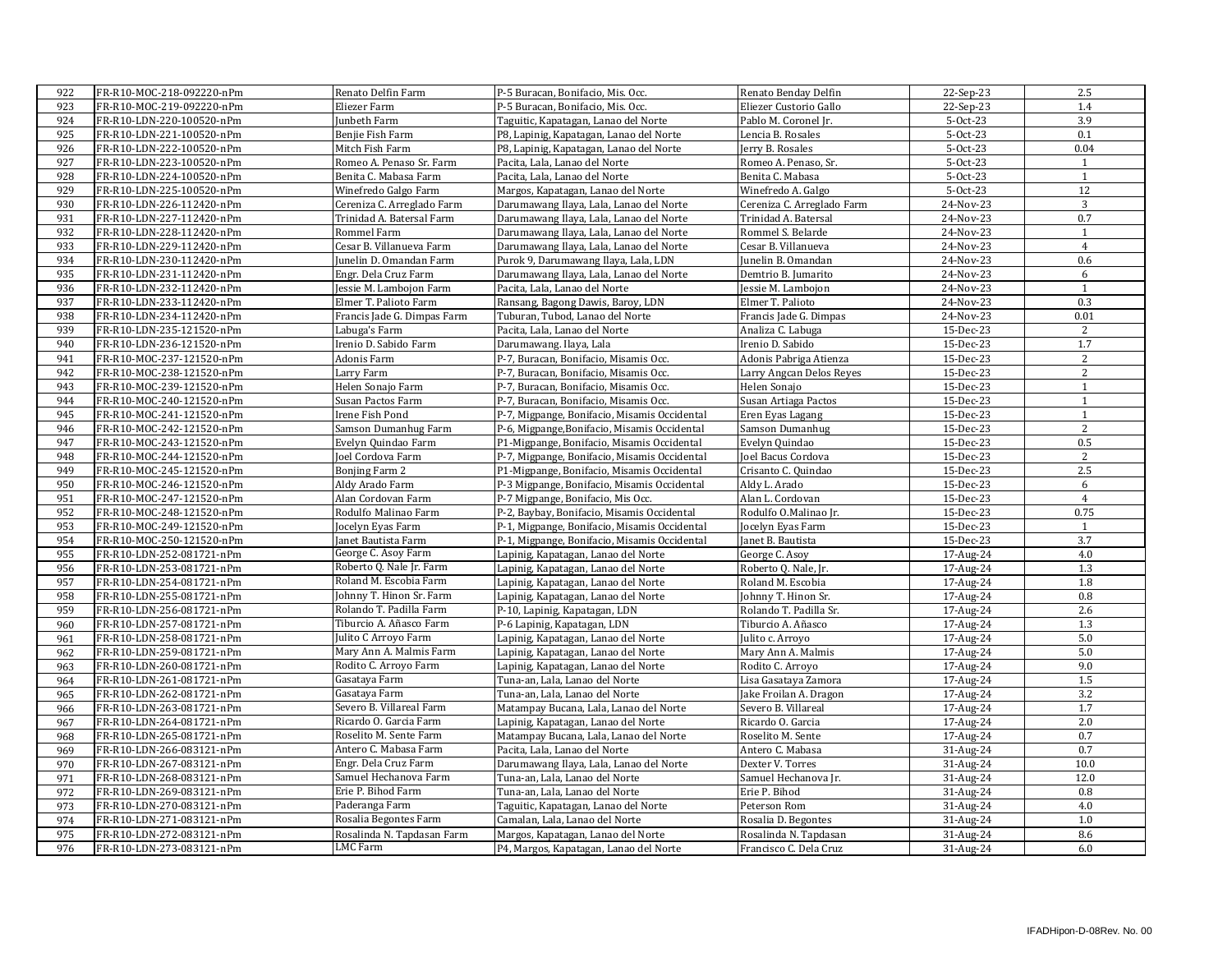| | | | | | | |
|---|---|---|---|---|---|---|
| 922 | FR-R10-MOC-218-092220-nPm | Renato Delfin Farm | P-5 Buracan, Bonifacio, Mis. Occ. | Renato Benday Delfin | 22-Sep-23 | 2.5 |
| 923 | FR-R10-MOC-219-092220-nPm | Eliezer Farm | P-5 Buracan, Bonifacio, Mis. Occ. | Eliezer Custorio Gallo | 22-Sep-23 | 1.4 |
| 924 | FR-R10-LDN-220-100520-nPm | Junbeth Farm | Taguitic, Kapatagan, Lanao del Norte | Pablo M. Coronel Jr. | 5-Oct-23 | 3.9 |
| 925 | FR-R10-LDN-221-100520-nPm | Benjie Fish Farm | P8, Lapinig, Kapatagan, Lanao del Norte | Lencia B. Rosales | 5-Oct-23 | 0.1 |
| 926 | FR-R10-LDN-222-100520-nPm | Mitch Fish Farm | P8, Lapinig, Kapatagan, Lanao del Norte | Jerry B. Rosales | 5-Oct-23 | 0.04 |
| 927 | FR-R10-LDN-223-100520-nPm | Romeo A. Penaso Sr. Farm | Pacita, Lala, Lanao del Norte | Romeo A. Penaso, Sr. | 5-Oct-23 | 1 |
| 928 | FR-R10-LDN-224-100520-nPm | Benita C. Mabasa Farm | Pacita, Lala, Lanao del Norte | Benita C. Mabasa | 5-Oct-23 | 1 |
| 929 | FR-R10-LDN-225-100520-nPm | Winefredo Galgo Farm | Margos, Kapatagan, Lanao del Norte | Winefredo A. Galgo | 5-Oct-23 | 12 |
| 930 | FR-R10-LDN-226-112420-nPm | Cereniza C. Arreglado Farm | Darumawang Ilaya, Lala, Lanao del Norte | Cereniza C. Arreglado Farm | 24-Nov-23 | 3 |
| 931 | FR-R10-LDN-227-112420-nPm | Trinidad A. Batersal Farm | Darumawang Ilaya, Lala, Lanao del Norte | Trinidad A. Batersal | 24-Nov-23 | 0.7 |
| 932 | FR-R10-LDN-228-112420-nPm | Rommel Farm | Darumawang Ilaya, Lala, Lanao del Norte | Rommel S. Belarde | 24-Nov-23 | 1 |
| 933 | FR-R10-LDN-229-112420-nPm | Cesar B. Villanueva Farm | Darumawang Ilaya, Lala, Lanao del Norte | Cesar B. Villanueva | 24-Nov-23 | 4 |
| 934 | FR-R10-LDN-230-112420-nPm | Junelin D. Omandan Farm | Purok 9, Darumawang Ilaya, Lala, LDN | Junelin B. Omandan | 24-Nov-23 | 0.6 |
| 935 | FR-R10-LDN-231-112420-nPm | Engr. Dela Cruz Farm | Darumawang Ilaya, Lala, Lanao del Norte | Demtrio B. Jumarito | 24-Nov-23 | 6 |
| 936 | FR-R10-LDN-232-112420-nPm | Jessie M. Lambojon Farm | Pacita, Lala, Lanao del Norte | Jessie M. Lambojon | 24-Nov-23 | 1 |
| 937 | FR-R10-LDN-233-112420-nPm | Elmer T. Palioto Farm | Ransang, Bagong Dawis, Baroy, LDN | Elmer T. Palioto | 24-Nov-23 | 0.3 |
| 938 | FR-R10-LDN-234-112420-nPm | Francis Jade G. Dimpas Farm | Tuburan, Tubod, Lanao del Norte | Francis Jade G. Dimpas | 24-Nov-23 | 0.01 |
| 939 | FR-R10-LDN-235-121520-nPm | Labuga's Farm | Pacita, Lala, Lanao del Norte | Analiza C. Labuga | 15-Dec-23 | 2 |
| 940 | FR-R10-LDN-236-121520-nPm | Irenio D. Sabido Farm | Darumawang. Ilaya, Lala | Irenio D. Sabido | 15-Dec-23 | 1.7 |
| 941 | FR-R10-MOC-237-121520-nPm | Adonis Farm | P-7, Buracan, Bonifacio, Misamis Occ. | Adonis Pabriga Atienza | 15-Dec-23 | 2 |
| 942 | FR-R10-MOC-238-121520-nPm | Larry Farm | P-7, Buracan, Bonifacio, Misamis Occ. | Larry Angcan Delos Reyes | 15-Dec-23 | 2 |
| 943 | FR-R10-MOC-239-121520-nPm | Helen Sonajo Farm | P-7, Buracan, Bonifacio, Misamis Occ. | Helen Sonajo | 15-Dec-23 | 1 |
| 944 | FR-R10-MOC-240-121520-nPm | Susan Pactos Farm | P-7, Buracan, Bonifacio, Misamis Occ. | Susan Artiaga Pactos | 15-Dec-23 | 1 |
| 945 | FR-R10-MOC-241-121520-nPm | Irene Fish Pond | P-7, Migpange, Bonifacio, Misamis Occidental | Eren Eyas Lagang | 15-Dec-23 | 1 |
| 946 | FR-R10-MOC-242-121520-nPm | Samson Dumanhug Farm | P-6, Migpange,Bonifacio, Misamis Occidental | Samson Dumanhug | 15-Dec-23 | 2 |
| 947 | FR-R10-MOC-243-121520-nPm | Evelyn Quindao Farm | P1-Migpange, Bonifacio, Misamis Occidental | Evelyn Quindao | 15-Dec-23 | 0.5 |
| 948 | FR-R10-MOC-244-121520-nPm | Joel Cordova Farm | P-7, Migpange, Bonifacio, Misamis Occidental | Joel Bacus Cordova | 15-Dec-23 | 2 |
| 949 | FR-R10-MOC-245-121520-nPm | Bonjing Farm 2 | P1-Migpange, Bonifacio, Misamis Occidental | Crisanto C. Quindao | 15-Dec-23 | 2.5 |
| 950 | FR-R10-MOC-246-121520-nPm | Aldy Arado Farm | P-3 Migpange, Bonifacio, Misamis Occidental | Aldy L. Arado | 15-Dec-23 | 6 |
| 951 | FR-R10-MOC-247-121520-nPm | Alan Cordovan Farm | P-7 Migpange, Bonifacio, Mis Occ. | Alan L. Cordovan | 15-Dec-23 | 4 |
| 952 | FR-R10-MOC-248-121520-nPm | Rodulfo Malinao Farm | P-2, Baybay, Bonifacio, Misamis Occidental | Rodulfo O.Malinao Jr. | 15-Dec-23 | 0.75 |
| 953 | FR-R10-MOC-249-121520-nPm | Jocelyn Eyas Farm | P-1, Migpange, Bonifacio, Misamis Occidental | Jocelyn Eyas Farm | 15-Dec-23 | 1 |
| 954 | FR-R10-MOC-250-121520-nPm | Janet Bautista Farm | P-1, Migpange, Bonifacio, Misamis Occidental | Janet B. Bautista | 15-Dec-23 | 3.7 |
| 955 | FR-R10-LDN-252-081721-nPm | George C. Asoy Farm | Lapinig, Kapatagan, Lanao del Norte | George C. Asoy | 17-Aug-24 | 4.0 |
| 956 | FR-R10-LDN-253-081721-nPm | Roberto Q. Nale Jr. Farm | Lapinig, Kapatagan, Lanao del Norte | Roberto Q. Nale, Jr. | 17-Aug-24 | 1.3 |
| 957 | FR-R10-LDN-254-081721-nPm | Roland M. Escobia Farm | Lapinig, Kapatagan, Lanao del Norte | Roland M. Escobia | 17-Aug-24 | 1.8 |
| 958 | FR-R10-LDN-255-081721-nPm | Johnny T. Hinon Sr. Farm | Lapinig, Kapatagan, Lanao del Norte | Johnny T. Hinon Sr. | 17-Aug-24 | 0.8 |
| 959 | FR-R10-LDN-256-081721-nPm | Rolando T. Padilla Farm | P-10, Lapinig, Kapatagan, LDN | Rolando T. Padilla Sr. | 17-Aug-24 | 2.6 |
| 960 | FR-R10-LDN-257-081721-nPm | Tiburcio A. Añasco Farm | P-6 Lapinig, Kapatagan, LDN | Tiburcio A. Añasco | 17-Aug-24 | 1.3 |
| 961 | FR-R10-LDN-258-081721-nPm | Julito C Arroyo Farm | Lapinig, Kapatagan, Lanao del Norte | Julito c. Arroyo | 17-Aug-24 | 5.0 |
| 962 | FR-R10-LDN-259-081721-nPm | Mary Ann A. Malmis Farm | Lapinig, Kapatagan, Lanao del Norte | Mary Ann A. Malmis | 17-Aug-24 | 5.0 |
| 963 | FR-R10-LDN-260-081721-nPm | Rodito C. Arroyo Farm | Lapinig, Kapatagan, Lanao del Norte | Rodito C. Arroyo | 17-Aug-24 | 9.0 |
| 964 | FR-R10-LDN-261-081721-nPm | Gasataya Farm | Tuna-an, Lala, Lanao del Norte | Lisa Gasataya Zamora | 17-Aug-24 | 1.5 |
| 965 | FR-R10-LDN-262-081721-nPm | Gasataya Farm | Tuna-an, Lala, Lanao del Norte | Jake Froilan A. Dragon | 17-Aug-24 | 3.2 |
| 966 | FR-R10-LDN-263-081721-nPm | Severo B. Villareal Farm | Matampay Bucana, Lala, Lanao del Norte | Severo B. Villareal | 17-Aug-24 | 1.7 |
| 967 | FR-R10-LDN-264-081721-nPm | Ricardo O. Garcia Farm | Lapinig, Kapatagan, Lanao del Norte | Ricardo O. Garcia | 17-Aug-24 | 2.0 |
| 968 | FR-R10-LDN-265-081721-nPm | Roselito M. Sente Farm | Matampay Bucana, Lala, Lanao del Norte | Roselito M. Sente | 17-Aug-24 | 0.7 |
| 969 | FR-R10-LDN-266-083121-nPm | Antero C. Mabasa Farm | Pacita, Lala, Lanao del Norte | Antero C. Mabasa | 31-Aug-24 | 0.7 |
| 970 | FR-R10-LDN-267-083121-nPm | Engr. Dela Cruz Farm | Darumawang Ilaya, Lala, Lanao del Norte | Dexter V. Torres | 31-Aug-24 | 10.0 |
| 971 | FR-R10-LDN-268-083121-nPm | Samuel Hechanova Farm | Tuna-an, Lala, Lanao del Norte | Samuel Hechanova Jr. | 31-Aug-24 | 12.0 |
| 972 | FR-R10-LDN-269-083121-nPm | Erie P. Bihod Farm | Tuna-an, Lala, Lanao del Norte | Erie P. Bihod | 31-Aug-24 | 0.8 |
| 973 | FR-R10-LDN-270-083121-nPm | Paderanga Farm | Taguitic, Kapatagan, Lanao del Norte | Peterson Rom | 31-Aug-24 | 4.0 |
| 974 | FR-R10-LDN-271-083121-nPm | Rosalia Begontes Farm | Camalan, Lala, Lanao del Norte | Rosalia D. Begontes | 31-Aug-24 | 1.0 |
| 975 | FR-R10-LDN-272-083121-nPm | Rosalinda N. Tapdasan Farm | Margos, Kapatagan, Lanao del Norte | Rosalinda N. Tapdasan | 31-Aug-24 | 8.6 |
| 976 | FR-R10-LDN-273-083121-nPm | LMC Farm | P4, Margos, Kapatagan, Lanao del Norte | Francisco C. Dela Cruz | 31-Aug-24 | 6.0 |

IFADHipon-D-08Rev. No. 00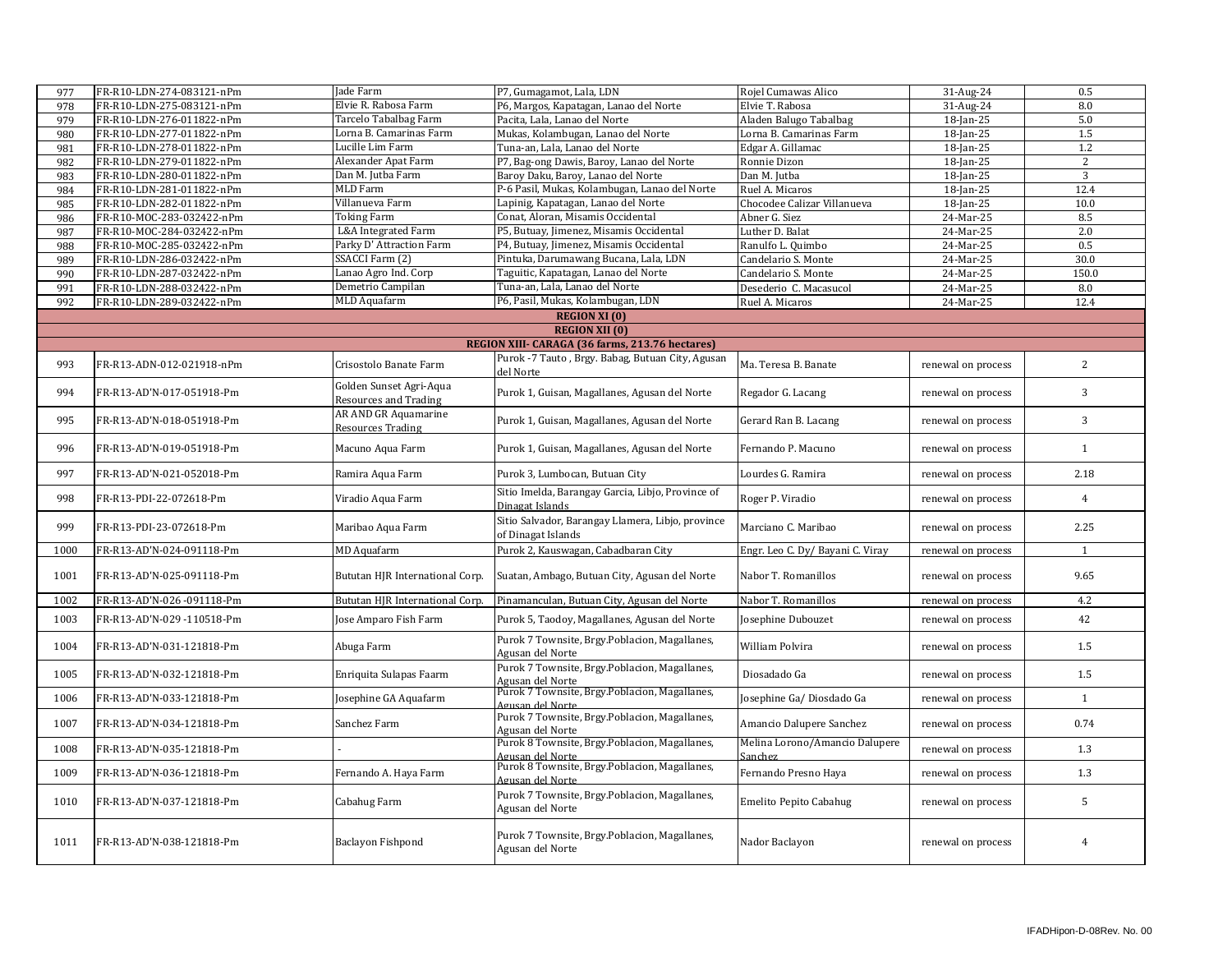| | | | | | | |
|---|---|---|---|---|---|---|
| 977 | FR-R10-LDN-274-083121-nPm | Jade Farm | P7, Gumagamot, Lala, LDN | Rojel Cumawas Alico | 31-Aug-24 | 0.5 |
| 978 | FR-R10-LDN-275-083121-nPm | Elvie R. Rabosa Farm | P6, Margos, Kapatagan, Lanao del Norte | Elvie T. Rabosa | 31-Aug-24 | 8.0 |
| 979 | FR-R10-LDN-276-011822-nPm | Tarcelo Tabalbag Farm | Pacita, Lala, Lanao del Norte | Aladen Balugo Tabalbag | 18-Jan-25 | 5.0 |
| 980 | FR-R10-LDN-277-011822-nPm | Lorna B. Camarinas Farm | Mukas, Kolambugan, Lanao del Norte | Lorna B. Camarinas Farm | 18-Jan-25 | 1.5 |
| 981 | FR-R10-LDN-278-011822-nPm | Lucille Lim Farm | Tuna-an, Lala, Lanao del Norte | Edgar A. Gillamac | 18-Jan-25 | 1.2 |
| 982 | FR-R10-LDN-279-011822-nPm | Alexander Apat Farm | P7, Bag-ong Dawis, Baroy, Lanao del Norte | Ronnie Dizon | 18-Jan-25 | 2 |
| 983 | FR-R10-LDN-280-011822-nPm | Dan M. Jutba Farm | Baroy Daku, Baroy, Lanao del Norte | Dan M. Jutba | 18-Jan-25 | 3 |
| 984 | FR-R10-LDN-281-011822-nPm | MLD Farm | P-6 Pasil, Mukas, Kolambugan, Lanao del Norte | Ruel A. Micaros | 18-Jan-25 | 12.4 |
| 985 | FR-R10-LDN-282-011822-nPm | Villanueva Farm | Lapinig, Kapatagan, Lanao del Norte | Chocodee Calizar Villanueva | 18-Jan-25 | 10.0 |
| 986 | FR-R10-MOC-283-032422-nPm | Toking Farm | Conat, Aloran, Misamis Occidental | Abner G. Siez | 24-Mar-25 | 8.5 |
| 987 | FR-R10-MOC-284-032422-nPm | L&A Integrated Farm | P5, Butuay, Jimenez, Misamis Occidental | Luther D. Balat | 24-Mar-25 | 2.0 |
| 988 | FR-R10-MOC-285-032422-nPm | Parky D' Attraction Farm | P4, Butuay, Jimenez, Misamis Occidental | Ranulfo L. Quimbo | 24-Mar-25 | 0.5 |
| 989 | FR-R10-LDN-286-032422-nPm | SSACCI Farm (2) | Pintuka, Darumawang Bucana, Lala, LDN | Candelario S. Monte | 24-Mar-25 | 30.0 |
| 990 | FR-R10-LDN-287-032422-nPm | Lanao Agro Ind. Corp | Taguitic, Kapatagan, Lanao del Norte | Candelario S. Monte | 24-Mar-25 | 150.0 |
| 991 | FR-R10-LDN-288-032422-nPm | Demetrio Campilan | Tuna-an, Lala, Lanao del Norte | Desederio C. Macasucol | 24-Mar-25 | 8.0 |
| 992 | FR-R10-LDN-289-032422-nPm | MLD Aquafarm | P6, Pasil, Mukas, Kolambugan, LDN | Ruel A. Micaros | 24-Mar-25 | 12.4 |
| **REGION XI (0)** | | | | | | |
| **REGION XII (0)** | | | | | | |
| **REGION XIII- CARAGA (36 farms, 213.76 hectares)** | | | | | | |
| 993 | FR-R13-ADN-012-021918-nPm | Crisostolo Banate Farm | Purok -7 Tauto , Brgy. Babag, Butuan City, Agusan del Norte | Ma. Teresa B. Banate | renewal on process | 2 |
| 994 | FR-R13-AD'N-017-051918-Pm | Golden Sunset Agri-Aqua Resources and Trading | Purok 1, Guisan, Magallanes, Agusan del Norte | Regador G. Lacang | renewal on process | 3 |
| 995 | FR-R13-AD'N-018-051918-Pm | AR AND GR Aquamarine Resources Trading | Purok 1, Guisan, Magallanes, Agusan del Norte | Gerard Ran B. Lacang | renewal on process | 3 |
| 996 | FR-R13-AD'N-019-051918-Pm | Macuno Aqua Farm | Purok 1, Guisan, Magallanes, Agusan del Norte | Fernando P. Macuno | renewal on process | 1 |
| 997 | FR-R13-AD'N-021-052018-Pm | Ramira Aqua Farm | Purok 3, Lumbocan, Butuan City | Lourdes G. Ramira | renewal on process | 2.18 |
| 998 | FR-R13-PDI-22-072618-Pm | Viradio Aqua Farm | Sitio Imelda, Barangay Garcia, Libjo, Province of Dinagat Islands | Roger P. Viradio | renewal on process | 4 |
| 999 | FR-R13-PDI-23-072618-Pm | Maribao Aqua Farm | Sitio Salvador, Barangay Llamera, Libjo, province of Dinagat Islands | Marciano C. Maribao | renewal on process | 2.25 |
| 1000 | FR-R13-AD'N-024-091118-Pm | MD Aquafarm | Purok 2, Kauswagan, Cabadbaran City | Engr. Leo C. Dy/ Bayani C. Viray | renewal on process | 1 |
| 1001 | FR-R13-AD'N-025-091118-Pm | Bututan HJR International Corp. | Suatan, Ambago, Butuan City, Agusan del Norte | Nabor T. Romanillos | renewal on process | 9.65 |
| 1002 | FR-R13-AD'N-026 -091118-Pm | Bututan HJR International Corp. | Pinamanculan, Butuan City, Agusan del Norte | Nabor T. Romanillos | renewal on process | 4.2 |
| 1003 | FR-R13-AD'N-029 -110518-Pm | Jose Amparo Fish Farm | Purok 5, Taodoy, Magallanes, Agusan del Norte | Josephine Dubouzet | renewal on process | 42 |
| 1004 | FR-R13-AD'N-031-121818-Pm | Abuga Farm | Purok 7 Townsite, Brgy.Poblacion, Magallanes, Agusan del Norte | William Polvira | renewal on process | 1.5 |
| 1005 | FR-R13-AD'N-032-121818-Pm | Enriquita Sulapas Faarm | Purok 7 Townsite, Brgy.Poblacion, Magallanes, Agusan del Norte | Diosadado Ga | renewal on process | 1.5 |
| 1006 | FR-R13-AD'N-033-121818-Pm | Josephine GA Aquafarm | Purok 7 Townsite, Brgy.Poblacion, Magallanes, Agusan del Norte | Josephine Ga/ Diosdado Ga | renewal on process | 1 |
| 1007 | FR-R13-AD'N-034-121818-Pm | Sanchez Farm | Purok 7 Townsite, Brgy.Poblacion, Magallanes, Agusan del Norte | Amancio Dalupere Sanchez | renewal on process | 0.74 |
| 1008 | FR-R13-AD'N-035-121818-Pm | - | Purok 8 Townsite, Brgy.Poblacion, Magallanes, Agusan del Norte | Melina Lorono/Amancio Dalupere Sanchez | renewal on process | 1.3 |
| 1009 | FR-R13-AD'N-036-121818-Pm | Fernando A. Haya Farm | Purok 8 Townsite, Brgy.Poblacion, Magallanes, Agusan del Norte | Fernando Presno Haya | renewal on process | 1.3 |
| 1010 | FR-R13-AD'N-037-121818-Pm | Cabahug Farm | Purok 7 Townsite, Brgy.Poblacion, Magallanes, Agusan del Norte | Emelito Pepito Cabahug | renewal on process | 5 |
| 1011 | FR-R13-AD'N-038-121818-Pm | Baclayon Fishpond | Purok 7 Townsite, Brgy.Poblacion, Magallanes, Agusan del Norte | Nador Baclayon | renewal on process | 4 |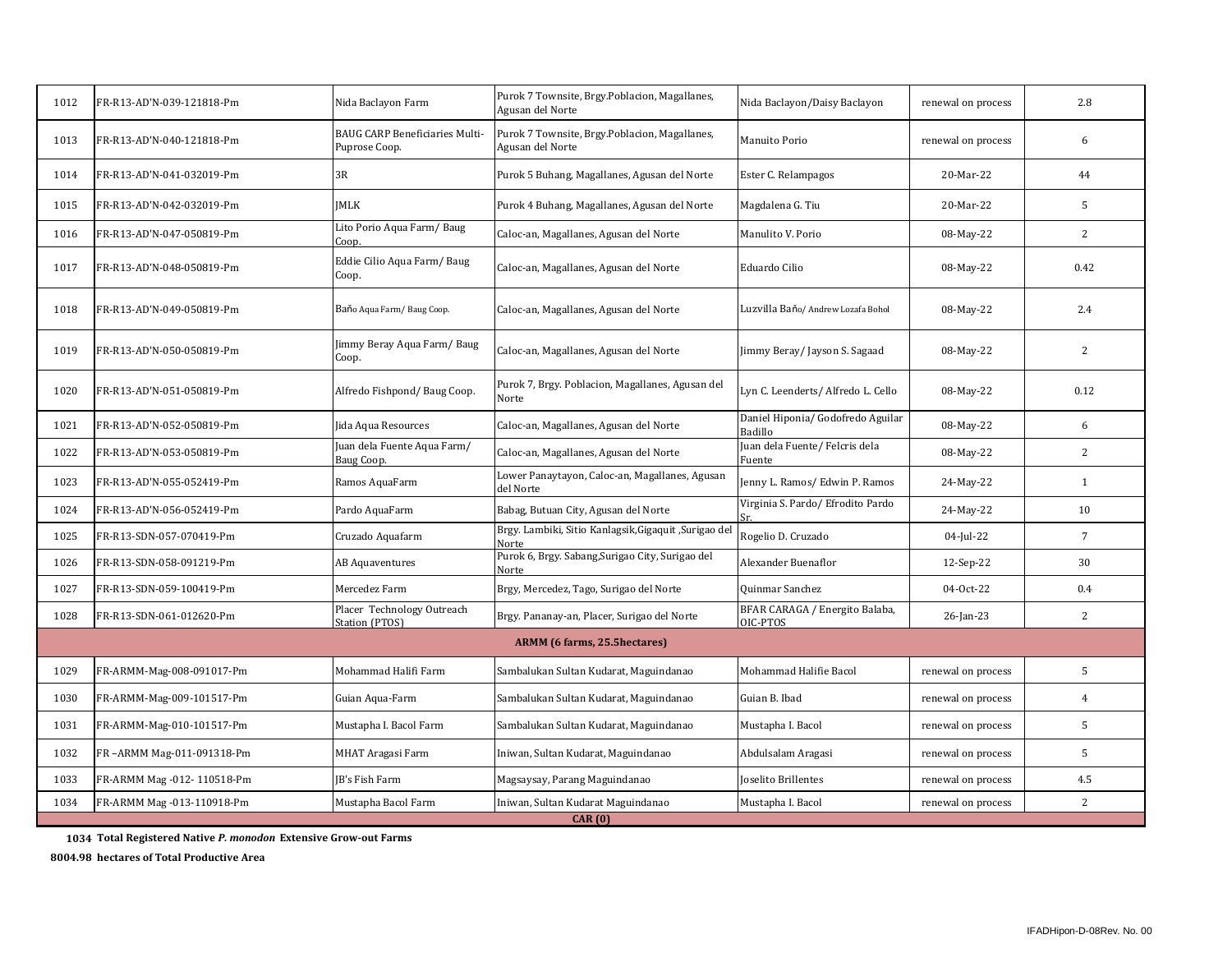| | | | | | | |
|---|---|---|---|---|---|---|
| 1012 | FR-R13-AD'N-039-121818-Pm | Nida Baclayon Farm | Purok 7 Townsite, Brgy.Poblacion, Magallanes, Agusan del Norte | Nida Baclayon/Daisy Baclayon | renewal on process | 2.8 |
| 1013 | FR-R13-AD'N-040-121818-Pm | BAUG CARP Beneficiaries Multi-Puprose Coop. | Purok 7 Townsite, Brgy.Poblacion, Magallanes, Agusan del Norte | Manuito Porio | renewal on process | 6 |
| 1014 | FR-R13-AD'N-041-032019-Pm | 3R | Purok 5 Buhang, Magallanes, Agusan del Norte | Ester C. Relampagos | 20-Mar-22 | 44 |
| 1015 | FR-R13-AD'N-042-032019-Pm | JMLK | Purok 4 Buhang, Magallanes, Agusan del Norte | Magdalena G. Tiu | 20-Mar-22 | 5 |
| 1016 | FR-R13-AD'N-047-050819-Pm | Lito Porio Aqua Farm/ Baug Coop. | Caloc-an, Magallanes, Agusan del Norte | Manulito V. Porio | 08-May-22 | 2 |
| 1017 | FR-R13-AD'N-048-050819-Pm | Eddie Cilio Aqua Farm/ Baug Coop. | Caloc-an, Magallanes, Agusan del Norte | Eduardo Cilio | 08-May-22 | 0.42 |
| 1018 | FR-R13-AD'N-049-050819-Pm | Baňo Aqua Farm/ Baug Coop. | Caloc-an, Magallanes, Agusan del Norte | Luzvilla Baňo/ Andrew Lozafa Bohol | 08-May-22 | 2.4 |
| 1019 | FR-R13-AD'N-050-050819-Pm | Jimmy Beray Aqua Farm/ Baug Coop. | Caloc-an, Magallanes, Agusan del Norte | Jimmy Beray/ Jayson S. Sagaad | 08-May-22 | 2 |
| 1020 | FR-R13-AD'N-051-050819-Pm | Alfredo Fishpond/ Baug Coop. | Purok 7, Brgy. Poblacion, Magallanes, Agusan del Norte | Lyn C. Leenderts/ Alfredo L. Cello | 08-May-22 | 0.12 |
| 1021 | FR-R13-AD'N-052-050819-Pm | Jida Aqua Resources | Caloc-an, Magallanes, Agusan del Norte | Daniel Hiponia/ Godofredo Aguilar Badillo | 08-May-22 | 6 |
| 1022 | FR-R13-AD'N-053-050819-Pm | Juan dela Fuente Aqua Farm/ Baug Coop. | Caloc-an, Magallanes, Agusan del Norte | Juan dela Fuente/ Felcris dela Fuente | 08-May-22 | 2 |
| 1023 | FR-R13-AD'N-055-052419-Pm | Ramos AquaFarm | Lower Panaytayon, Caloc-an, Magallanes, Agusan del Norte | Jenny L. Ramos/ Edwin P. Ramos | 24-May-22 | 1 |
| 1024 | FR-R13-AD'N-056-052419-Pm | Pardo AquaFarm | Babag, Butuan City, Agusan del Norte | Virginia S. Pardo/ Efrodito Pardo Sr. | 24-May-22 | 10 |
| 1025 | FR-R13-SDN-057-070419-Pm | Cruzado Aquafarm | Brgy. Lambiki, Sitio Kanlagsik,Gigaquit ,Surigao del Norte | Rogelio D. Cruzado | 04-Jul-22 | 7 |
| 1026 | FR-R13-SDN-058-091219-Pm | AB Aquaventures | Purok 6, Brgy. Sabang,Surigao City, Surigao del Norte | Alexander Buenaflor | 12-Sep-22 | 30 |
| 1027 | FR-R13-SDN-059-100419-Pm | Mercedez Farm | Brgy, Mercedez, Tago, Surigao del Norte | Quinmar Sanchez | 04-Oct-22 | 0.4 |
| 1028 | FR-R13-SDN-061-012620-Pm | Placer Technology Outreach Station (PTOS) | Brgy. Pananay-an, Placer, Surigao del Norte | BFAR CARAGA / Energito Balaba, OIC-PTOS | 26-Jan-23 | 2 |
| | | | **ARMM (6 farms, 25.5hectares)** | | | |
| 1029 | FR-ARMM-Mag-008-091017-Pm | Mohammad Halifi Farm | Sambalukan Sultan Kudarat, Maguindanao | Mohammad Halifie Bacol | renewal on process | 5 |
| 1030 | FR-ARMM-Mag-009-101517-Pm | Guian Aqua-Farm | Sambalukan Sultan Kudarat, Maguindanao | Guian B. Ibad | renewal on process | 4 |
| 1031 | FR-ARMM-Mag-010-101517-Pm | Mustapha I. Bacol Farm | Sambalukan Sultan Kudarat, Maguindanao | Mustapha I. Bacol | renewal on process | 5 |
| 1032 | FR –ARMM Mag-011-091318-Pm | MHAT Aragasi Farm | Iniwan, Sultan Kudarat, Maguindanao | Abdulsalam Aragasi | renewal on process | 5 |
| 1033 | FR-ARMM Mag -012- 110518-Pm | JB's Fish Farm | Magsaysay, Parang Maguindanao | Joselito Brillentes | renewal on process | 4.5 |
| 1034 | FR-ARMM Mag -013-110918-Pm | Mustapha Bacol Farm | Iniwan, Sultan Kudarat Maguindanao | Mustapha I. Bacol | renewal on process | 2 |
| | | | **CAR (0)** | | | |

**1034 Total Registered Native *P. monodon* Extensive Grow-out Farms**

**8004.98 hectares of Total Productive Area**